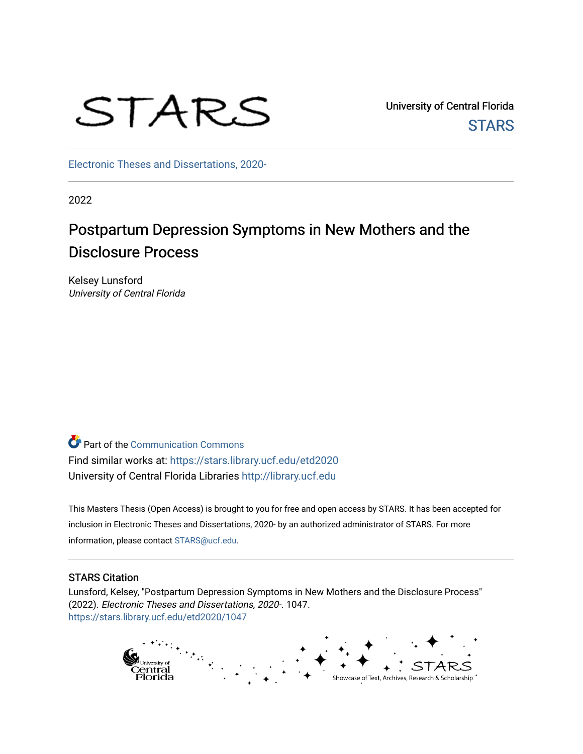STARS

University of Central Florida

STARS

Electronic Theses and Dissertations, 2020-

2022

# Postpartum Depression Symptoms in New Mothers and the Disclosure Process

Kelsey Lunsford
*University of Central Florida*

Part of the Communication Commons

Find similar works at: https://stars.library.ucf.edu/etd2020

University of Central Florida Libraries http://library.ucf.edu

This Masters Thesis (Open Access) is brought to you for free and open access by STARS. It has been accepted for inclusion in Electronic Theses and Dissertations, 2020- by an authorized administrator of STARS. For more information, please contact STARS@ucf.edu.

## STARS Citation

Lunsford, Kelsey, "Postpartum Depression Symptoms in New Mothers and the Disclosure Process" (2022). *Electronic Theses and Dissertations, 2020-*. 1047.
https://stars.library.ucf.edu/etd2020/1047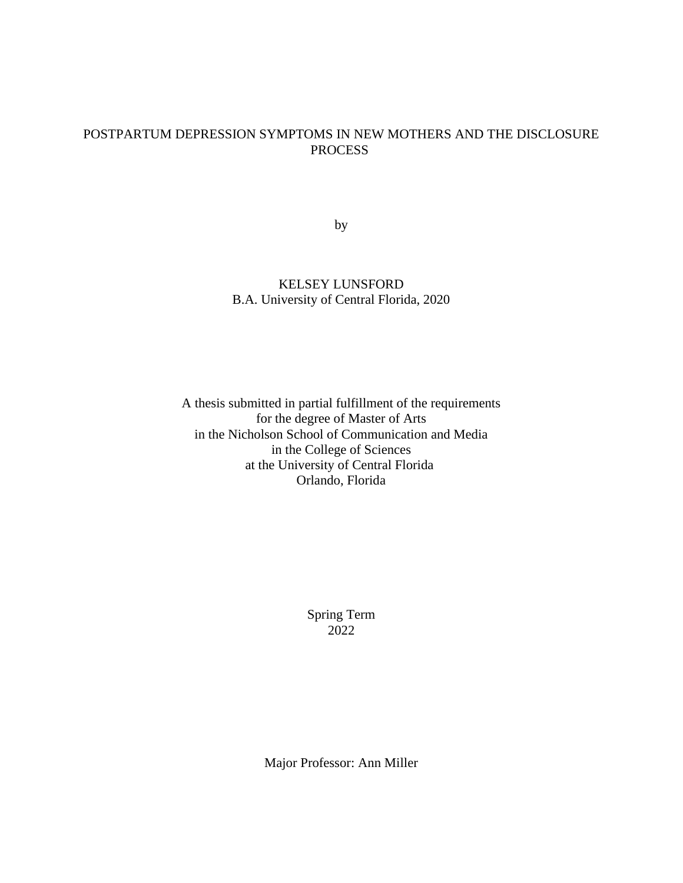# POSTPARTUM DEPRESSION SYMPTOMS IN NEW MOTHERS AND THE DISCLOSURE PROCESS

by

KELSEY LUNSFORD
B.A. University of Central Florida, 2020

A thesis submitted in partial fulfillment of the requirements
for the degree of Master of Arts
in the Nicholson School of Communication and Media
in the College of Sciences
at the University of Central Florida
Orlando, Florida

Spring Term
2022

Major Professor: Ann Miller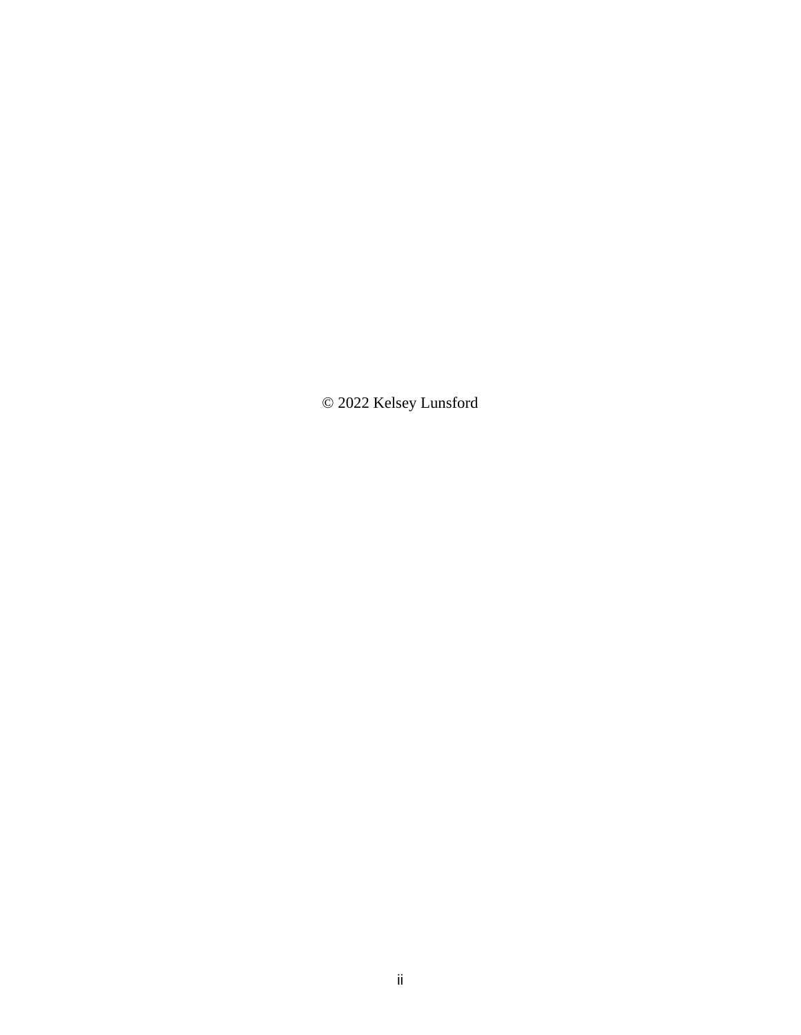© 2022 Kelsey Lunsford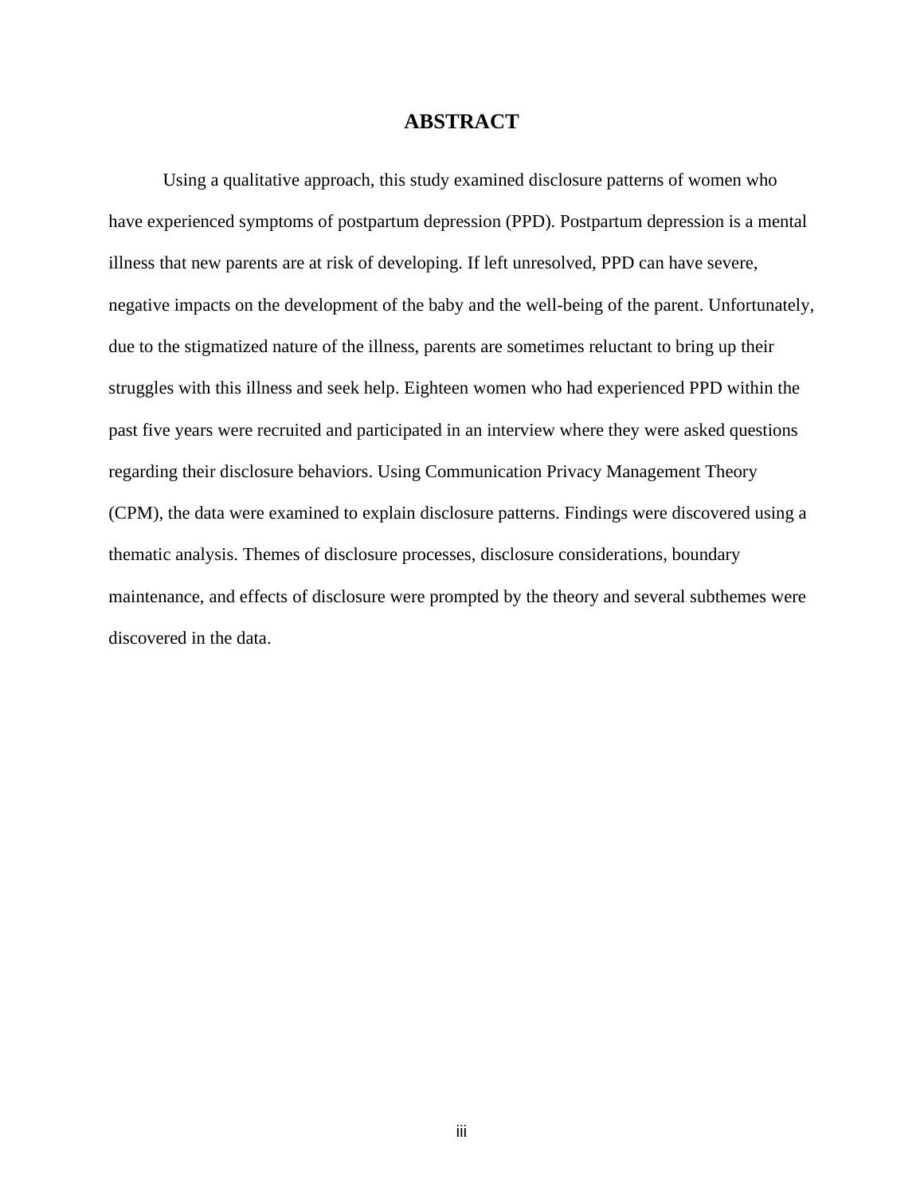# ABSTRACT

Using a qualitative approach, this study examined disclosure patterns of women who have experienced symptoms of postpartum depression (PPD). Postpartum depression is a mental illness that new parents are at risk of developing. If left unresolved, PPD can have severe, negative impacts on the development of the baby and the well-being of the parent. Unfortunately, due to the stigmatized nature of the illness, parents are sometimes reluctant to bring up their struggles with this illness and seek help. Eighteen women who had experienced PPD within the past five years were recruited and participated in an interview where they were asked questions regarding their disclosure behaviors. Using Communication Privacy Management Theory (CPM), the data were examined to explain disclosure patterns. Findings were discovered using a thematic analysis. Themes of disclosure processes, disclosure considerations, boundary maintenance, and effects of disclosure were prompted by the theory and several subthemes were discovered in the data.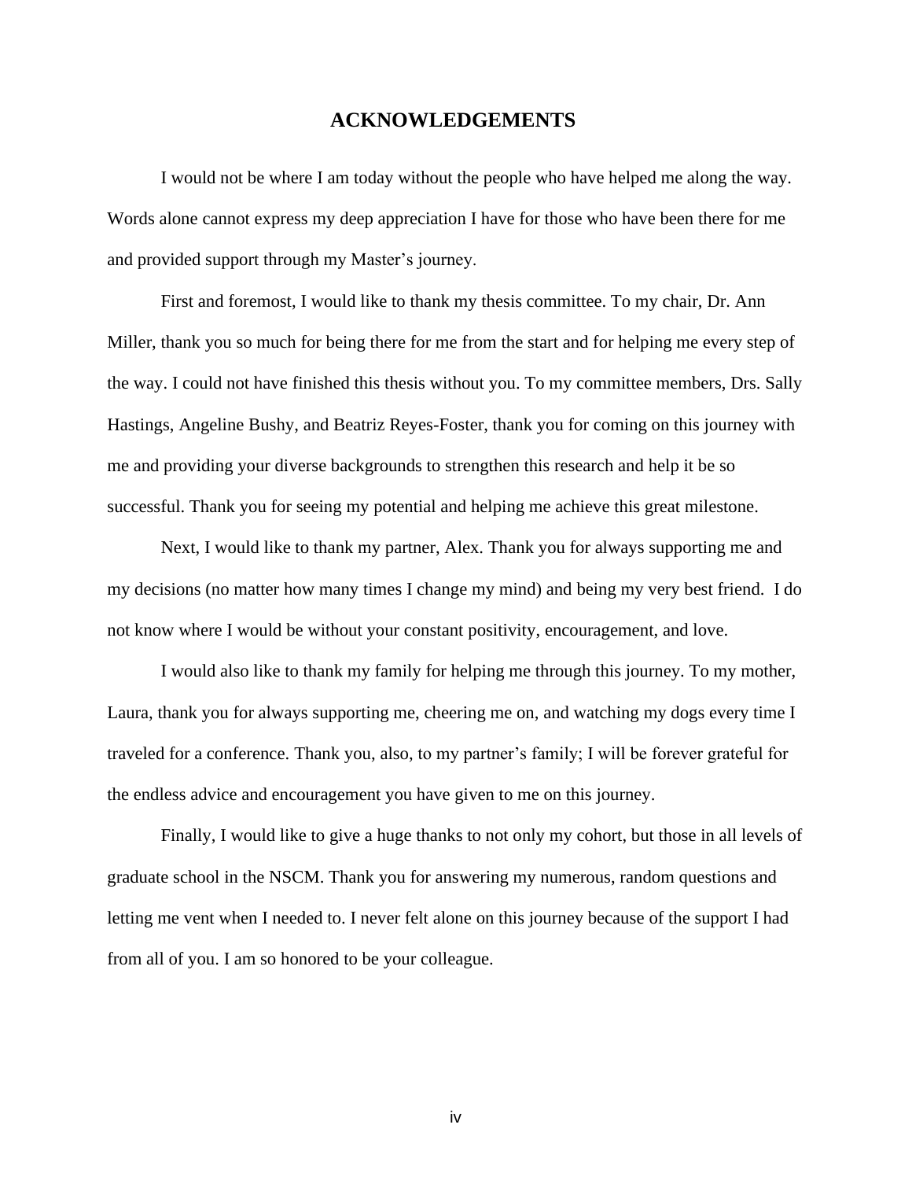# ACKNOWLEDGEMENTS

I would not be where I am today without the people who have helped me along the way. Words alone cannot express my deep appreciation I have for those who have been there for me and provided support through my Master's journey.

First and foremost, I would like to thank my thesis committee. To my chair, Dr. Ann Miller, thank you so much for being there for me from the start and for helping me every step of the way. I could not have finished this thesis without you. To my committee members, Drs. Sally Hastings, Angeline Bushy, and Beatriz Reyes-Foster, thank you for coming on this journey with me and providing your diverse backgrounds to strengthen this research and help it be so successful. Thank you for seeing my potential and helping me achieve this great milestone.

Next, I would like to thank my partner, Alex. Thank you for always supporting me and my decisions (no matter how many times I change my mind) and being my very best friend. I do not know where I would be without your constant positivity, encouragement, and love.

I would also like to thank my family for helping me through this journey. To my mother, Laura, thank you for always supporting me, cheering me on, and watching my dogs every time I traveled for a conference. Thank you, also, to my partner's family; I will be forever grateful for the endless advice and encouragement you have given to me on this journey.

Finally, I would like to give a huge thanks to not only my cohort, but those in all levels of graduate school in the NSCM. Thank you for answering my numerous, random questions and letting me vent when I needed to. I never felt alone on this journey because of the support I had from all of you. I am so honored to be your colleague.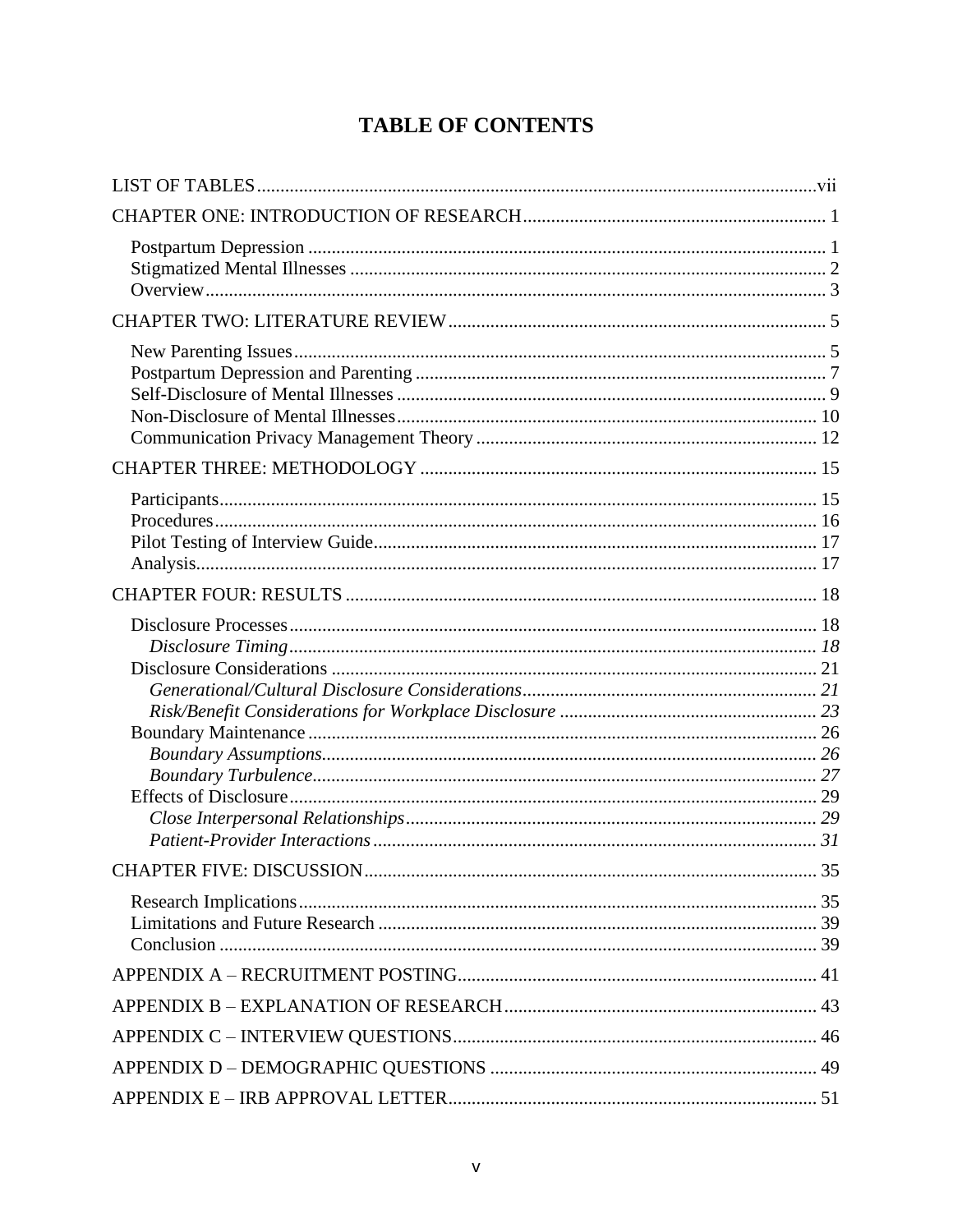# TABLE OF CONTENTS

LIST OF TABLES ..... vii

CHAPTER ONE: INTRODUCTION OF RESEARCH ..... 1

- Postpartum Depression ..... 1
- Stigmatized Mental Illnesses ..... 2
- Overview ..... 3

CHAPTER TWO: LITERATURE REVIEW ..... 5

- New Parenting Issues ..... 5
- Postpartum Depression and Parenting ..... 7
- Self-Disclosure of Mental Illnesses ..... 9
- Non-Disclosure of Mental Illnesses ..... 10
- Communication Privacy Management Theory ..... 12

CHAPTER THREE: METHODOLOGY ..... 15

- Participants ..... 15
- Procedures ..... 16
- Pilot Testing of Interview Guide ..... 17
- Analysis ..... 17

CHAPTER FOUR: RESULTS ..... 18

- Disclosure Processes ..... 18
  - *Disclosure Timing ..... 18*
- Disclosure Considerations ..... 21
  - *Generational/Cultural Disclosure Considerations ..... 21*
  - *Risk/Benefit Considerations for Workplace Disclosure ..... 23*
- Boundary Maintenance ..... 26
  - *Boundary Assumptions ..... 26*
  - *Boundary Turbulence ..... 27*
- Effects of Disclosure ..... 29
  - *Close Interpersonal Relationships ..... 29*
  - *Patient-Provider Interactions ..... 31*

CHAPTER FIVE: DISCUSSION ..... 35

- Research Implications ..... 35
- Limitations and Future Research ..... 39
- Conclusion ..... 39

APPENDIX A – RECRUITMENT POSTING ..... 41

APPENDIX B – EXPLANATION OF RESEARCH ..... 43

APPENDIX C – INTERVIEW QUESTIONS ..... 46

APPENDIX D – DEMOGRAPHIC QUESTIONS ..... 49

APPENDIX E – IRB APPROVAL LETTER ..... 51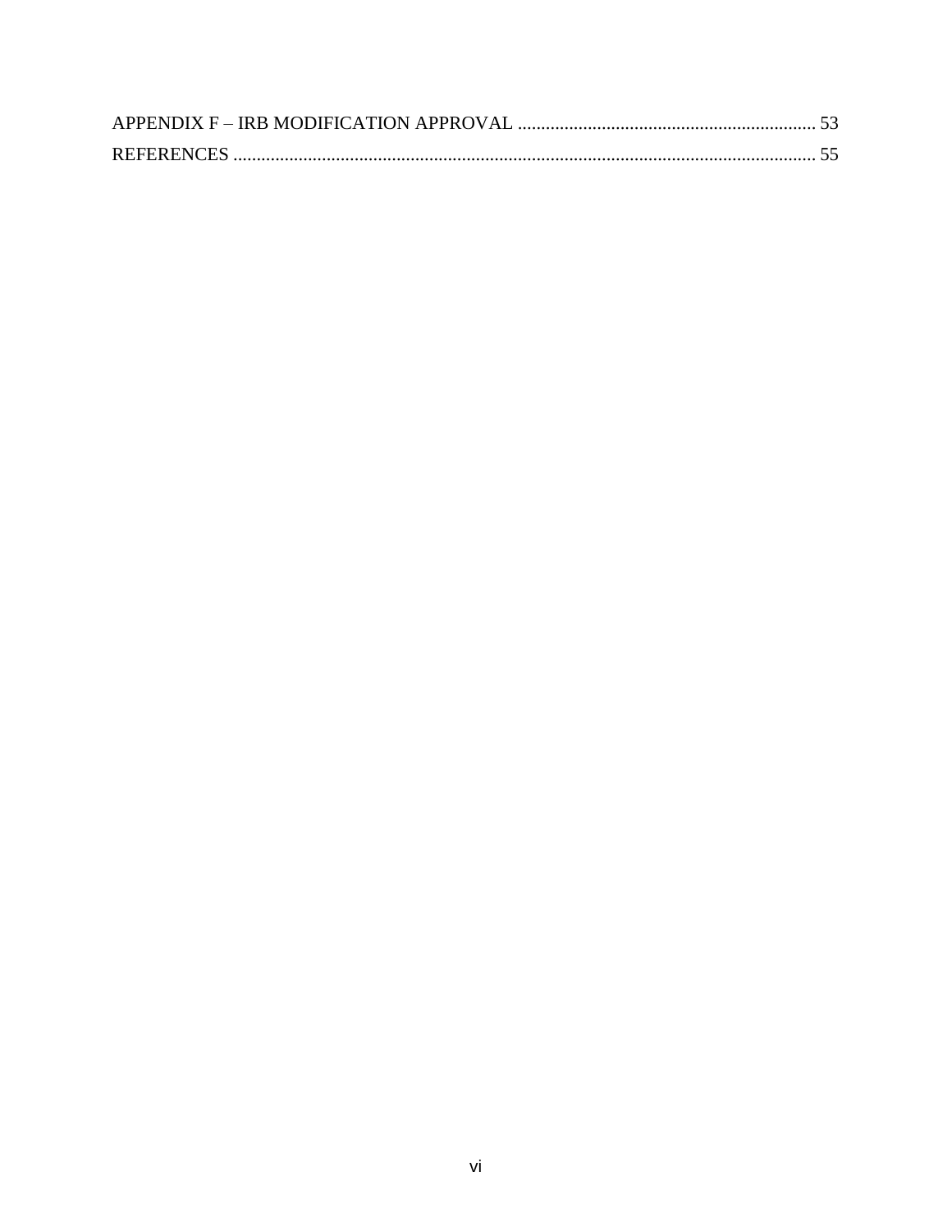APPENDIX F – IRB MODIFICATION APPROVAL ............................................................... 53

REFERENCES ........................................................................................................................... 55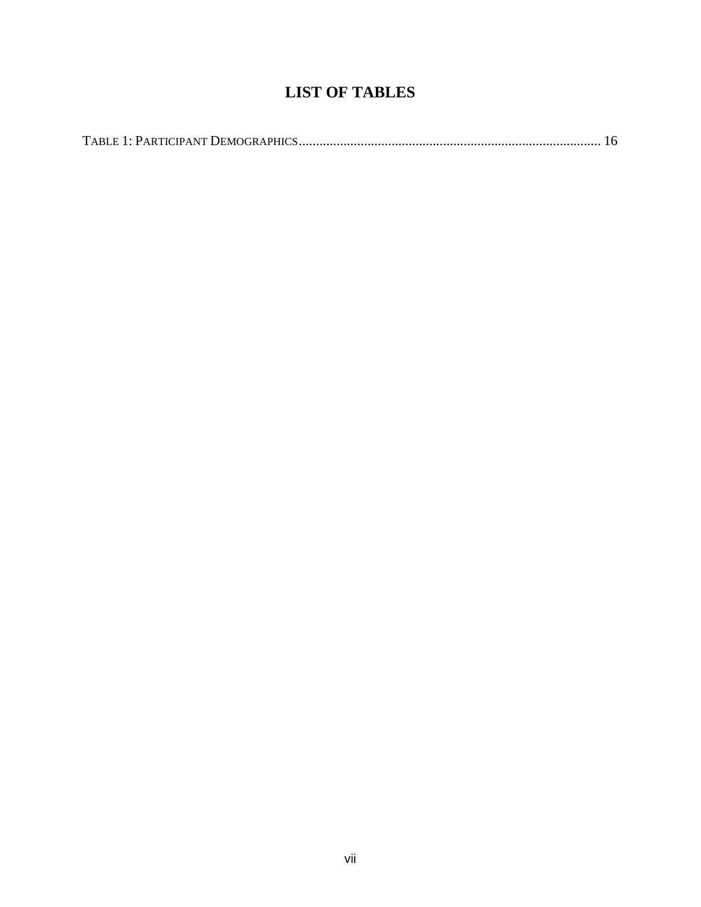# LIST OF TABLES

TABLE 1: PARTICIPANT DEMOGRAPHICS........................................................................................ 16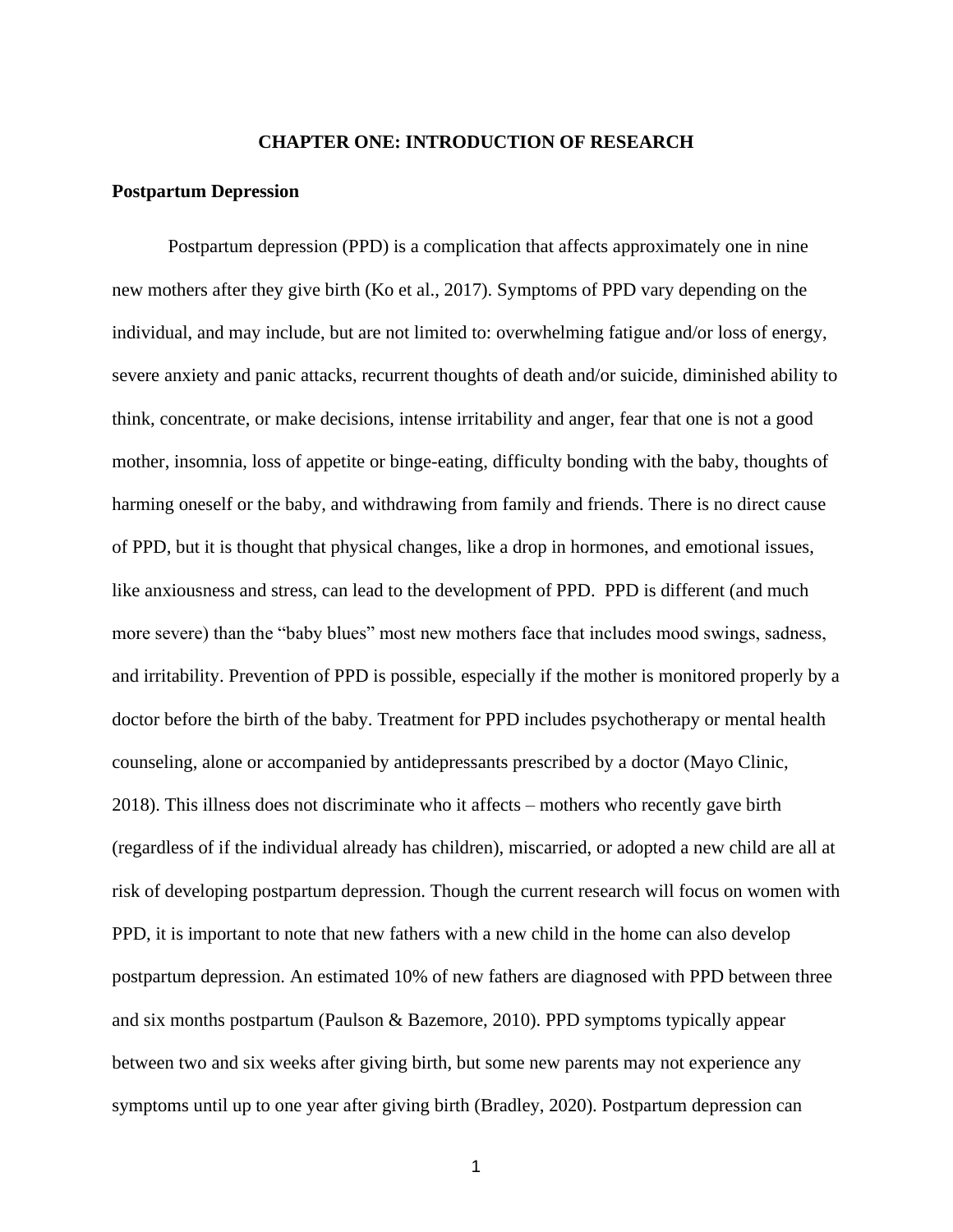# CHAPTER ONE: INTRODUCTION OF RESEARCH

## Postpartum Depression

Postpartum depression (PPD) is a complication that affects approximately one in nine new mothers after they give birth (Ko et al., 2017). Symptoms of PPD vary depending on the individual, and may include, but are not limited to: overwhelming fatigue and/or loss of energy, severe anxiety and panic attacks, recurrent thoughts of death and/or suicide, diminished ability to think, concentrate, or make decisions, intense irritability and anger, fear that one is not a good mother, insomnia, loss of appetite or binge-eating, difficulty bonding with the baby, thoughts of harming oneself or the baby, and withdrawing from family and friends. There is no direct cause of PPD, but it is thought that physical changes, like a drop in hormones, and emotional issues, like anxiousness and stress, can lead to the development of PPD. PPD is different (and much more severe) than the "baby blues" most new mothers face that includes mood swings, sadness, and irritability. Prevention of PPD is possible, especially if the mother is monitored properly by a doctor before the birth of the baby. Treatment for PPD includes psychotherapy or mental health counseling, alone or accompanied by antidepressants prescribed by a doctor (Mayo Clinic, 2018). This illness does not discriminate who it affects – mothers who recently gave birth (regardless of if the individual already has children), miscarried, or adopted a new child are all at risk of developing postpartum depression. Though the current research will focus on women with PPD, it is important to note that new fathers with a new child in the home can also develop postpartum depression. An estimated 10% of new fathers are diagnosed with PPD between three and six months postpartum (Paulson & Bazemore, 2010). PPD symptoms typically appear between two and six weeks after giving birth, but some new parents may not experience any symptoms until up to one year after giving birth (Bradley, 2020). Postpartum depression can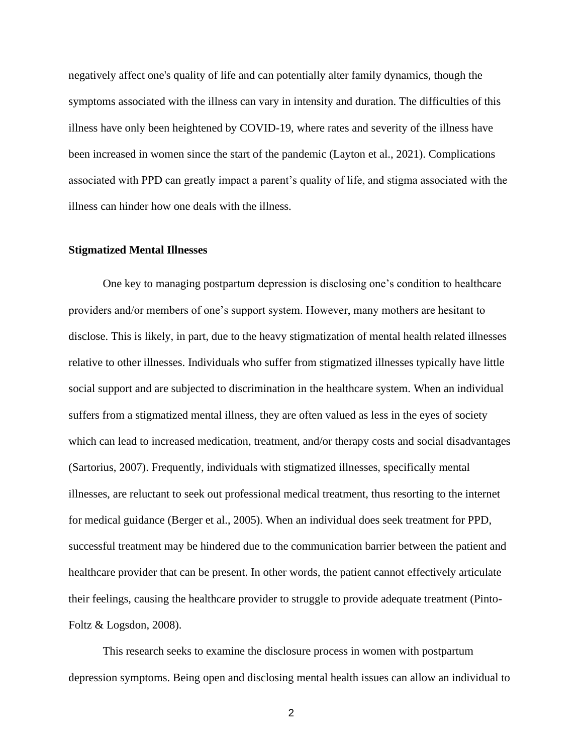negatively affect one's quality of life and can potentially alter family dynamics, though the symptoms associated with the illness can vary in intensity and duration. The difficulties of this illness have only been heightened by COVID-19, where rates and severity of the illness have been increased in women since the start of the pandemic (Layton et al., 2021). Complications associated with PPD can greatly impact a parent's quality of life, and stigma associated with the illness can hinder how one deals with the illness.

**Stigmatized Mental Illnesses**

One key to managing postpartum depression is disclosing one's condition to healthcare providers and/or members of one's support system. However, many mothers are hesitant to disclose. This is likely, in part, due to the heavy stigmatization of mental health related illnesses relative to other illnesses. Individuals who suffer from stigmatized illnesses typically have little social support and are subjected to discrimination in the healthcare system. When an individual suffers from a stigmatized mental illness, they are often valued as less in the eyes of society which can lead to increased medication, treatment, and/or therapy costs and social disadvantages (Sartorius, 2007). Frequently, individuals with stigmatized illnesses, specifically mental illnesses, are reluctant to seek out professional medical treatment, thus resorting to the internet for medical guidance (Berger et al., 2005). When an individual does seek treatment for PPD, successful treatment may be hindered due to the communication barrier between the patient and healthcare provider that can be present. In other words, the patient cannot effectively articulate their feelings, causing the healthcare provider to struggle to provide adequate treatment (Pinto-Foltz & Logsdon, 2008).

This research seeks to examine the disclosure process in women with postpartum depression symptoms. Being open and disclosing mental health issues can allow an individual to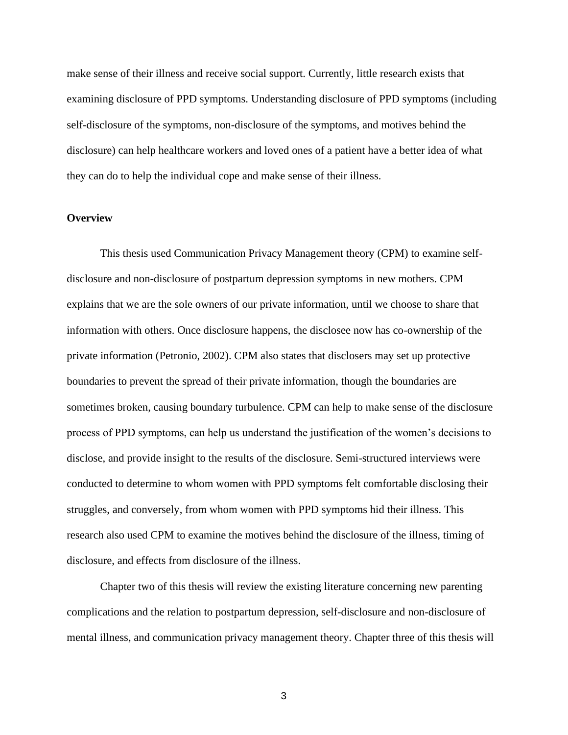make sense of their illness and receive social support. Currently, little research exists that examining disclosure of PPD symptoms. Understanding disclosure of PPD symptoms (including self-disclosure of the symptoms, non-disclosure of the symptoms, and motives behind the disclosure) can help healthcare workers and loved ones of a patient have a better idea of what they can do to help the individual cope and make sense of their illness.

**Overview**

This thesis used Communication Privacy Management theory (CPM) to examine self-disclosure and non-disclosure of postpartum depression symptoms in new mothers. CPM explains that we are the sole owners of our private information, until we choose to share that information with others. Once disclosure happens, the disclosee now has co-ownership of the private information (Petronio, 2002). CPM also states that disclosers may set up protective boundaries to prevent the spread of their private information, though the boundaries are sometimes broken, causing boundary turbulence. CPM can help to make sense of the disclosure process of PPD symptoms, can help us understand the justification of the women's decisions to disclose, and provide insight to the results of the disclosure. Semi-structured interviews were conducted to determine to whom women with PPD symptoms felt comfortable disclosing their struggles, and conversely, from whom women with PPD symptoms hid their illness. This research also used CPM to examine the motives behind the disclosure of the illness, timing of disclosure, and effects from disclosure of the illness.

Chapter two of this thesis will review the existing literature concerning new parenting complications and the relation to postpartum depression, self-disclosure and non-disclosure of mental illness, and communication privacy management theory. Chapter three of this thesis will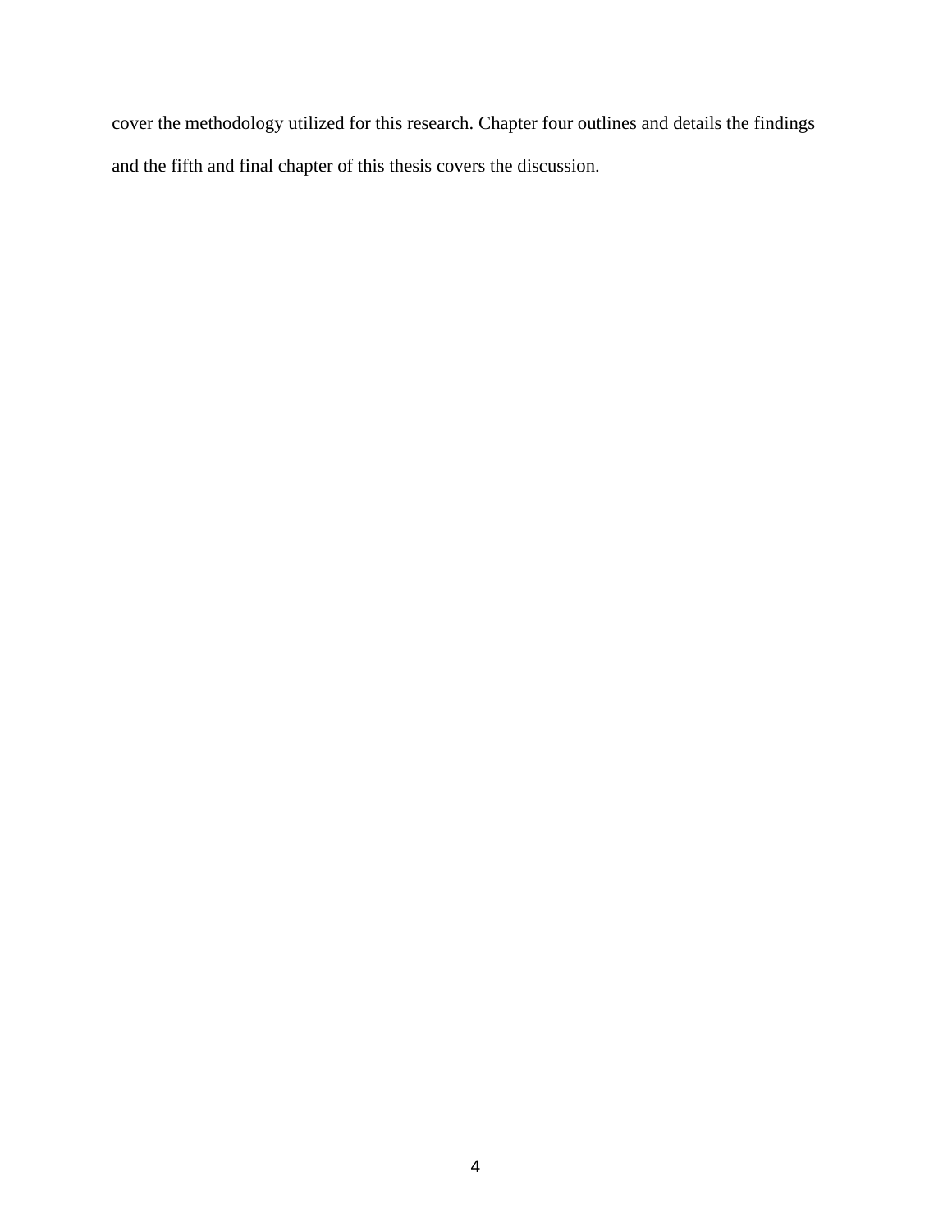cover the methodology utilized for this research. Chapter four outlines and details the findings and the fifth and final chapter of this thesis covers the discussion.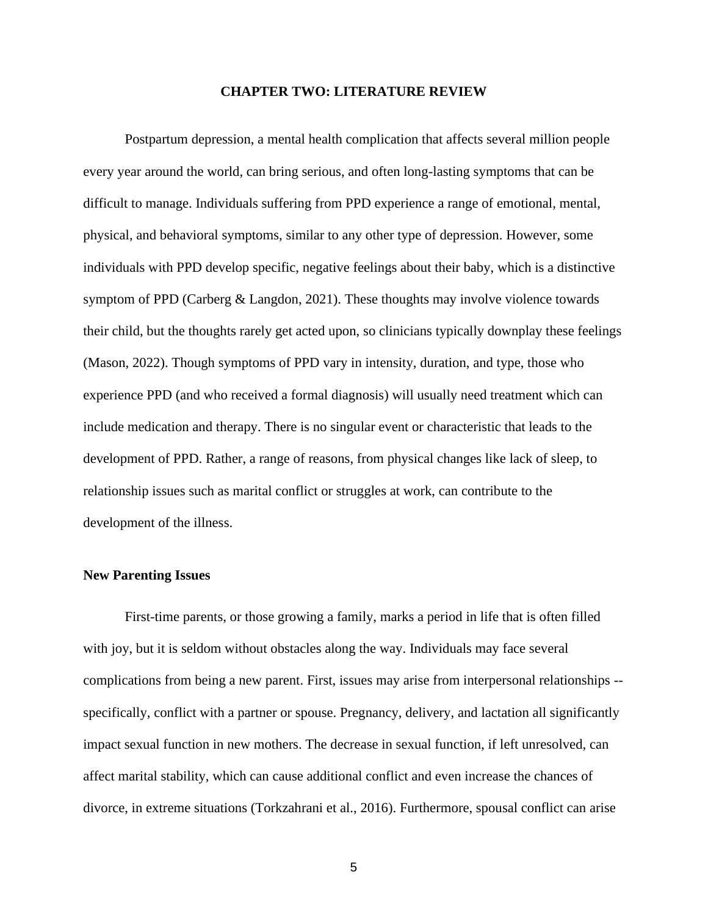# CHAPTER TWO: LITERATURE REVIEW

Postpartum depression, a mental health complication that affects several million people every year around the world, can bring serious, and often long-lasting symptoms that can be difficult to manage. Individuals suffering from PPD experience a range of emotional, mental, physical, and behavioral symptoms, similar to any other type of depression. However, some individuals with PPD develop specific, negative feelings about their baby, which is a distinctive symptom of PPD (Carberg & Langdon, 2021). These thoughts may involve violence towards their child, but the thoughts rarely get acted upon, so clinicians typically downplay these feelings (Mason, 2022). Though symptoms of PPD vary in intensity, duration, and type, those who experience PPD (and who received a formal diagnosis) will usually need treatment which can include medication and therapy. There is no singular event or characteristic that leads to the development of PPD. Rather, a range of reasons, from physical changes like lack of sleep, to relationship issues such as marital conflict or struggles at work, can contribute to the development of the illness.

## New Parenting Issues

First-time parents, or those growing a family, marks a period in life that is often filled with joy, but it is seldom without obstacles along the way. Individuals may face several complications from being a new parent. First, issues may arise from interpersonal relationships -- specifically, conflict with a partner or spouse. Pregnancy, delivery, and lactation all significantly impact sexual function in new mothers. The decrease in sexual function, if left unresolved, can affect marital stability, which can cause additional conflict and even increase the chances of divorce, in extreme situations (Torkzahrani et al., 2016). Furthermore, spousal conflict can arise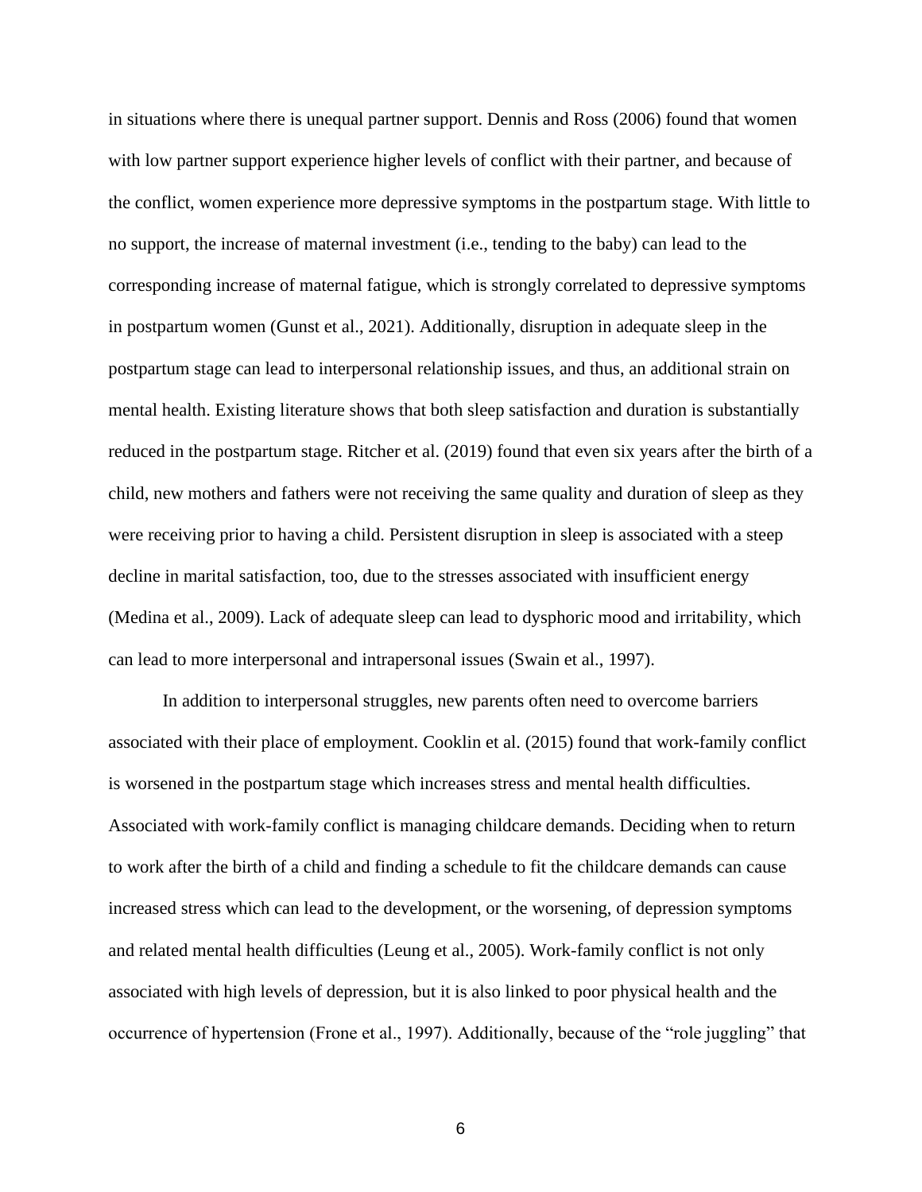in situations where there is unequal partner support. Dennis and Ross (2006) found that women with low partner support experience higher levels of conflict with their partner, and because of the conflict, women experience more depressive symptoms in the postpartum stage. With little to no support, the increase of maternal investment (i.e., tending to the baby) can lead to the corresponding increase of maternal fatigue, which is strongly correlated to depressive symptoms in postpartum women (Gunst et al., 2021). Additionally, disruption in adequate sleep in the postpartum stage can lead to interpersonal relationship issues, and thus, an additional strain on mental health. Existing literature shows that both sleep satisfaction and duration is substantially reduced in the postpartum stage. Ritcher et al. (2019) found that even six years after the birth of a child, new mothers and fathers were not receiving the same quality and duration of sleep as they were receiving prior to having a child. Persistent disruption in sleep is associated with a steep decline in marital satisfaction, too, due to the stresses associated with insufficient energy (Medina et al., 2009). Lack of adequate sleep can lead to dysphoric mood and irritability, which can lead to more interpersonal and intrapersonal issues (Swain et al., 1997).

In addition to interpersonal struggles, new parents often need to overcome barriers associated with their place of employment. Cooklin et al. (2015) found that work-family conflict is worsened in the postpartum stage which increases stress and mental health difficulties. Associated with work-family conflict is managing childcare demands. Deciding when to return to work after the birth of a child and finding a schedule to fit the childcare demands can cause increased stress which can lead to the development, or the worsening, of depression symptoms and related mental health difficulties (Leung et al., 2005). Work-family conflict is not only associated with high levels of depression, but it is also linked to poor physical health and the occurrence of hypertension (Frone et al., 1997). Additionally, because of the "role juggling" that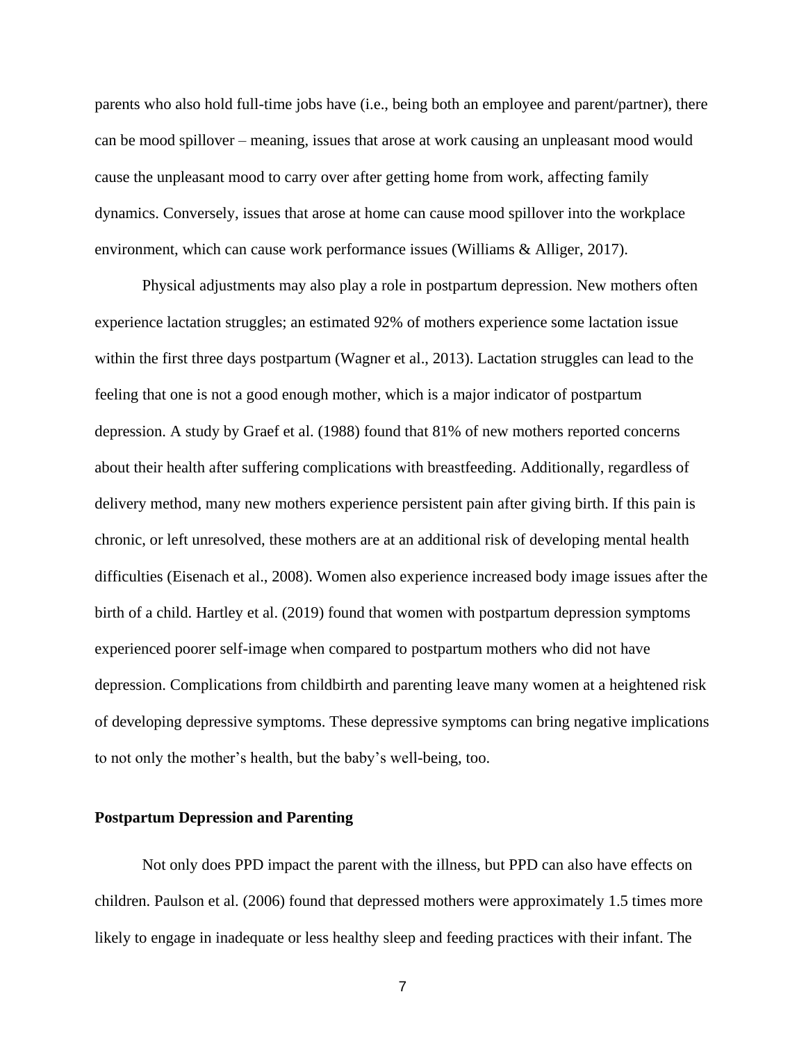parents who also hold full-time jobs have (i.e., being both an employee and parent/partner), there can be mood spillover – meaning, issues that arose at work causing an unpleasant mood would cause the unpleasant mood to carry over after getting home from work, affecting family dynamics. Conversely, issues that arose at home can cause mood spillover into the workplace environment, which can cause work performance issues (Williams & Alliger, 2017).

Physical adjustments may also play a role in postpartum depression. New mothers often experience lactation struggles; an estimated 92% of mothers experience some lactation issue within the first three days postpartum (Wagner et al., 2013). Lactation struggles can lead to the feeling that one is not a good enough mother, which is a major indicator of postpartum depression. A study by Graef et al. (1988) found that 81% of new mothers reported concerns about their health after suffering complications with breastfeeding. Additionally, regardless of delivery method, many new mothers experience persistent pain after giving birth. If this pain is chronic, or left unresolved, these mothers are at an additional risk of developing mental health difficulties (Eisenach et al., 2008). Women also experience increased body image issues after the birth of a child. Hartley et al. (2019) found that women with postpartum depression symptoms experienced poorer self-image when compared to postpartum mothers who did not have depression. Complications from childbirth and parenting leave many women at a heightened risk of developing depressive symptoms. These depressive symptoms can bring negative implications to not only the mother's health, but the baby's well-being, too.

## Postpartum Depression and Parenting

Not only does PPD impact the parent with the illness, but PPD can also have effects on children. Paulson et al. (2006) found that depressed mothers were approximately 1.5 times more likely to engage in inadequate or less healthy sleep and feeding practices with their infant. The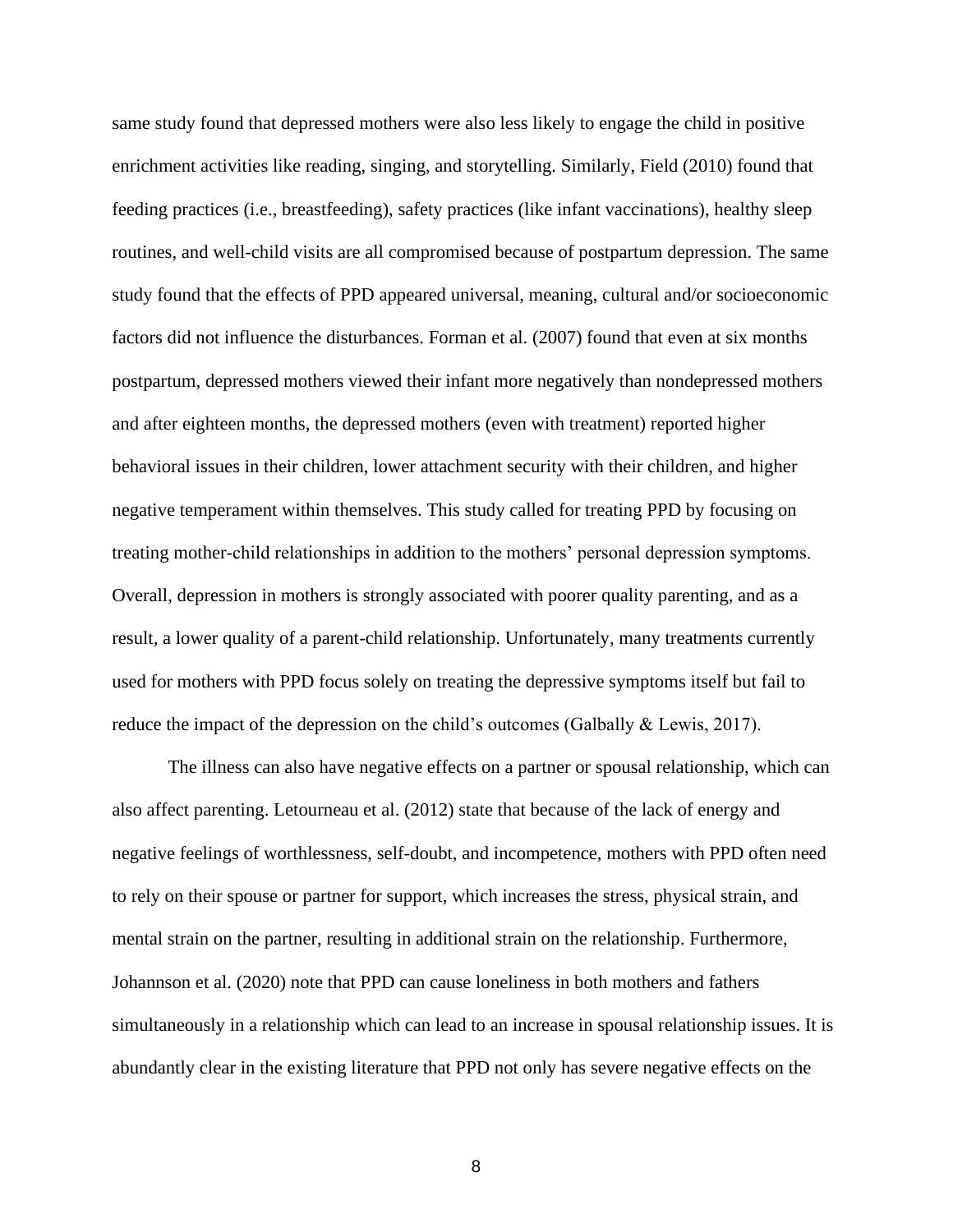same study found that depressed mothers were also less likely to engage the child in positive enrichment activities like reading, singing, and storytelling. Similarly, Field (2010) found that feeding practices (i.e., breastfeeding), safety practices (like infant vaccinations), healthy sleep routines, and well-child visits are all compromised because of postpartum depression. The same study found that the effects of PPD appeared universal, meaning, cultural and/or socioeconomic factors did not influence the disturbances. Forman et al. (2007) found that even at six months postpartum, depressed mothers viewed their infant more negatively than nondepressed mothers and after eighteen months, the depressed mothers (even with treatment) reported higher behavioral issues in their children, lower attachment security with their children, and higher negative temperament within themselves. This study called for treating PPD by focusing on treating mother-child relationships in addition to the mothers' personal depression symptoms. Overall, depression in mothers is strongly associated with poorer quality parenting, and as a result, a lower quality of a parent-child relationship. Unfortunately, many treatments currently used for mothers with PPD focus solely on treating the depressive symptoms itself but fail to reduce the impact of the depression on the child's outcomes (Galbally & Lewis, 2017).

The illness can also have negative effects on a partner or spousal relationship, which can also affect parenting. Letourneau et al. (2012) state that because of the lack of energy and negative feelings of worthlessness, self-doubt, and incompetence, mothers with PPD often need to rely on their spouse or partner for support, which increases the stress, physical strain, and mental strain on the partner, resulting in additional strain on the relationship. Furthermore, Johannson et al. (2020) note that PPD can cause loneliness in both mothers and fathers simultaneously in a relationship which can lead to an increase in spousal relationship issues. It is abundantly clear in the existing literature that PPD not only has severe negative effects on the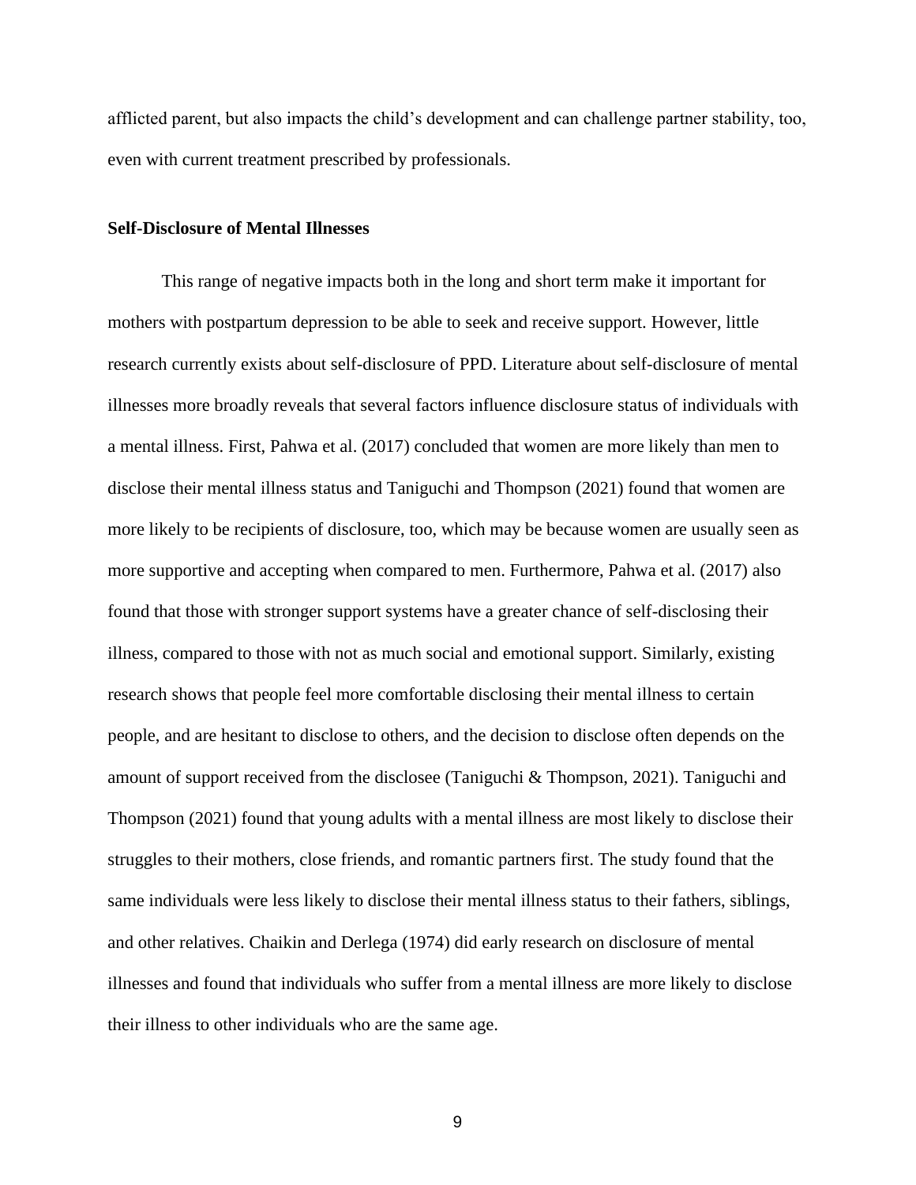afflicted parent, but also impacts the child's development and can challenge partner stability, too, even with current treatment prescribed by professionals.

### Self-Disclosure of Mental Illnesses

This range of negative impacts both in the long and short term make it important for mothers with postpartum depression to be able to seek and receive support. However, little research currently exists about self-disclosure of PPD. Literature about self-disclosure of mental illnesses more broadly reveals that several factors influence disclosure status of individuals with a mental illness. First, Pahwa et al. (2017) concluded that women are more likely than men to disclose their mental illness status and Taniguchi and Thompson (2021) found that women are more likely to be recipients of disclosure, too, which may be because women are usually seen as more supportive and accepting when compared to men. Furthermore, Pahwa et al. (2017) also found that those with stronger support systems have a greater chance of self-disclosing their illness, compared to those with not as much social and emotional support. Similarly, existing research shows that people feel more comfortable disclosing their mental illness to certain people, and are hesitant to disclose to others, and the decision to disclose often depends on the amount of support received from the disclosee (Taniguchi & Thompson, 2021). Taniguchi and Thompson (2021) found that young adults with a mental illness are most likely to disclose their struggles to their mothers, close friends, and romantic partners first. The study found that the same individuals were less likely to disclose their mental illness status to their fathers, siblings, and other relatives. Chaikin and Derlega (1974) did early research on disclosure of mental illnesses and found that individuals who suffer from a mental illness are more likely to disclose their illness to other individuals who are the same age.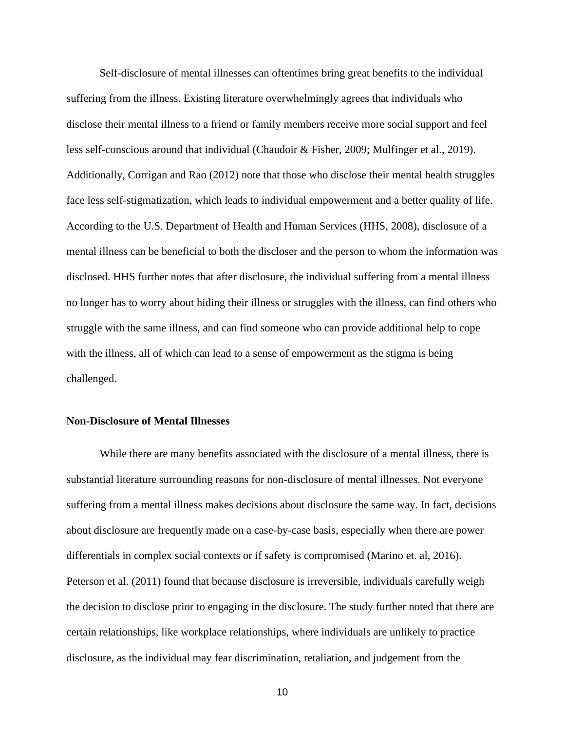Self-disclosure of mental illnesses can oftentimes bring great benefits to the individual suffering from the illness. Existing literature overwhelmingly agrees that individuals who disclose their mental illness to a friend or family members receive more social support and feel less self-conscious around that individual (Chaudoir & Fisher, 2009; Mulfinger et al., 2019). Additionally, Corrigan and Rao (2012) note that those who disclose their mental health struggles face less self-stigmatization, which leads to individual empowerment and a better quality of life. According to the U.S. Department of Health and Human Services (HHS, 2008), disclosure of a mental illness can be beneficial to both the discloser and the person to whom the information was disclosed. HHS further notes that after disclosure, the individual suffering from a mental illness no longer has to worry about hiding their illness or struggles with the illness, can find others who struggle with the same illness, and can find someone who can provide additional help to cope with the illness, all of which can lead to a sense of empowerment as the stigma is being challenged.

**Non-Disclosure of Mental Illnesses**

While there are many benefits associated with the disclosure of a mental illness, there is substantial literature surrounding reasons for non-disclosure of mental illnesses. Not everyone suffering from a mental illness makes decisions about disclosure the same way. In fact, decisions about disclosure are frequently made on a case-by-case basis, especially when there are power differentials in complex social contexts or if safety is compromised (Marino et. al, 2016). Peterson et al. (2011) found that because disclosure is irreversible, individuals carefully weigh the decision to disclose prior to engaging in the disclosure. The study further noted that there are certain relationships, like workplace relationships, where individuals are unlikely to practice disclosure, as the individual may fear discrimination, retaliation, and judgement from the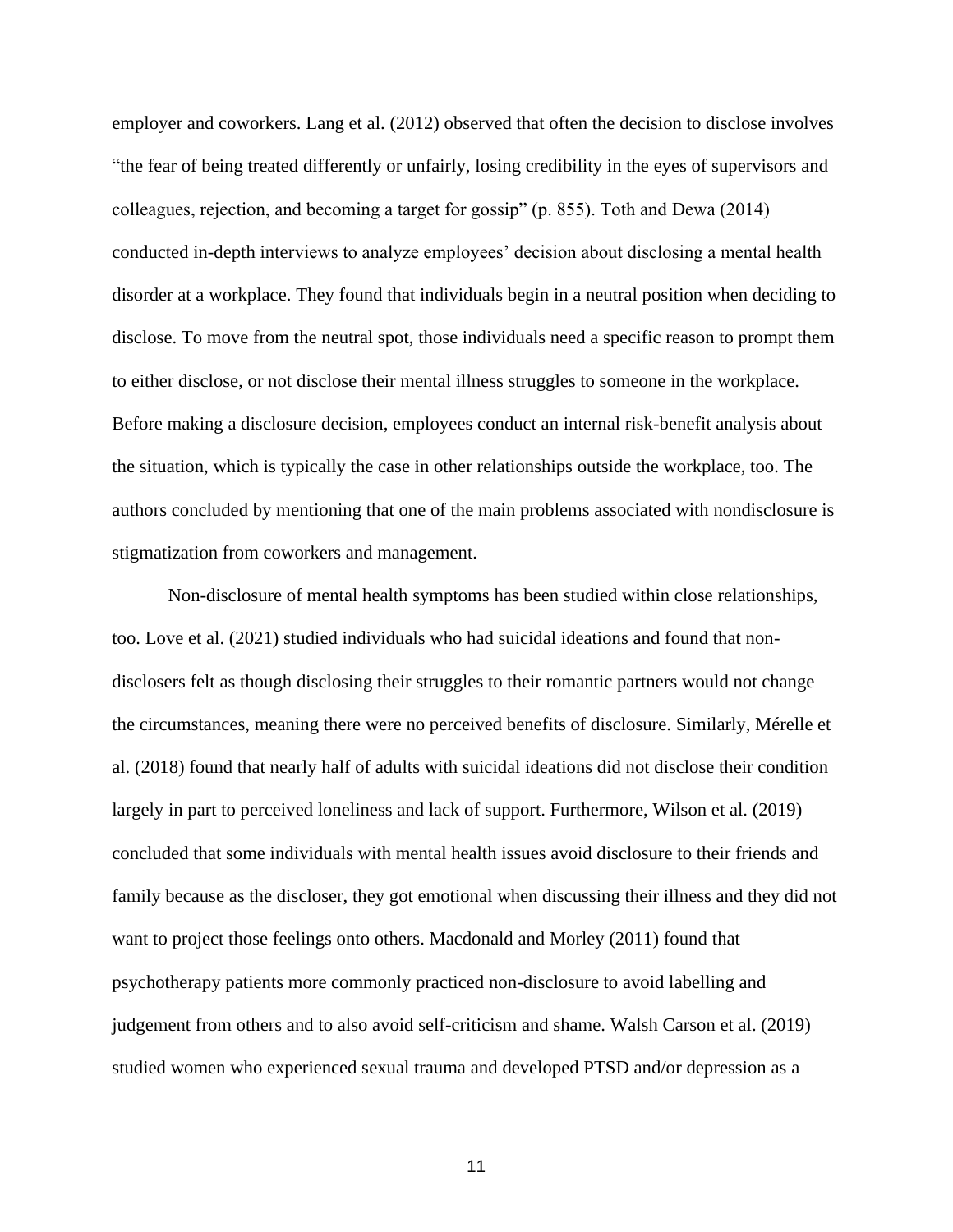employer and coworkers. Lang et al. (2012) observed that often the decision to disclose involves "the fear of being treated differently or unfairly, losing credibility in the eyes of supervisors and colleagues, rejection, and becoming a target for gossip" (p. 855). Toth and Dewa (2014) conducted in-depth interviews to analyze employees' decision about disclosing a mental health disorder at a workplace. They found that individuals begin in a neutral position when deciding to disclose. To move from the neutral spot, those individuals need a specific reason to prompt them to either disclose, or not disclose their mental illness struggles to someone in the workplace. Before making a disclosure decision, employees conduct an internal risk-benefit analysis about the situation, which is typically the case in other relationships outside the workplace, too. The authors concluded by mentioning that one of the main problems associated with nondisclosure is stigmatization from coworkers and management.

Non-disclosure of mental health symptoms has been studied within close relationships, too. Love et al. (2021) studied individuals who had suicidal ideations and found that non-disclosers felt as though disclosing their struggles to their romantic partners would not change the circumstances, meaning there were no perceived benefits of disclosure. Similarly, Mérelle et al. (2018) found that nearly half of adults with suicidal ideations did not disclose their condition largely in part to perceived loneliness and lack of support. Furthermore, Wilson et al. (2019) concluded that some individuals with mental health issues avoid disclosure to their friends and family because as the discloser, they got emotional when discussing their illness and they did not want to project those feelings onto others. Macdonald and Morley (2011) found that psychotherapy patients more commonly practiced non-disclosure to avoid labelling and judgement from others and to also avoid self-criticism and shame. Walsh Carson et al. (2019) studied women who experienced sexual trauma and developed PTSD and/or depression as a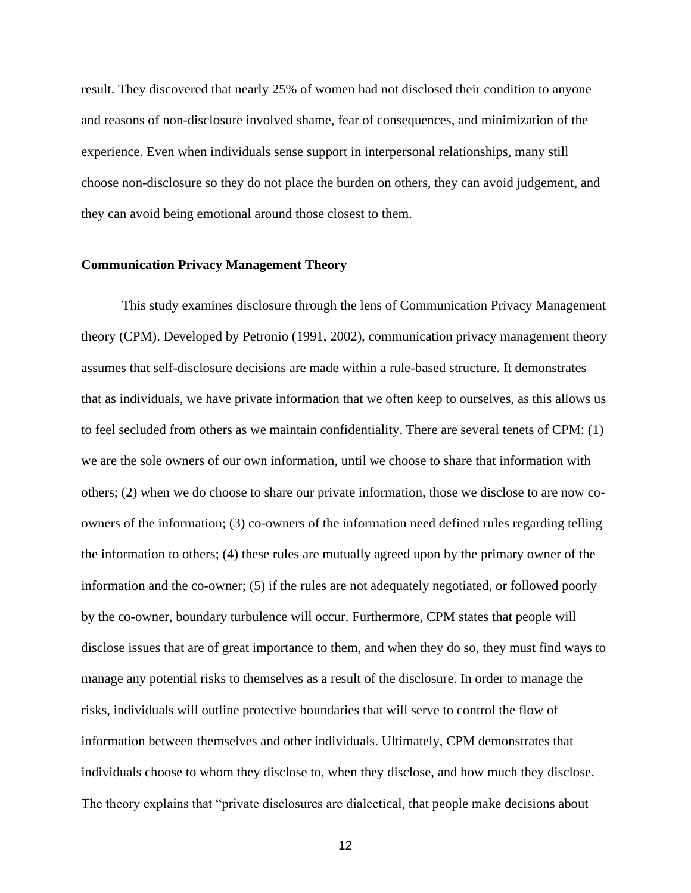result. They discovered that nearly 25% of women had not disclosed their condition to anyone and reasons of non-disclosure involved shame, fear of consequences, and minimization of the experience. Even when individuals sense support in interpersonal relationships, many still choose non-disclosure so they do not place the burden on others, they can avoid judgement, and they can avoid being emotional around those closest to them.

**Communication Privacy Management Theory**

This study examines disclosure through the lens of Communication Privacy Management theory (CPM). Developed by Petronio (1991, 2002), communication privacy management theory assumes that self-disclosure decisions are made within a rule-based structure. It demonstrates that as individuals, we have private information that we often keep to ourselves, as this allows us to feel secluded from others as we maintain confidentiality. There are several tenets of CPM: (1) we are the sole owners of our own information, until we choose to share that information with others; (2) when we do choose to share our private information, those we disclose to are now co-owners of the information; (3) co-owners of the information need defined rules regarding telling the information to others; (4) these rules are mutually agreed upon by the primary owner of the information and the co-owner; (5) if the rules are not adequately negotiated, or followed poorly by the co-owner, boundary turbulence will occur. Furthermore, CPM states that people will disclose issues that are of great importance to them, and when they do so, they must find ways to manage any potential risks to themselves as a result of the disclosure. In order to manage the risks, individuals will outline protective boundaries that will serve to control the flow of information between themselves and other individuals. Ultimately, CPM demonstrates that individuals choose to whom they disclose to, when they disclose, and how much they disclose. The theory explains that "private disclosures are dialectical, that people make decisions about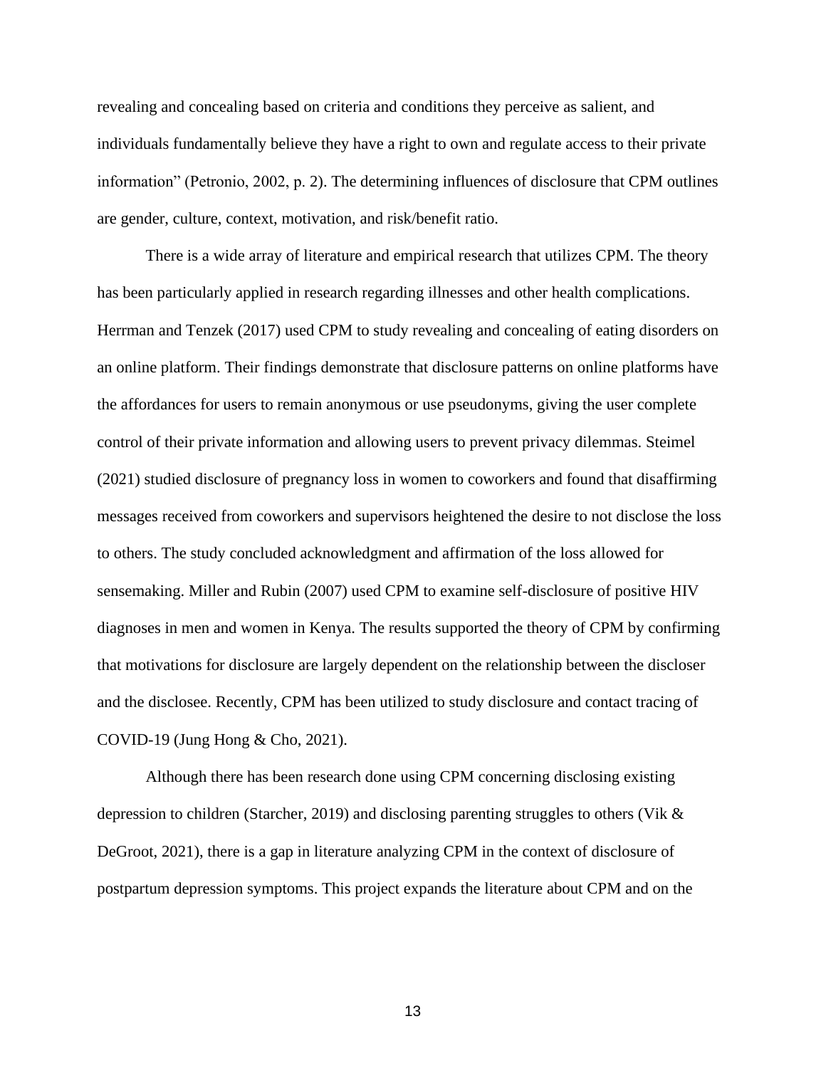revealing and concealing based on criteria and conditions they perceive as salient, and individuals fundamentally believe they have a right to own and regulate access to their private information" (Petronio, 2002, p. 2). The determining influences of disclosure that CPM outlines are gender, culture, context, motivation, and risk/benefit ratio.

There is a wide array of literature and empirical research that utilizes CPM. The theory has been particularly applied in research regarding illnesses and other health complications. Herrman and Tenzek (2017) used CPM to study revealing and concealing of eating disorders on an online platform. Their findings demonstrate that disclosure patterns on online platforms have the affordances for users to remain anonymous or use pseudonyms, giving the user complete control of their private information and allowing users to prevent privacy dilemmas. Steimel (2021) studied disclosure of pregnancy loss in women to coworkers and found that disaffirming messages received from coworkers and supervisors heightened the desire to not disclose the loss to others. The study concluded acknowledgment and affirmation of the loss allowed for sensemaking. Miller and Rubin (2007) used CPM to examine self-disclosure of positive HIV diagnoses in men and women in Kenya. The results supported the theory of CPM by confirming that motivations for disclosure are largely dependent on the relationship between the discloser and the disclosee. Recently, CPM has been utilized to study disclosure and contact tracing of COVID-19 (Jung Hong & Cho, 2021).

Although there has been research done using CPM concerning disclosing existing depression to children (Starcher, 2019) and disclosing parenting struggles to others (Vik & DeGroot, 2021), there is a gap in literature analyzing CPM in the context of disclosure of postpartum depression symptoms. This project expands the literature about CPM and on the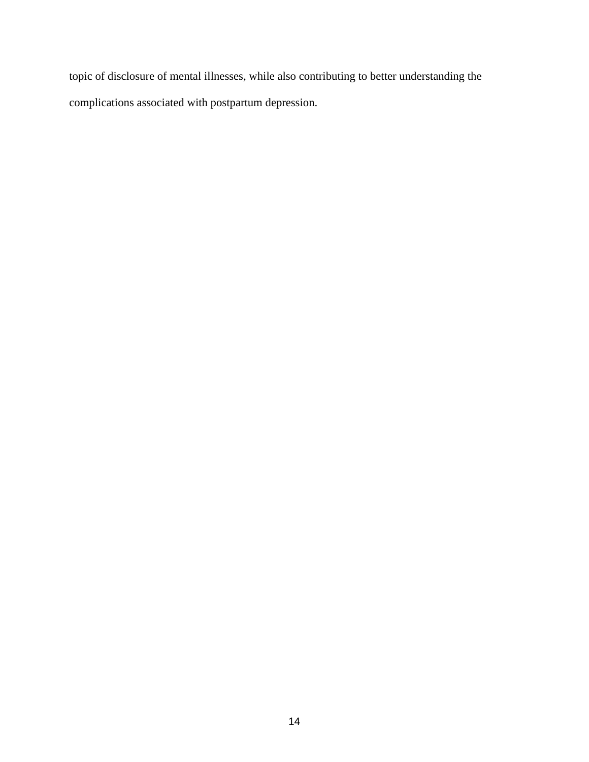topic of disclosure of mental illnesses, while also contributing to better understanding the complications associated with postpartum depression.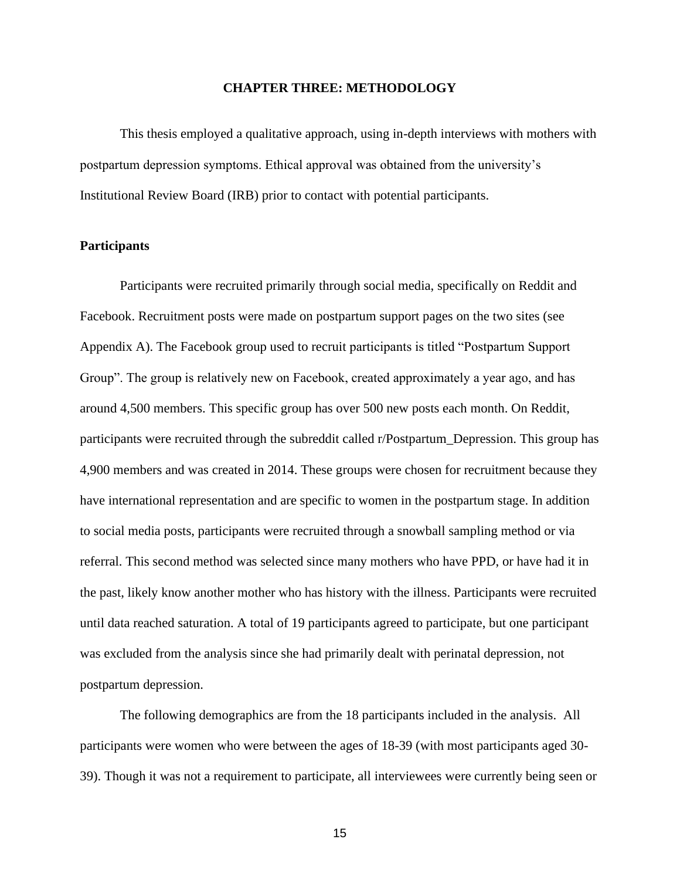# CHAPTER THREE: METHODOLOGY

This thesis employed a qualitative approach, using in-depth interviews with mothers with postpartum depression symptoms. Ethical approval was obtained from the university's Institutional Review Board (IRB) prior to contact with potential participants.

## Participants

Participants were recruited primarily through social media, specifically on Reddit and Facebook. Recruitment posts were made on postpartum support pages on the two sites (see Appendix A). The Facebook group used to recruit participants is titled "Postpartum Support Group". The group is relatively new on Facebook, created approximately a year ago, and has around 4,500 members. This specific group has over 500 new posts each month. On Reddit, participants were recruited through the subreddit called r/Postpartum_Depression. This group has 4,900 members and was created in 2014. These groups were chosen for recruitment because they have international representation and are specific to women in the postpartum stage. In addition to social media posts, participants were recruited through a snowball sampling method or via referral. This second method was selected since many mothers who have PPD, or have had it in the past, likely know another mother who has history with the illness. Participants were recruited until data reached saturation. A total of 19 participants agreed to participate, but one participant was excluded from the analysis since she had primarily dealt with perinatal depression, not postpartum depression.

The following demographics are from the 18 participants included in the analysis. All participants were women who were between the ages of 18-39 (with most participants aged 30-39). Though it was not a requirement to participate, all interviewees were currently being seen or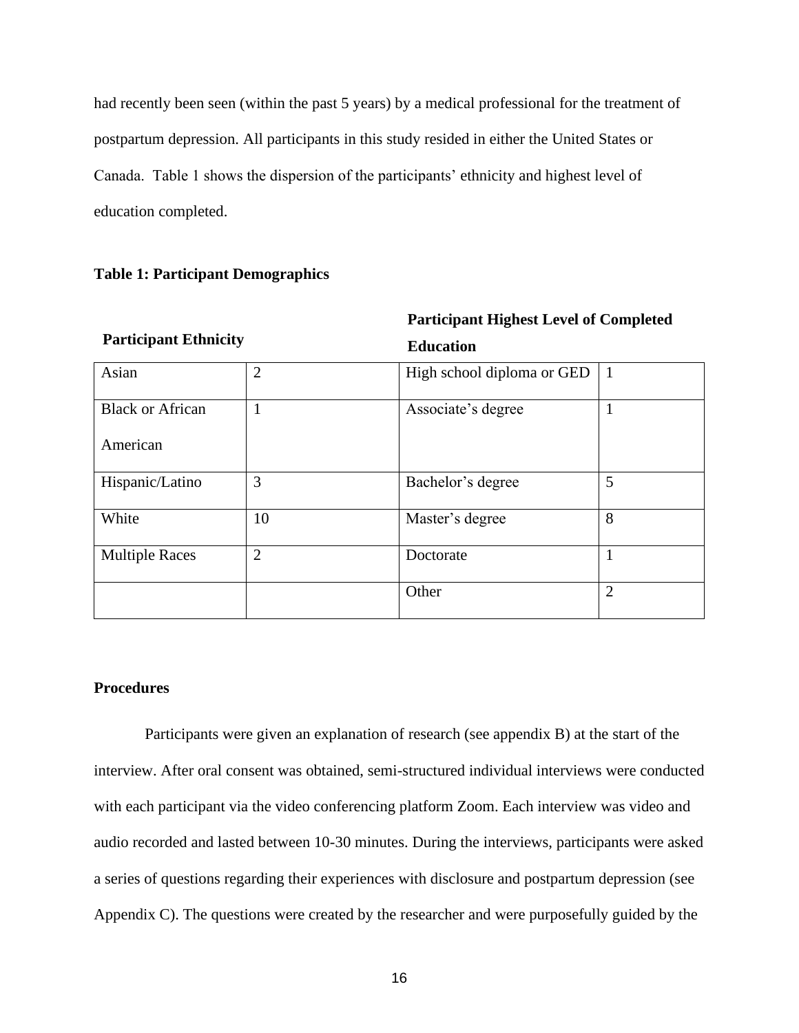had recently been seen (within the past 5 years) by a medical professional for the treatment of postpartum depression. All participants in this study resided in either the United States or Canada. Table 1 shows the dispersion of the participants' ethnicity and highest level of education completed.

**Table 1: Participant Demographics**

| **Participant Ethnicity** | | **Participant Highest Level of Completed Education** | |
|---|---|---|---|
| Asian | 2 | High school diploma or GED | 1 |
| Black or African American | 1 | Associate's degree | 1 |
| Hispanic/Latino | 3 | Bachelor's degree | 5 |
| White | 10 | Master's degree | 8 |
| Multiple Races | 2 | Doctorate | 1 |
| | | Other | 2 |

**Procedures**

Participants were given an explanation of research (see appendix B) at the start of the interview. After oral consent was obtained, semi-structured individual interviews were conducted with each participant via the video conferencing platform Zoom. Each interview was video and audio recorded and lasted between 10-30 minutes. During the interviews, participants were asked a series of questions regarding their experiences with disclosure and postpartum depression (see Appendix C). The questions were created by the researcher and were purposefully guided by the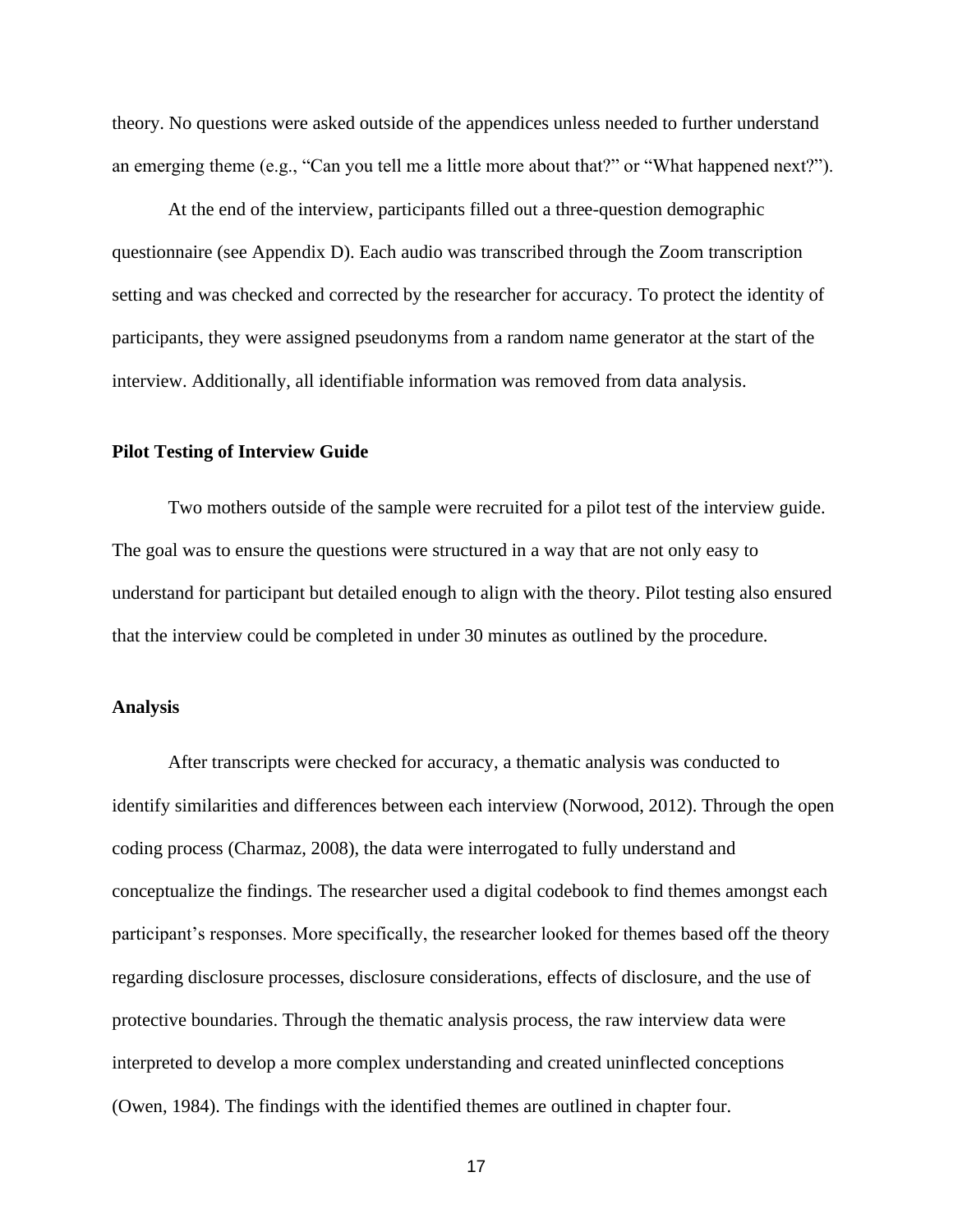theory. No questions were asked outside of the appendices unless needed to further understand an emerging theme (e.g., "Can you tell me a little more about that?" or "What happened next?").

At the end of the interview, participants filled out a three-question demographic questionnaire (see Appendix D). Each audio was transcribed through the Zoom transcription setting and was checked and corrected by the researcher for accuracy. To protect the identity of participants, they were assigned pseudonyms from a random name generator at the start of the interview. Additionally, all identifiable information was removed from data analysis.

**Pilot Testing of Interview Guide**

Two mothers outside of the sample were recruited for a pilot test of the interview guide. The goal was to ensure the questions were structured in a way that are not only easy to understand for participant but detailed enough to align with the theory. Pilot testing also ensured that the interview could be completed in under 30 minutes as outlined by the procedure.

**Analysis**

After transcripts were checked for accuracy, a thematic analysis was conducted to identify similarities and differences between each interview (Norwood, 2012). Through the open coding process (Charmaz, 2008), the data were interrogated to fully understand and conceptualize the findings. The researcher used a digital codebook to find themes amongst each participant's responses. More specifically, the researcher looked for themes based off the theory regarding disclosure processes, disclosure considerations, effects of disclosure, and the use of protective boundaries. Through the thematic analysis process, the raw interview data were interpreted to develop a more complex understanding and created uninflected conceptions (Owen, 1984). The findings with the identified themes are outlined in chapter four.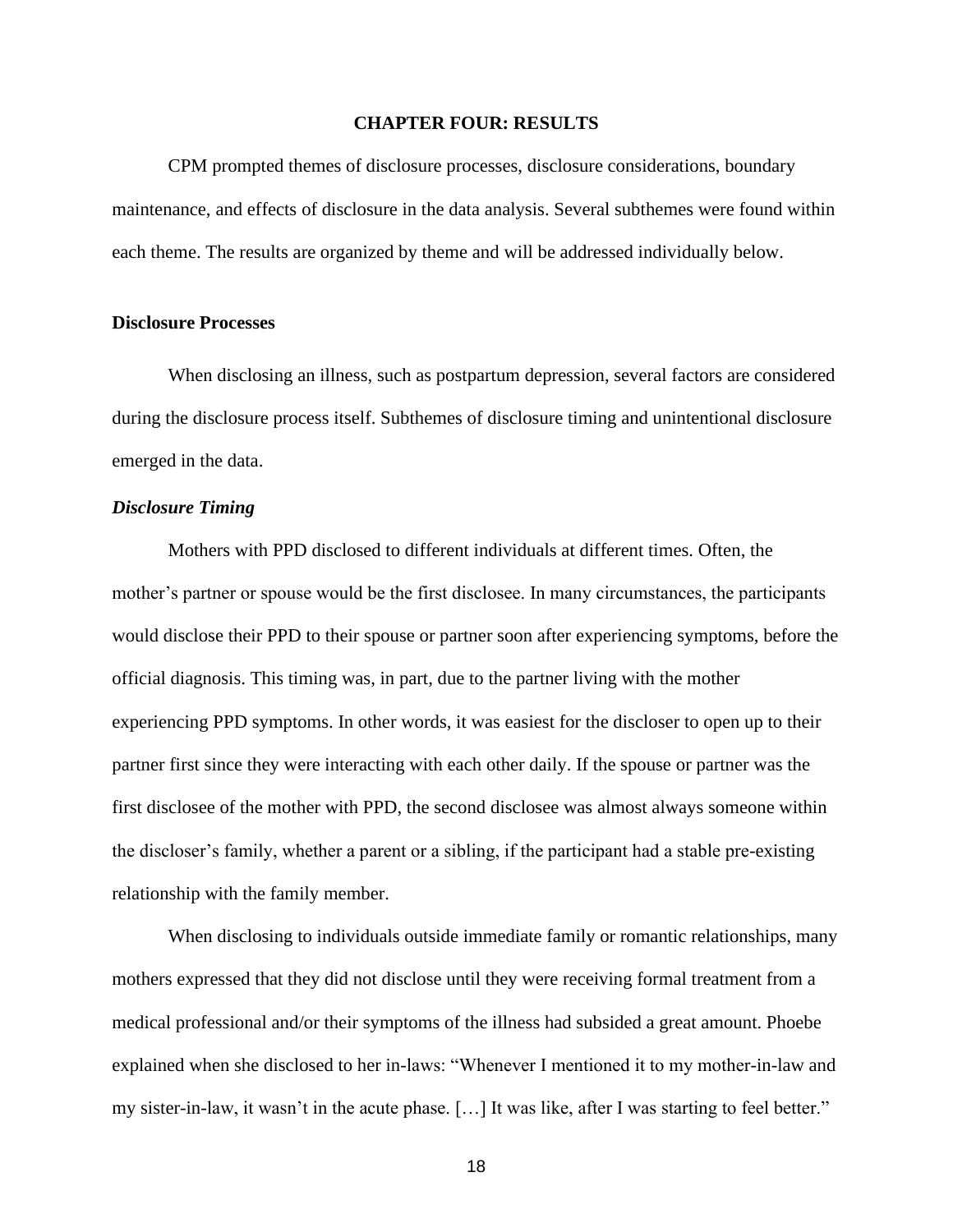# CHAPTER FOUR: RESULTS

CPM prompted themes of disclosure processes, disclosure considerations, boundary maintenance, and effects of disclosure in the data analysis. Several subthemes were found within each theme. The results are organized by theme and will be addressed individually below.

## Disclosure Processes

When disclosing an illness, such as postpartum depression, several factors are considered during the disclosure process itself. Subthemes of disclosure timing and unintentional disclosure emerged in the data.

### *Disclosure Timing*

Mothers with PPD disclosed to different individuals at different times. Often, the mother's partner or spouse would be the first disclosee. In many circumstances, the participants would disclose their PPD to their spouse or partner soon after experiencing symptoms, before the official diagnosis. This timing was, in part, due to the partner living with the mother experiencing PPD symptoms. In other words, it was easiest for the discloser to open up to their partner first since they were interacting with each other daily. If the spouse or partner was the first disclosee of the mother with PPD, the second disclosee was almost always someone within the discloser's family, whether a parent or a sibling, if the participant had a stable pre-existing relationship with the family member.

When disclosing to individuals outside immediate family or romantic relationships, many mothers expressed that they did not disclose until they were receiving formal treatment from a medical professional and/or their symptoms of the illness had subsided a great amount. Phoebe explained when she disclosed to her in-laws: "Whenever I mentioned it to my mother-in-law and my sister-in-law, it wasn't in the acute phase. […] It was like, after I was starting to feel better."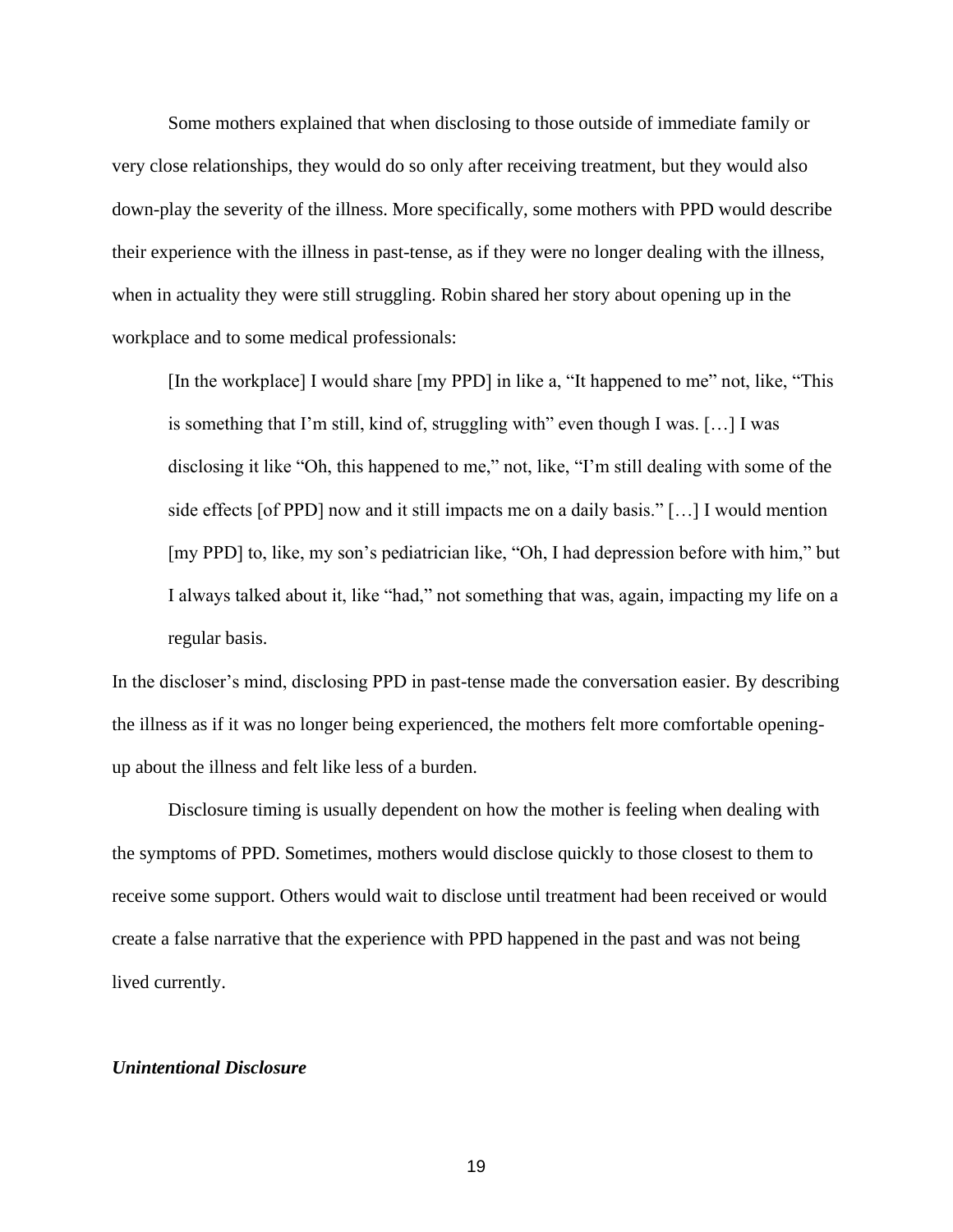Some mothers explained that when disclosing to those outside of immediate family or very close relationships, they would do so only after receiving treatment, but they would also down-play the severity of the illness. More specifically, some mothers with PPD would describe their experience with the illness in past-tense, as if they were no longer dealing with the illness, when in actuality they were still struggling. Robin shared her story about opening up in the workplace and to some medical professionals:

> [In the workplace] I would share [my PPD] in like a, "It happened to me" not, like, "This is something that I'm still, kind of, struggling with" even though I was. […] I was disclosing it like "Oh, this happened to me," not, like, "I'm still dealing with some of the side effects [of PPD] now and it still impacts me on a daily basis." […] I would mention [my PPD] to, like, my son's pediatrician like, "Oh, I had depression before with him," but I always talked about it, like "had," not something that was, again, impacting my life on a regular basis.

In the discloser's mind, disclosing PPD in past-tense made the conversation easier. By describing the illness as if it was no longer being experienced, the mothers felt more comfortable opening-up about the illness and felt like less of a burden.

Disclosure timing is usually dependent on how the mother is feeling when dealing with the symptoms of PPD. Sometimes, mothers would disclose quickly to those closest to them to receive some support. Others would wait to disclose until treatment had been received or would create a false narrative that the experience with PPD happened in the past and was not being lived currently.

### *Unintentional Disclosure*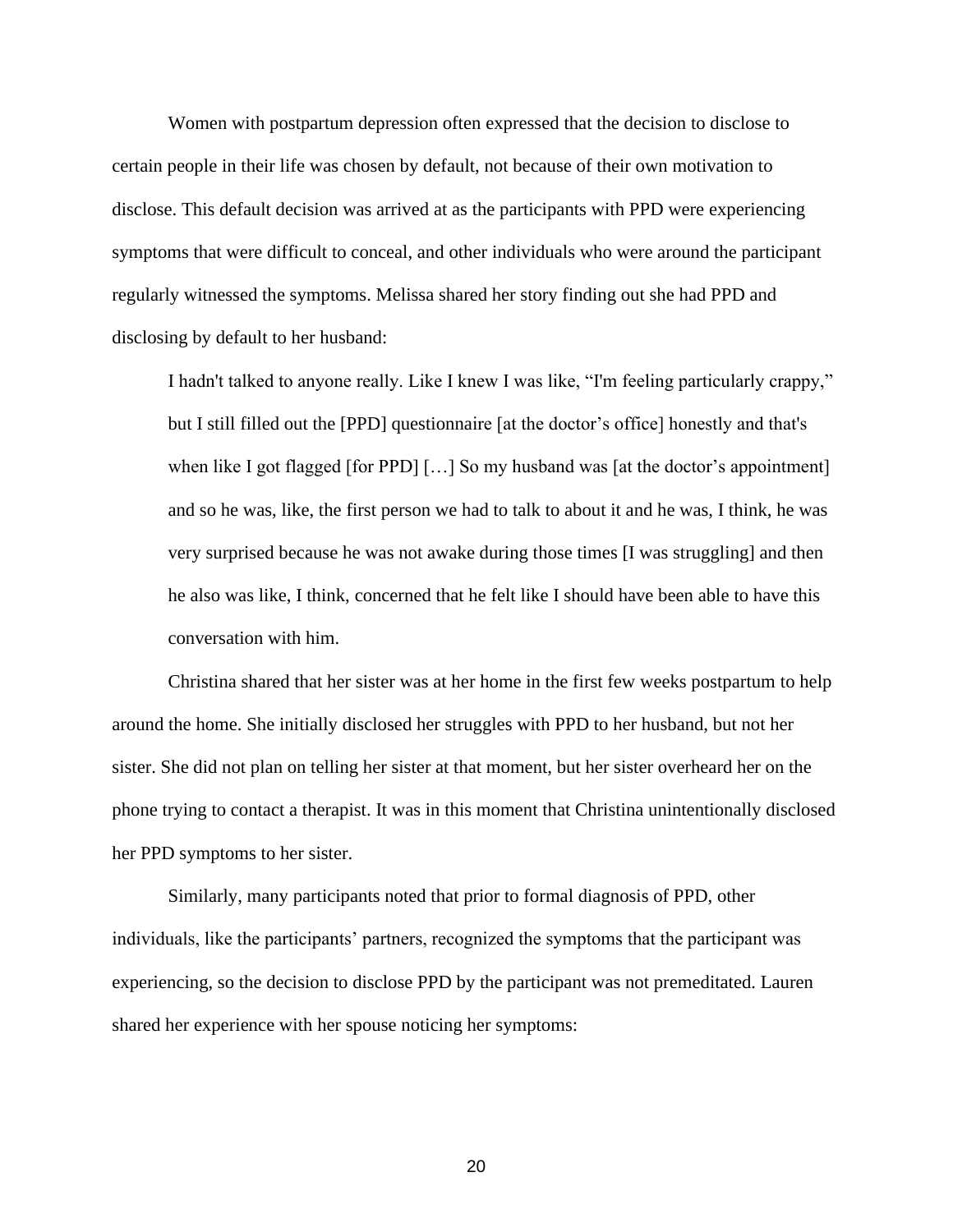Women with postpartum depression often expressed that the decision to disclose to certain people in their life was chosen by default, not because of their own motivation to disclose. This default decision was arrived at as the participants with PPD were experiencing symptoms that were difficult to conceal, and other individuals who were around the participant regularly witnessed the symptoms. Melissa shared her story finding out she had PPD and disclosing by default to her husband:

> I hadn't talked to anyone really. Like I knew I was like, "I'm feeling particularly crappy," but I still filled out the [PPD] questionnaire [at the doctor's office] honestly and that's when like I got flagged [for PPD] […] So my husband was [at the doctor's appointment] and so he was, like, the first person we had to talk to about it and he was, I think, he was very surprised because he was not awake during those times [I was struggling] and then he also was like, I think, concerned that he felt like I should have been able to have this conversation with him.

Christina shared that her sister was at her home in the first few weeks postpartum to help around the home. She initially disclosed her struggles with PPD to her husband, but not her sister. She did not plan on telling her sister at that moment, but her sister overheard her on the phone trying to contact a therapist. It was in this moment that Christina unintentionally disclosed her PPD symptoms to her sister.

Similarly, many participants noted that prior to formal diagnosis of PPD, other individuals, like the participants' partners, recognized the symptoms that the participant was experiencing, so the decision to disclose PPD by the participant was not premeditated. Lauren shared her experience with her spouse noticing her symptoms: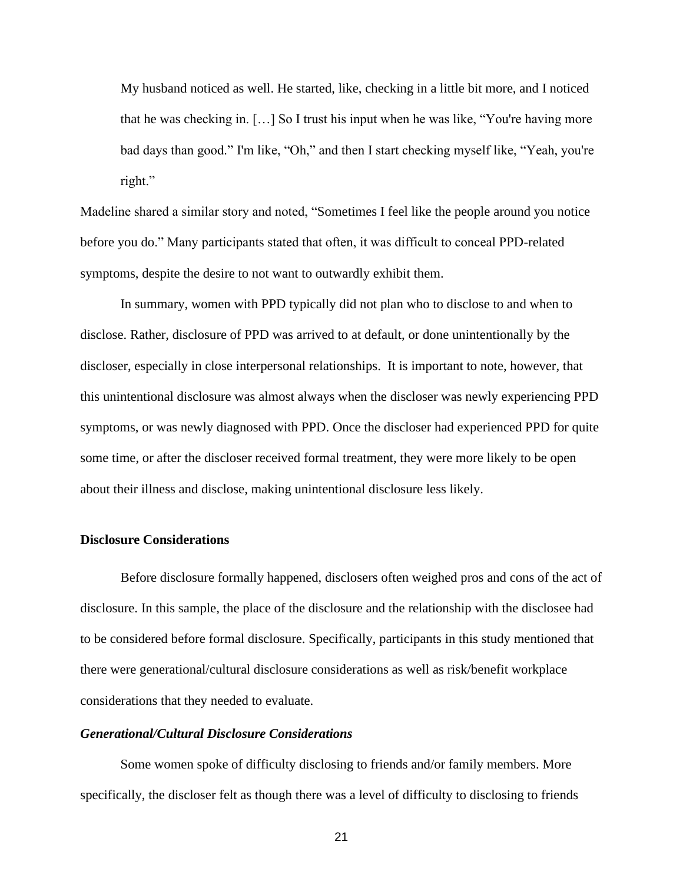> My husband noticed as well. He started, like, checking in a little bit more, and I noticed that he was checking in. […] So I trust his input when he was like, "You're having more bad days than good." I'm like, "Oh," and then I start checking myself like, "Yeah, you're right."

Madeline shared a similar story and noted, "Sometimes I feel like the people around you notice before you do." Many participants stated that often, it was difficult to conceal PPD-related symptoms, despite the desire to not want to outwardly exhibit them.

In summary, women with PPD typically did not plan who to disclose to and when to disclose. Rather, disclosure of PPD was arrived to at default, or done unintentionally by the discloser, especially in close interpersonal relationships. It is important to note, however, that this unintentional disclosure was almost always when the discloser was newly experiencing PPD symptoms, or was newly diagnosed with PPD. Once the discloser had experienced PPD for quite some time, or after the discloser received formal treatment, they were more likely to be open about their illness and disclose, making unintentional disclosure less likely.

**Disclosure Considerations**

Before disclosure formally happened, disclosers often weighed pros and cons of the act of disclosure. In this sample, the place of the disclosure and the relationship with the disclosee had to be considered before formal disclosure. Specifically, participants in this study mentioned that there were generational/cultural disclosure considerations as well as risk/benefit workplace considerations that they needed to evaluate.

***Generational/Cultural Disclosure Considerations***

Some women spoke of difficulty disclosing to friends and/or family members. More specifically, the discloser felt as though there was a level of difficulty to disclosing to friends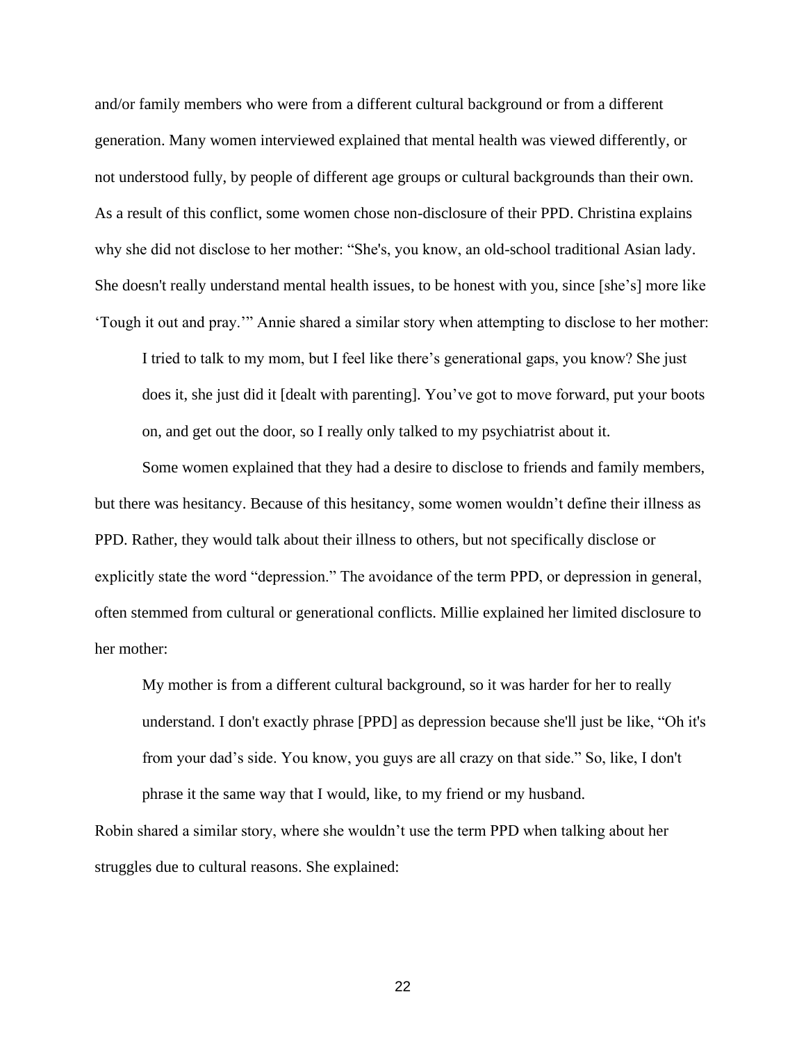and/or family members who were from a different cultural background or from a different generation. Many women interviewed explained that mental health was viewed differently, or not understood fully, by people of different age groups or cultural backgrounds than their own. As a result of this conflict, some women chose non-disclosure of their PPD. Christina explains why she did not disclose to her mother: "She's, you know, an old-school traditional Asian lady. She doesn't really understand mental health issues, to be honest with you, since [she's] more like 'Tough it out and pray.'" Annie shared a similar story when attempting to disclose to her mother:

> I tried to talk to my mom, but I feel like there's generational gaps, you know? She just does it, she just did it [dealt with parenting]. You've got to move forward, put your boots on, and get out the door, so I really only talked to my psychiatrist about it.

Some women explained that they had a desire to disclose to friends and family members, but there was hesitancy. Because of this hesitancy, some women wouldn't define their illness as PPD. Rather, they would talk about their illness to others, but not specifically disclose or explicitly state the word "depression." The avoidance of the term PPD, or depression in general, often stemmed from cultural or generational conflicts. Millie explained her limited disclosure to her mother:

> My mother is from a different cultural background, so it was harder for her to really understand. I don't exactly phrase [PPD] as depression because she'll just be like, "Oh it's from your dad's side. You know, you guys are all crazy on that side." So, like, I don't phrase it the same way that I would, like, to my friend or my husband.

Robin shared a similar story, where she wouldn't use the term PPD when talking about her struggles due to cultural reasons. She explained: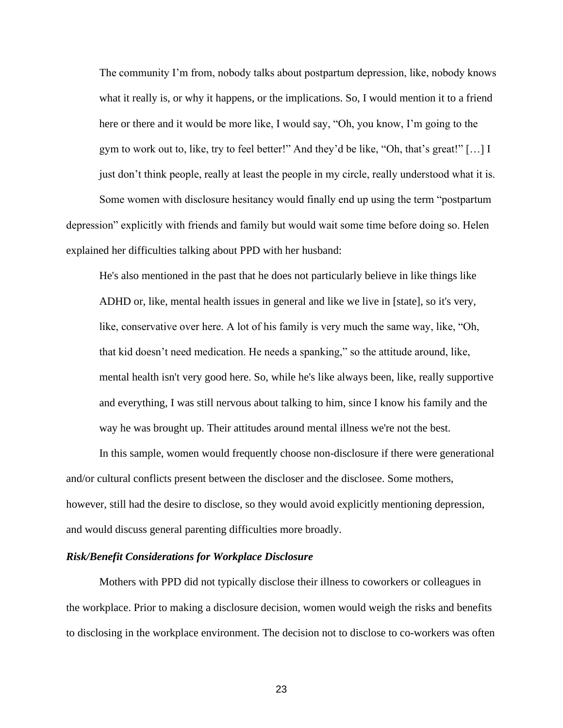> The community I'm from, nobody talks about postpartum depression, like, nobody knows what it really is, or why it happens, or the implications. So, I would mention it to a friend here or there and it would be more like, I would say, "Oh, you know, I'm going to the gym to work out to, like, try to feel better!" And they'd be like, "Oh, that's great!" […] I just don't think people, really at least the people in my circle, really understood what it is.

Some women with disclosure hesitancy would finally end up using the term "postpartum depression" explicitly with friends and family but would wait some time before doing so. Helen explained her difficulties talking about PPD with her husband:

> He's also mentioned in the past that he does not particularly believe in like things like ADHD or, like, mental health issues in general and like we live in [state], so it's very, like, conservative over here. A lot of his family is very much the same way, like, "Oh, that kid doesn't need medication. He needs a spanking," so the attitude around, like, mental health isn't very good here. So, while he's like always been, like, really supportive and everything, I was still nervous about talking to him, since I know his family and the way he was brought up. Their attitudes around mental illness we're not the best.

In this sample, women would frequently choose non-disclosure if there were generational and/or cultural conflicts present between the discloser and the disclosee. Some mothers, however, still had the desire to disclose, so they would avoid explicitly mentioning depression, and would discuss general parenting difficulties more broadly.

### *Risk/Benefit Considerations for Workplace Disclosure*

Mothers with PPD did not typically disclose their illness to coworkers or colleagues in the workplace. Prior to making a disclosure decision, women would weigh the risks and benefits to disclosing in the workplace environment. The decision not to disclose to co-workers was often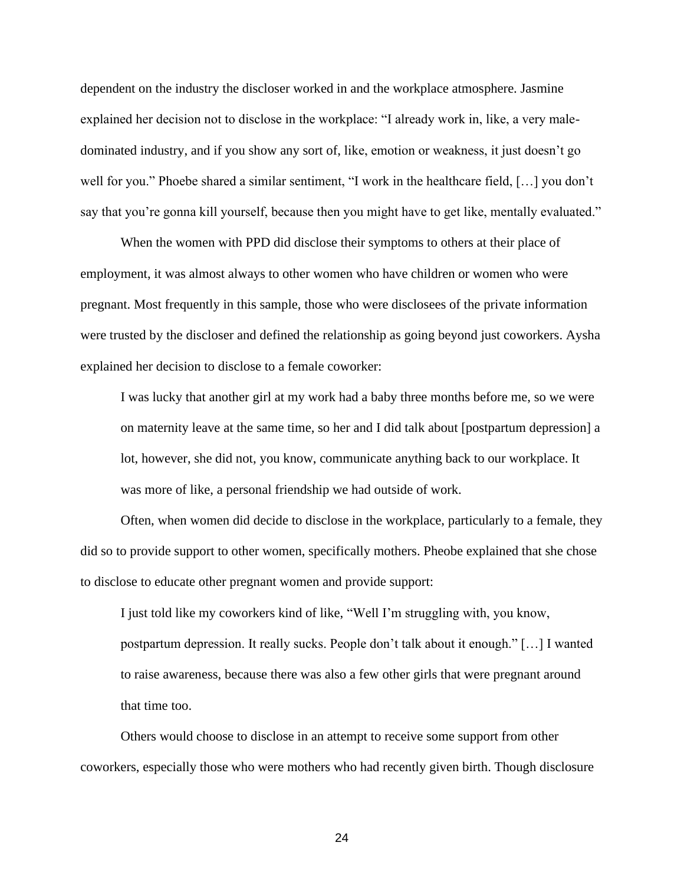dependent on the industry the discloser worked in and the workplace atmosphere. Jasmine explained her decision not to disclose in the workplace: "I already work in, like, a very male-dominated industry, and if you show any sort of, like, emotion or weakness, it just doesn't go well for you." Phoebe shared a similar sentiment, "I work in the healthcare field, […] you don't say that you're gonna kill yourself, because then you might have to get like, mentally evaluated."

When the women with PPD did disclose their symptoms to others at their place of employment, it was almost always to other women who have children or women who were pregnant. Most frequently in this sample, those who were disclosees of the private information were trusted by the discloser and defined the relationship as going beyond just coworkers. Aysha explained her decision to disclose to a female coworker:

> I was lucky that another girl at my work had a baby three months before me, so we were on maternity leave at the same time, so her and I did talk about [postpartum depression] a lot, however, she did not, you know, communicate anything back to our workplace. It was more of like, a personal friendship we had outside of work.

Often, when women did decide to disclose in the workplace, particularly to a female, they did so to provide support to other women, specifically mothers. Pheobe explained that she chose to disclose to educate other pregnant women and provide support:

> I just told like my coworkers kind of like, "Well I'm struggling with, you know, postpartum depression. It really sucks. People don't talk about it enough." […] I wanted to raise awareness, because there was also a few other girls that were pregnant around that time too.

Others would choose to disclose in an attempt to receive some support from other coworkers, especially those who were mothers who had recently given birth. Though disclosure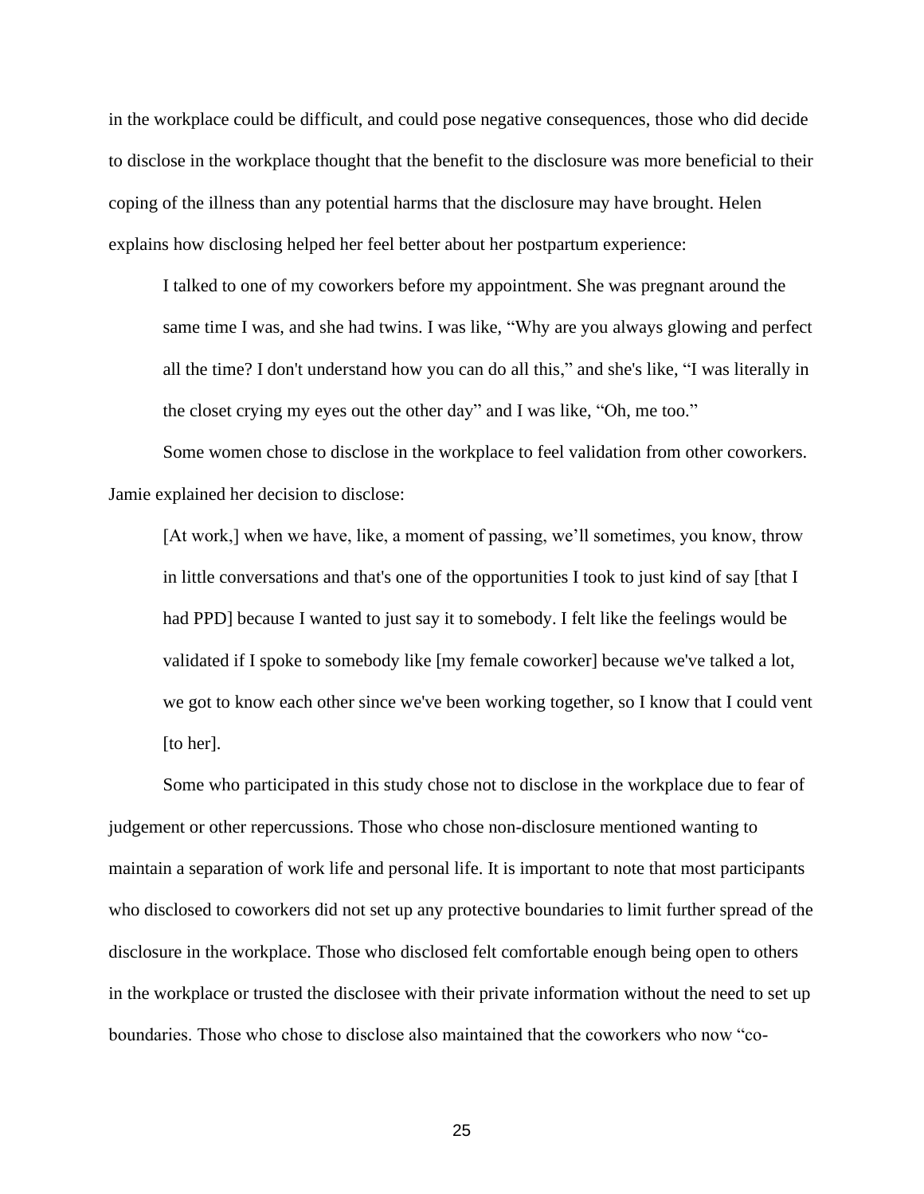in the workplace could be difficult, and could pose negative consequences, those who did decide to disclose in the workplace thought that the benefit to the disclosure was more beneficial to their coping of the illness than any potential harms that the disclosure may have brought. Helen explains how disclosing helped her feel better about her postpartum experience:

> I talked to one of my coworkers before my appointment. She was pregnant around the same time I was, and she had twins. I was like, "Why are you always glowing and perfect all the time? I don't understand how you can do all this," and she's like, "I was literally in the closet crying my eyes out the other day" and I was like, "Oh, me too."

Some women chose to disclose in the workplace to feel validation from other coworkers. Jamie explained her decision to disclose:

> [At work,] when we have, like, a moment of passing, we'll sometimes, you know, throw in little conversations and that's one of the opportunities I took to just kind of say [that I had PPD] because I wanted to just say it to somebody. I felt like the feelings would be validated if I spoke to somebody like [my female coworker] because we've talked a lot, we got to know each other since we've been working together, so I know that I could vent [to her].

Some who participated in this study chose not to disclose in the workplace due to fear of judgement or other repercussions. Those who chose non-disclosure mentioned wanting to maintain a separation of work life and personal life. It is important to note that most participants who disclosed to coworkers did not set up any protective boundaries to limit further spread of the disclosure in the workplace. Those who disclosed felt comfortable enough being open to others in the workplace or trusted the disclosee with their private information without the need to set up boundaries. Those who chose to disclose also maintained that the coworkers who now "co-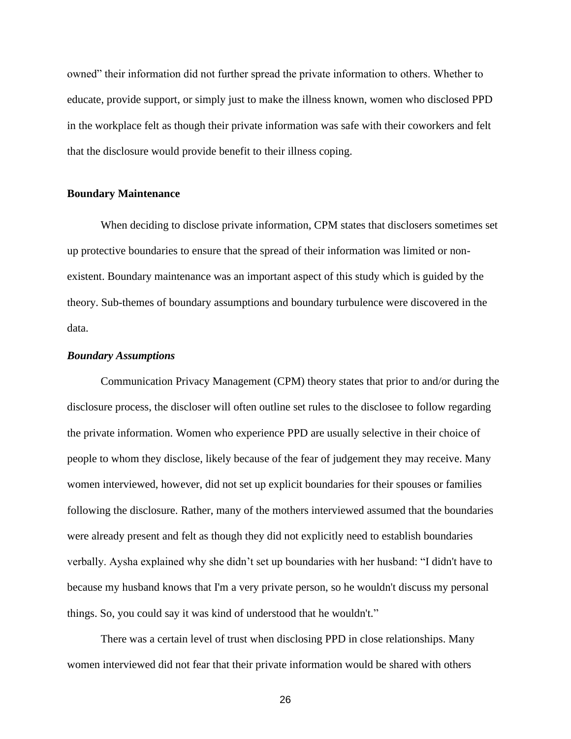owned" their information did not further spread the private information to others. Whether to educate, provide support, or simply just to make the illness known, women who disclosed PPD in the workplace felt as though their private information was safe with their coworkers and felt that the disclosure would provide benefit to their illness coping.

### Boundary Maintenance

When deciding to disclose private information, CPM states that disclosers sometimes set up protective boundaries to ensure that the spread of their information was limited or non-existent. Boundary maintenance was an important aspect of this study which is guided by the theory. Sub-themes of boundary assumptions and boundary turbulence were discovered in the data.

#### *Boundary Assumptions*

Communication Privacy Management (CPM) theory states that prior to and/or during the disclosure process, the discloser will often outline set rules to the disclosee to follow regarding the private information. Women who experience PPD are usually selective in their choice of people to whom they disclose, likely because of the fear of judgement they may receive. Many women interviewed, however, did not set up explicit boundaries for their spouses or families following the disclosure. Rather, many of the mothers interviewed assumed that the boundaries were already present and felt as though they did not explicitly need to establish boundaries verbally. Aysha explained why she didn't set up boundaries with her husband: "I didn't have to because my husband knows that I'm a very private person, so he wouldn't discuss my personal things. So, you could say it was kind of understood that he wouldn't."

There was a certain level of trust when disclosing PPD in close relationships. Many women interviewed did not fear that their private information would be shared with others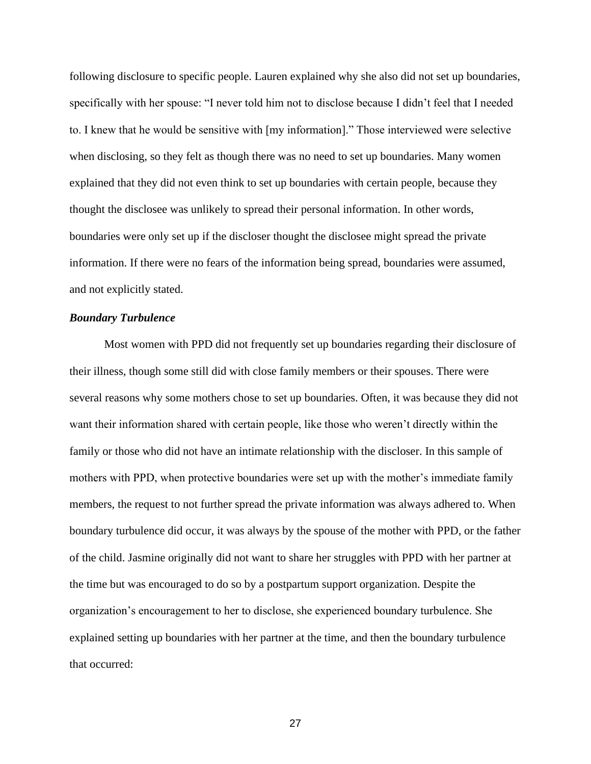following disclosure to specific people. Lauren explained why she also did not set up boundaries, specifically with her spouse: "I never told him not to disclose because I didn't feel that I needed to. I knew that he would be sensitive with [my information]." Those interviewed were selective when disclosing, so they felt as though there was no need to set up boundaries. Many women explained that they did not even think to set up boundaries with certain people, because they thought the disclosee was unlikely to spread their personal information. In other words, boundaries were only set up if the discloser thought the disclosee might spread the private information. If there were no fears of the information being spread, boundaries were assumed, and not explicitly stated.

### *Boundary Turbulence*

Most women with PPD did not frequently set up boundaries regarding their disclosure of their illness, though some still did with close family members or their spouses. There were several reasons why some mothers chose to set up boundaries. Often, it was because they did not want their information shared with certain people, like those who weren't directly within the family or those who did not have an intimate relationship with the discloser. In this sample of mothers with PPD, when protective boundaries were set up with the mother's immediate family members, the request to not further spread the private information was always adhered to. When boundary turbulence did occur, it was always by the spouse of the mother with PPD, or the father of the child. Jasmine originally did not want to share her struggles with PPD with her partner at the time but was encouraged to do so by a postpartum support organization. Despite the organization's encouragement to her to disclose, she experienced boundary turbulence. She explained setting up boundaries with her partner at the time, and then the boundary turbulence that occurred: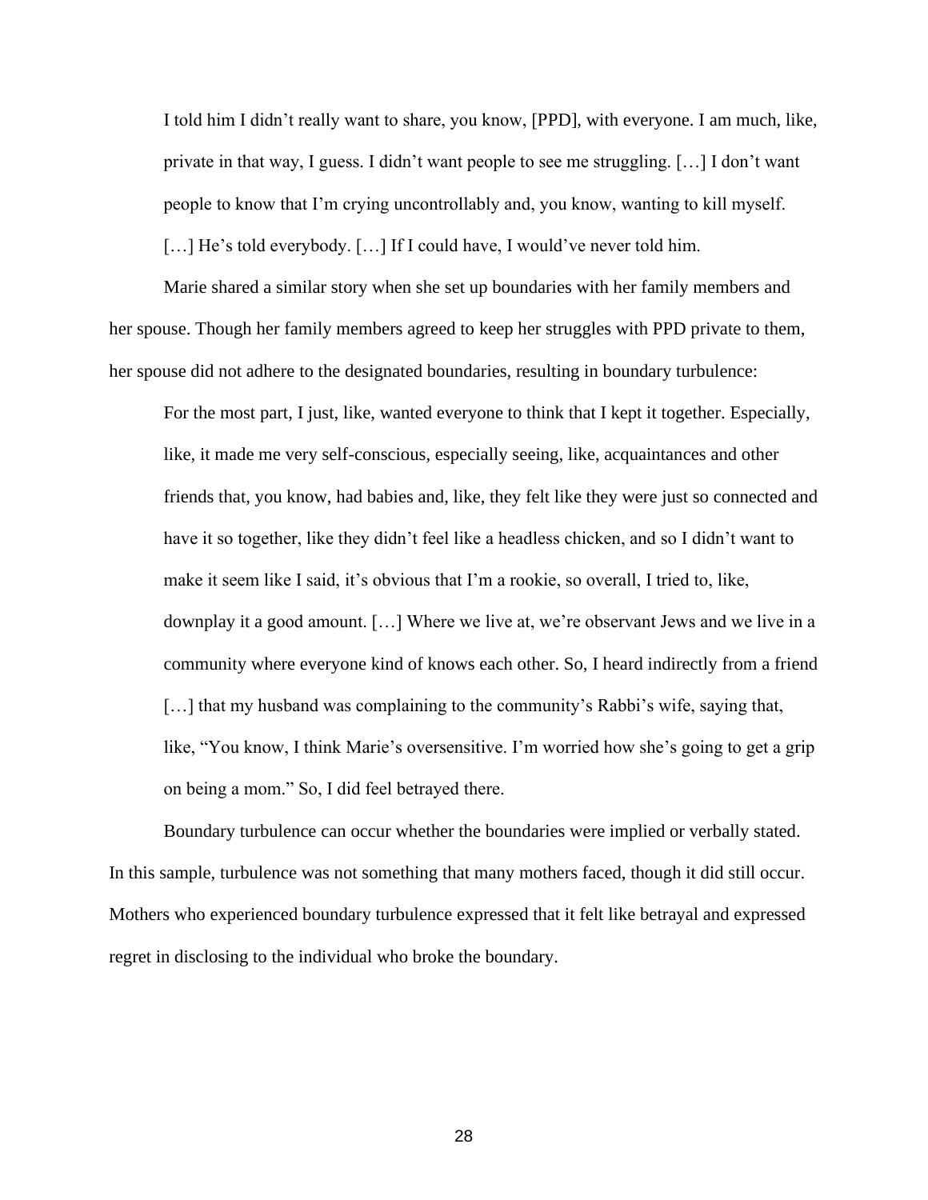> I told him I didn't really want to share, you know, [PPD], with everyone. I am much, like, private in that way, I guess. I didn't want people to see me struggling. […] I don't want people to know that I'm crying uncontrollably and, you know, wanting to kill myself. […] He's told everybody. […] If I could have, I would've never told him.

Marie shared a similar story when she set up boundaries with her family members and her spouse. Though her family members agreed to keep her struggles with PPD private to them, her spouse did not adhere to the designated boundaries, resulting in boundary turbulence:

> For the most part, I just, like, wanted everyone to think that I kept it together. Especially, like, it made me very self-conscious, especially seeing, like, acquaintances and other friends that, you know, had babies and, like, they felt like they were just so connected and have it so together, like they didn't feel like a headless chicken, and so I didn't want to make it seem like I said, it's obvious that I'm a rookie, so overall, I tried to, like, downplay it a good amount. […] Where we live at, we're observant Jews and we live in a community where everyone kind of knows each other. So, I heard indirectly from a friend […] that my husband was complaining to the community's Rabbi's wife, saying that, like, "You know, I think Marie's oversensitive. I'm worried how she's going to get a grip on being a mom." So, I did feel betrayed there.

Boundary turbulence can occur whether the boundaries were implied or verbally stated. In this sample, turbulence was not something that many mothers faced, though it did still occur. Mothers who experienced boundary turbulence expressed that it felt like betrayal and expressed regret in disclosing to the individual who broke the boundary.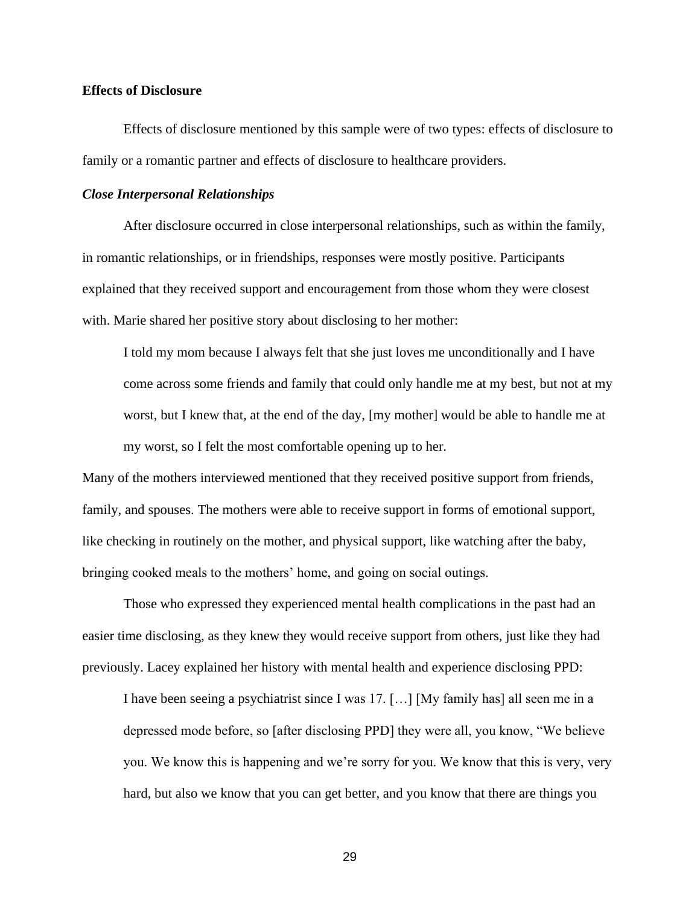**Effects of Disclosure**

Effects of disclosure mentioned by this sample were of two types: effects of disclosure to family or a romantic partner and effects of disclosure to healthcare providers.

***Close Interpersonal Relationships***

After disclosure occurred in close interpersonal relationships, such as within the family, in romantic relationships, or in friendships, responses were mostly positive. Participants explained that they received support and encouragement from those whom they were closest with. Marie shared her positive story about disclosing to her mother:

> I told my mom because I always felt that she just loves me unconditionally and I have come across some friends and family that could only handle me at my best, but not at my worst, but I knew that, at the end of the day, [my mother] would be able to handle me at my worst, so I felt the most comfortable opening up to her.

Many of the mothers interviewed mentioned that they received positive support from friends, family, and spouses. The mothers were able to receive support in forms of emotional support, like checking in routinely on the mother, and physical support, like watching after the baby, bringing cooked meals to the mothers' home, and going on social outings.

Those who expressed they experienced mental health complications in the past had an easier time disclosing, as they knew they would receive support from others, just like they had previously. Lacey explained her history with mental health and experience disclosing PPD:

> I have been seeing a psychiatrist since I was 17. […] [My family has] all seen me in a depressed mode before, so [after disclosing PPD] they were all, you know, "We believe you. We know this is happening and we're sorry for you. We know that this is very, very hard, but also we know that you can get better, and you know that there are things you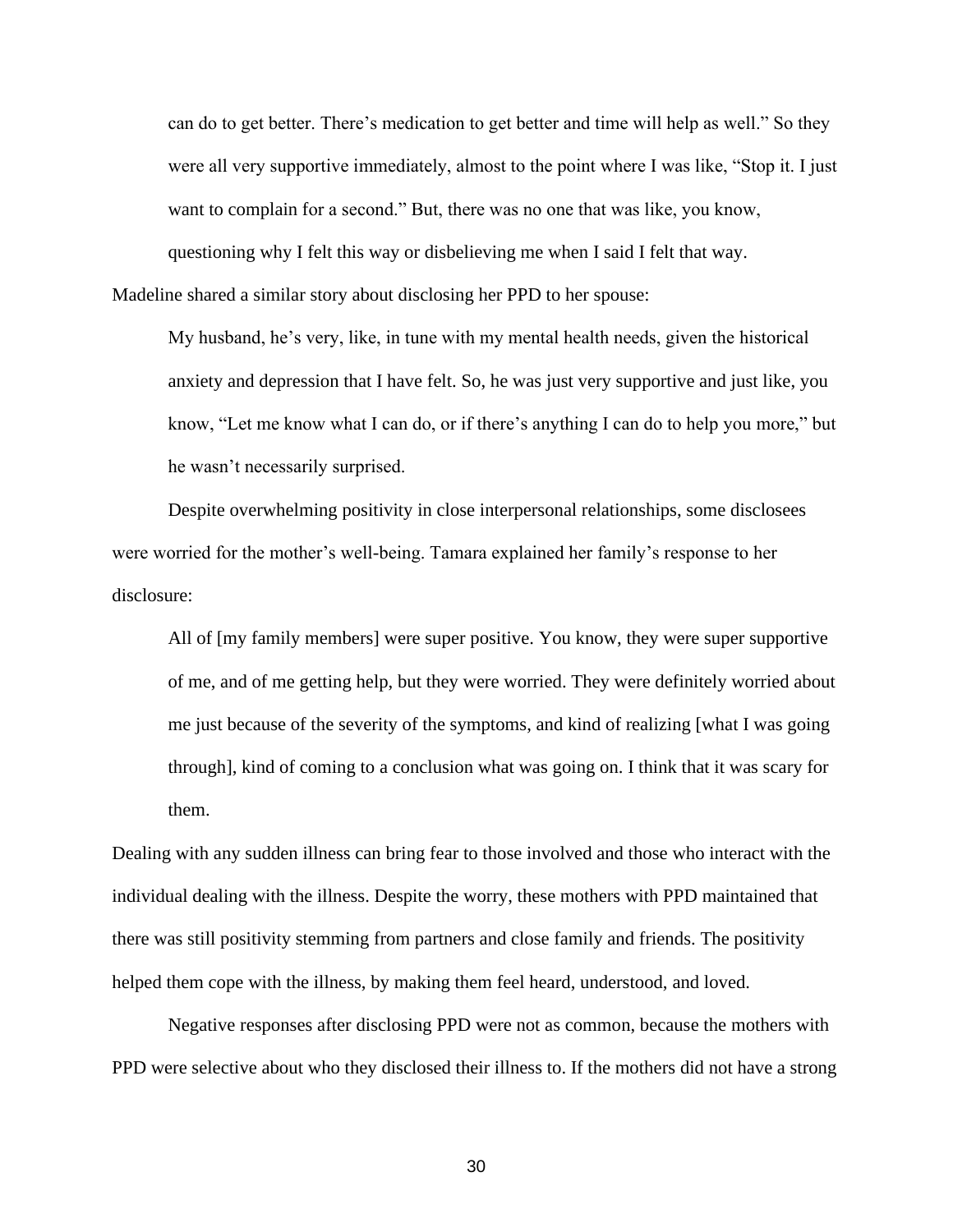> can do to get better. There's medication to get better and time will help as well." So they were all very supportive immediately, almost to the point where I was like, "Stop it. I just want to complain for a second." But, there was no one that was like, you know, questioning why I felt this way or disbelieving me when I said I felt that way.

Madeline shared a similar story about disclosing her PPD to her spouse:

> My husband, he's very, like, in tune with my mental health needs, given the historical anxiety and depression that I have felt. So, he was just very supportive and just like, you know, "Let me know what I can do, or if there's anything I can do to help you more," but he wasn't necessarily surprised.

Despite overwhelming positivity in close interpersonal relationships, some disclosees were worried for the mother's well-being. Tamara explained her family's response to her disclosure:

> All of [my family members] were super positive. You know, they were super supportive of me, and of me getting help, but they were worried. They were definitely worried about me just because of the severity of the symptoms, and kind of realizing [what I was going through], kind of coming to a conclusion what was going on. I think that it was scary for them.

Dealing with any sudden illness can bring fear to those involved and those who interact with the individual dealing with the illness. Despite the worry, these mothers with PPD maintained that there was still positivity stemming from partners and close family and friends. The positivity helped them cope with the illness, by making them feel heard, understood, and loved.

Negative responses after disclosing PPD were not as common, because the mothers with PPD were selective about who they disclosed their illness to. If the mothers did not have a strong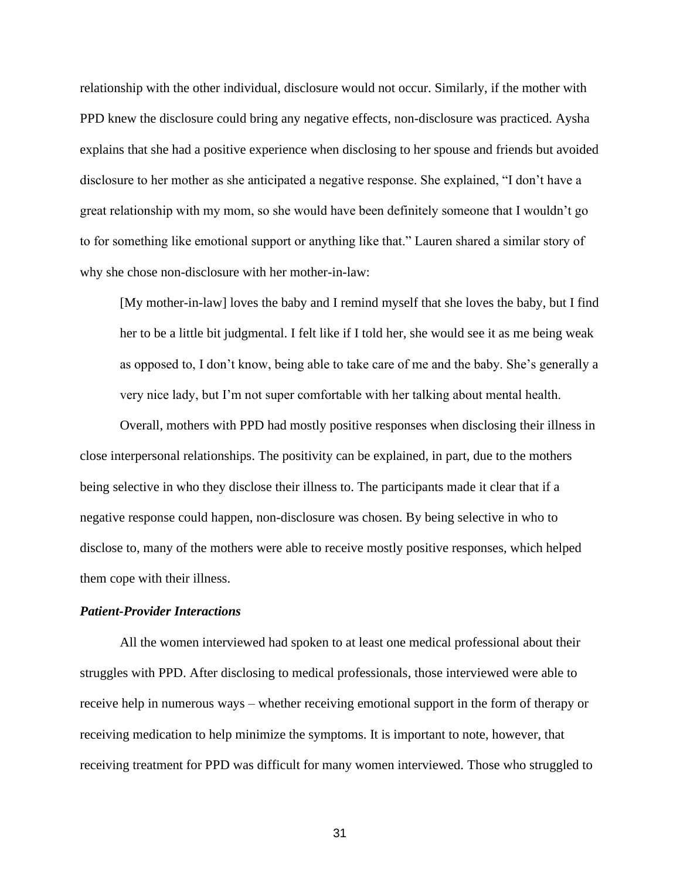relationship with the other individual, disclosure would not occur. Similarly, if the mother with PPD knew the disclosure could bring any negative effects, non-disclosure was practiced. Aysha explains that she had a positive experience when disclosing to her spouse and friends but avoided disclosure to her mother as she anticipated a negative response. She explained, "I don't have a great relationship with my mom, so she would have been definitely someone that I wouldn't go to for something like emotional support or anything like that." Lauren shared a similar story of why she chose non-disclosure with her mother-in-law:

> [My mother-in-law] loves the baby and I remind myself that she loves the baby, but I find her to be a little bit judgmental. I felt like if I told her, she would see it as me being weak as opposed to, I don't know, being able to take care of me and the baby. She's generally a very nice lady, but I'm not super comfortable with her talking about mental health.

Overall, mothers with PPD had mostly positive responses when disclosing their illness in close interpersonal relationships. The positivity can be explained, in part, due to the mothers being selective in who they disclose their illness to. The participants made it clear that if a negative response could happen, non-disclosure was chosen. By being selective in who to disclose to, many of the mothers were able to receive mostly positive responses, which helped them cope with their illness.

### *Patient-Provider Interactions*

All the women interviewed had spoken to at least one medical professional about their struggles with PPD. After disclosing to medical professionals, those interviewed were able to receive help in numerous ways – whether receiving emotional support in the form of therapy or receiving medication to help minimize the symptoms. It is important to note, however, that receiving treatment for PPD was difficult for many women interviewed. Those who struggled to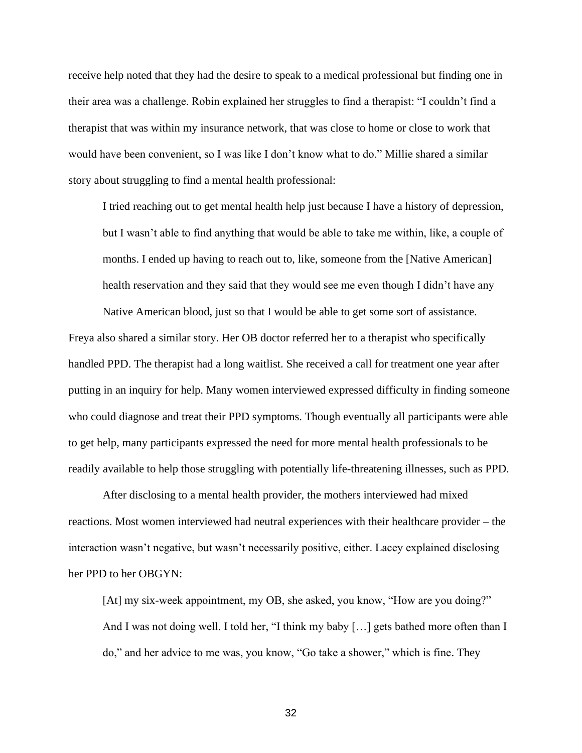receive help noted that they had the desire to speak to a medical professional but finding one in their area was a challenge. Robin explained her struggles to find a therapist: "I couldn't find a therapist that was within my insurance network, that was close to home or close to work that would have been convenient, so I was like I don't know what to do." Millie shared a similar story about struggling to find a mental health professional:

> I tried reaching out to get mental health help just because I have a history of depression, but I wasn't able to find anything that would be able to take me within, like, a couple of months. I ended up having to reach out to, like, someone from the [Native American] health reservation and they said that they would see me even though I didn't have any Native American blood, just so that I would be able to get some sort of assistance.

Freya also shared a similar story. Her OB doctor referred her to a therapist who specifically handled PPD. The therapist had a long waitlist. She received a call for treatment one year after putting in an inquiry for help. Many women interviewed expressed difficulty in finding someone who could diagnose and treat their PPD symptoms. Though eventually all participants were able to get help, many participants expressed the need for more mental health professionals to be readily available to help those struggling with potentially life-threatening illnesses, such as PPD.

After disclosing to a mental health provider, the mothers interviewed had mixed reactions. Most women interviewed had neutral experiences with their healthcare provider – the interaction wasn't negative, but wasn't necessarily positive, either. Lacey explained disclosing her PPD to her OBGYN:

> [At] my six-week appointment, my OB, she asked, you know, "How are you doing?" And I was not doing well. I told her, "I think my baby […] gets bathed more often than I do," and her advice to me was, you know, "Go take a shower," which is fine. They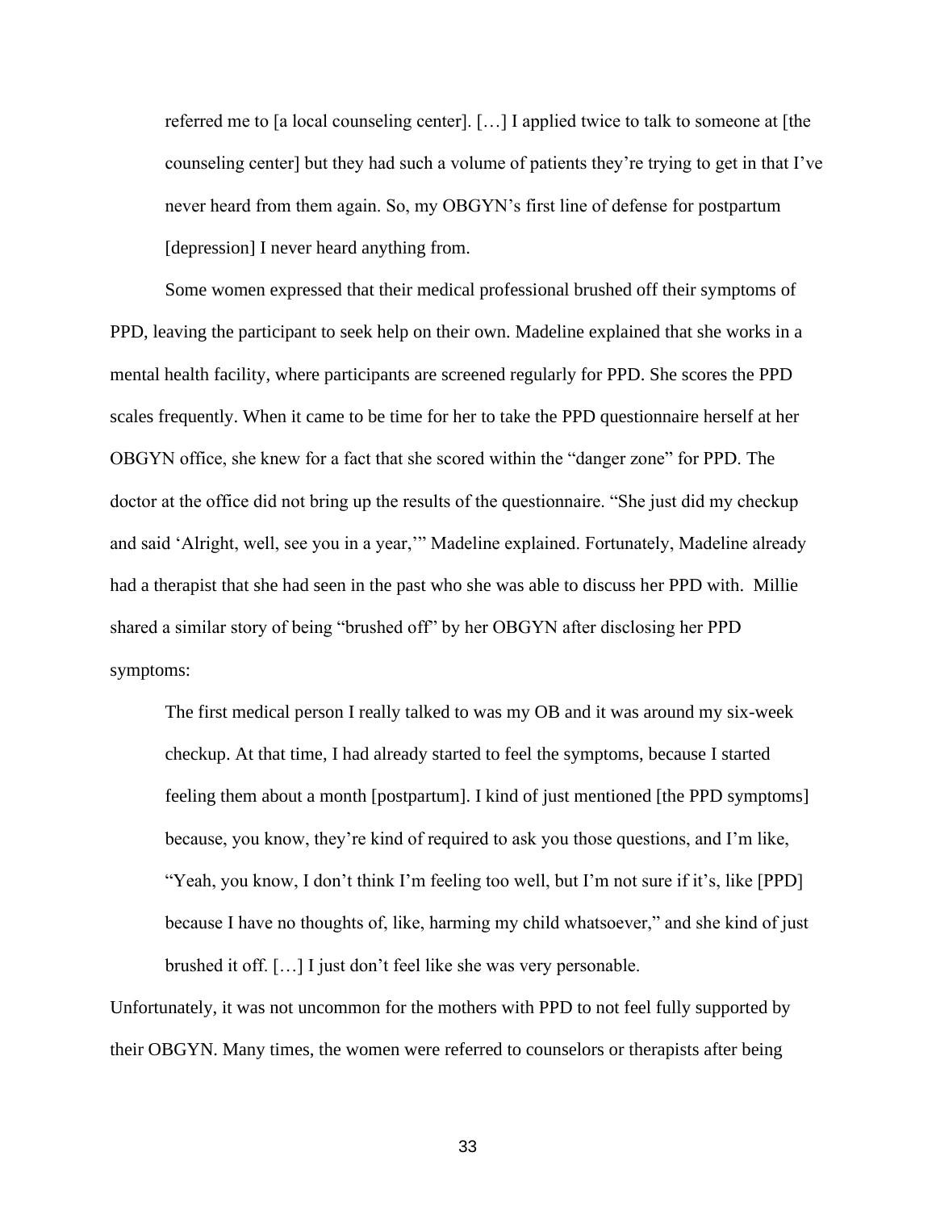> referred me to [a local counseling center]. […] I applied twice to talk to someone at [the counseling center] but they had such a volume of patients they're trying to get in that I've never heard from them again. So, my OBGYN's first line of defense for postpartum [depression] I never heard anything from.

Some women expressed that their medical professional brushed off their symptoms of PPD, leaving the participant to seek help on their own. Madeline explained that she works in a mental health facility, where participants are screened regularly for PPD. She scores the PPD scales frequently. When it came to be time for her to take the PPD questionnaire herself at her OBGYN office, she knew for a fact that she scored within the "danger zone" for PPD. The doctor at the office did not bring up the results of the questionnaire. "She just did my checkup and said 'Alright, well, see you in a year,'" Madeline explained. Fortunately, Madeline already had a therapist that she had seen in the past who she was able to discuss her PPD with. Millie shared a similar story of being "brushed off" by her OBGYN after disclosing her PPD symptoms:

> The first medical person I really talked to was my OB and it was around my six-week checkup. At that time, I had already started to feel the symptoms, because I started feeling them about a month [postpartum]. I kind of just mentioned [the PPD symptoms] because, you know, they're kind of required to ask you those questions, and I'm like, "Yeah, you know, I don't think I'm feeling too well, but I'm not sure if it's, like [PPD] because I have no thoughts of, like, harming my child whatsoever," and she kind of just brushed it off. […] I just don't feel like she was very personable.

Unfortunately, it was not uncommon for the mothers with PPD to not feel fully supported by their OBGYN. Many times, the women were referred to counselors or therapists after being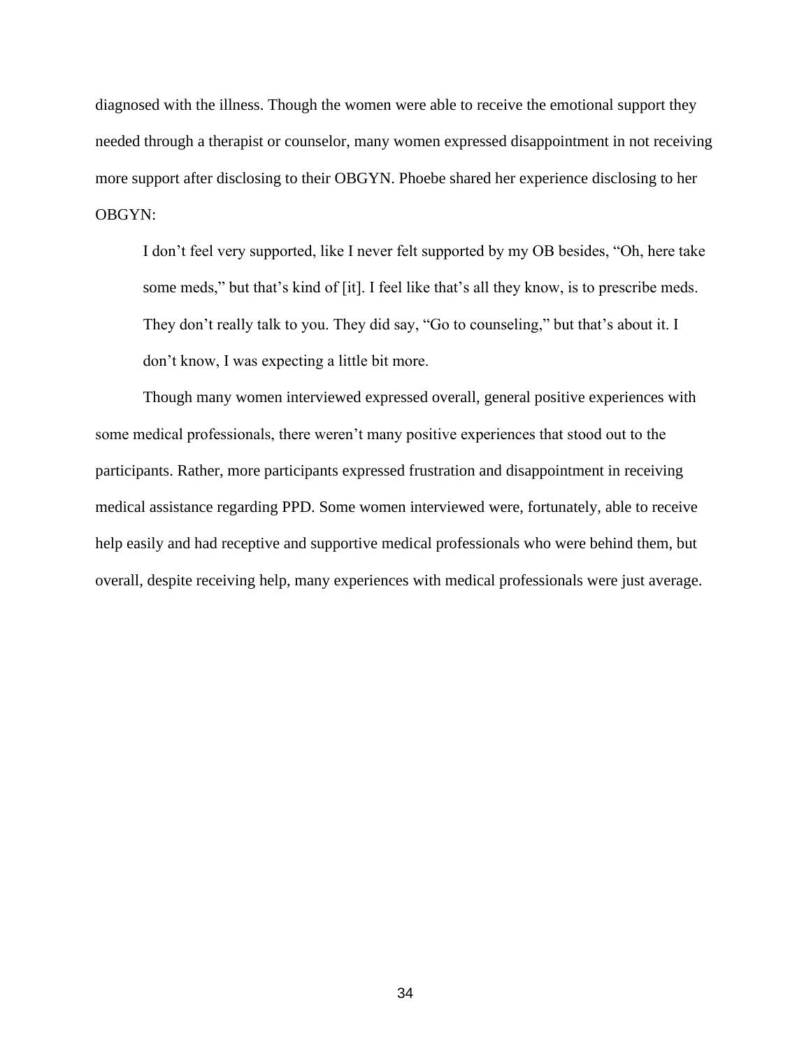diagnosed with the illness. Though the women were able to receive the emotional support they needed through a therapist or counselor, many women expressed disappointment in not receiving more support after disclosing to their OBGYN. Phoebe shared her experience disclosing to her OBGYN:

> I don't feel very supported, like I never felt supported by my OB besides, "Oh, here take some meds," but that's kind of [it]. I feel like that's all they know, is to prescribe meds. They don't really talk to you. They did say, "Go to counseling," but that's about it. I don't know, I was expecting a little bit more.

Though many women interviewed expressed overall, general positive experiences with some medical professionals, there weren't many positive experiences that stood out to the participants. Rather, more participants expressed frustration and disappointment in receiving medical assistance regarding PPD. Some women interviewed were, fortunately, able to receive help easily and had receptive and supportive medical professionals who were behind them, but overall, despite receiving help, many experiences with medical professionals were just average.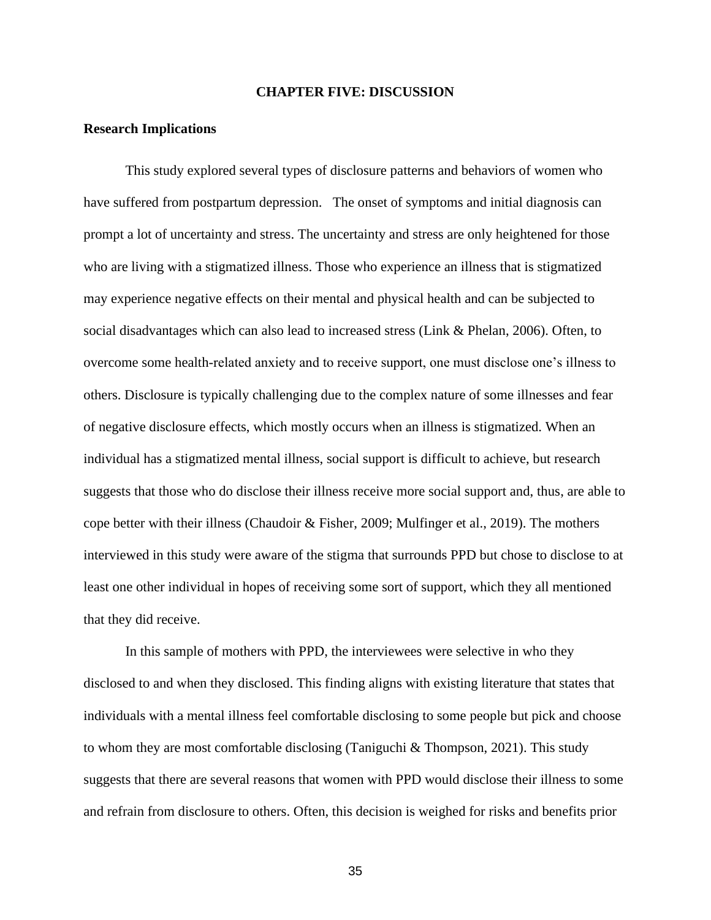# CHAPTER FIVE: DISCUSSION

## Research Implications

This study explored several types of disclosure patterns and behaviors of women who have suffered from postpartum depression. The onset of symptoms and initial diagnosis can prompt a lot of uncertainty and stress. The uncertainty and stress are only heightened for those who are living with a stigmatized illness. Those who experience an illness that is stigmatized may experience negative effects on their mental and physical health and can be subjected to social disadvantages which can also lead to increased stress (Link & Phelan, 2006). Often, to overcome some health-related anxiety and to receive support, one must disclose one's illness to others. Disclosure is typically challenging due to the complex nature of some illnesses and fear of negative disclosure effects, which mostly occurs when an illness is stigmatized. When an individual has a stigmatized mental illness, social support is difficult to achieve, but research suggests that those who do disclose their illness receive more social support and, thus, are able to cope better with their illness (Chaudoir & Fisher, 2009; Mulfinger et al., 2019). The mothers interviewed in this study were aware of the stigma that surrounds PPD but chose to disclose to at least one other individual in hopes of receiving some sort of support, which they all mentioned that they did receive.

In this sample of mothers with PPD, the interviewees were selective in who they disclosed to and when they disclosed. This finding aligns with existing literature that states that individuals with a mental illness feel comfortable disclosing to some people but pick and choose to whom they are most comfortable disclosing (Taniguchi & Thompson, 2021). This study suggests that there are several reasons that women with PPD would disclose their illness to some and refrain from disclosure to others. Often, this decision is weighed for risks and benefits prior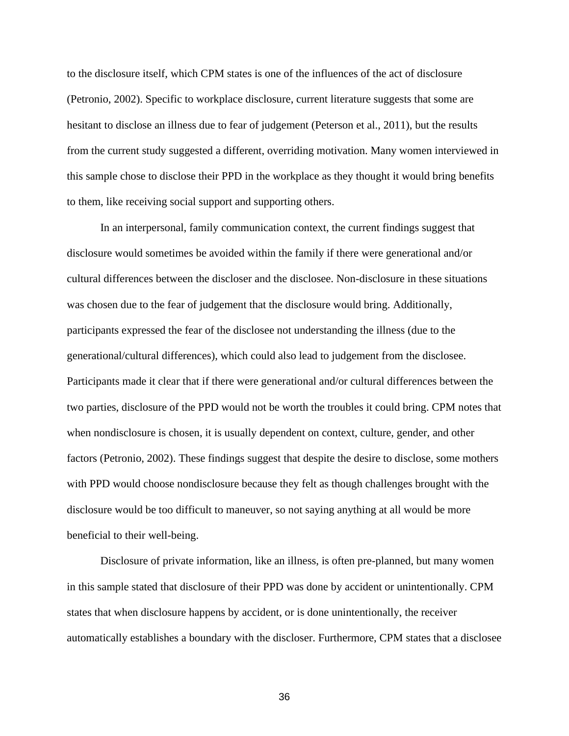to the disclosure itself, which CPM states is one of the influences of the act of disclosure (Petronio, 2002). Specific to workplace disclosure, current literature suggests that some are hesitant to disclose an illness due to fear of judgement (Peterson et al., 2011), but the results from the current study suggested a different, overriding motivation. Many women interviewed in this sample chose to disclose their PPD in the workplace as they thought it would bring benefits to them, like receiving social support and supporting others.

In an interpersonal, family communication context, the current findings suggest that disclosure would sometimes be avoided within the family if there were generational and/or cultural differences between the discloser and the disclosee. Non-disclosure in these situations was chosen due to the fear of judgement that the disclosure would bring. Additionally, participants expressed the fear of the disclosee not understanding the illness (due to the generational/cultural differences), which could also lead to judgement from the disclosee. Participants made it clear that if there were generational and/or cultural differences between the two parties, disclosure of the PPD would not be worth the troubles it could bring. CPM notes that when nondisclosure is chosen, it is usually dependent on context, culture, gender, and other factors (Petronio, 2002). These findings suggest that despite the desire to disclose, some mothers with PPD would choose nondisclosure because they felt as though challenges brought with the disclosure would be too difficult to maneuver, so not saying anything at all would be more beneficial to their well-being.

Disclosure of private information, like an illness, is often pre-planned, but many women in this sample stated that disclosure of their PPD was done by accident or unintentionally. CPM states that when disclosure happens by accident, or is done unintentionally, the receiver automatically establishes a boundary with the discloser. Furthermore, CPM states that a disclosee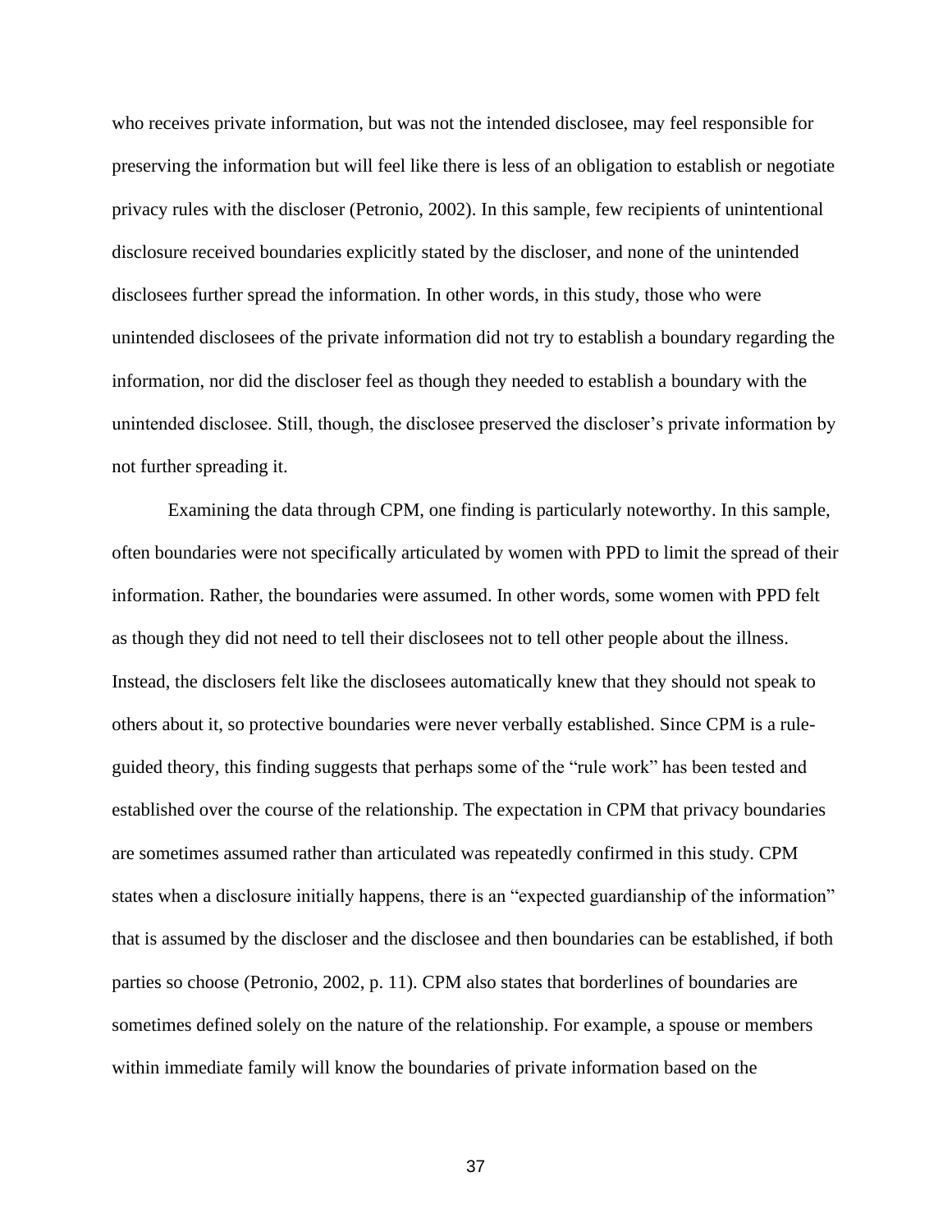who receives private information, but was not the intended disclosee, may feel responsible for preserving the information but will feel like there is less of an obligation to establish or negotiate privacy rules with the discloser (Petronio, 2002). In this sample, few recipients of unintentional disclosure received boundaries explicitly stated by the discloser, and none of the unintended disclosees further spread the information. In other words, in this study, those who were unintended disclosees of the private information did not try to establish a boundary regarding the information, nor did the discloser feel as though they needed to establish a boundary with the unintended disclosee. Still, though, the disclosee preserved the discloser's private information by not further spreading it.

Examining the data through CPM, one finding is particularly noteworthy. In this sample, often boundaries were not specifically articulated by women with PPD to limit the spread of their information. Rather, the boundaries were assumed. In other words, some women with PPD felt as though they did not need to tell their disclosees not to tell other people about the illness. Instead, the disclosers felt like the disclosees automatically knew that they should not speak to others about it, so protective boundaries were never verbally established. Since CPM is a rule-guided theory, this finding suggests that perhaps some of the "rule work" has been tested and established over the course of the relationship. The expectation in CPM that privacy boundaries are sometimes assumed rather than articulated was repeatedly confirmed in this study. CPM states when a disclosure initially happens, there is an "expected guardianship of the information" that is assumed by the discloser and the disclosee and then boundaries can be established, if both parties so choose (Petronio, 2002, p. 11). CPM also states that borderlines of boundaries are sometimes defined solely on the nature of the relationship. For example, a spouse or members within immediate family will know the boundaries of private information based on the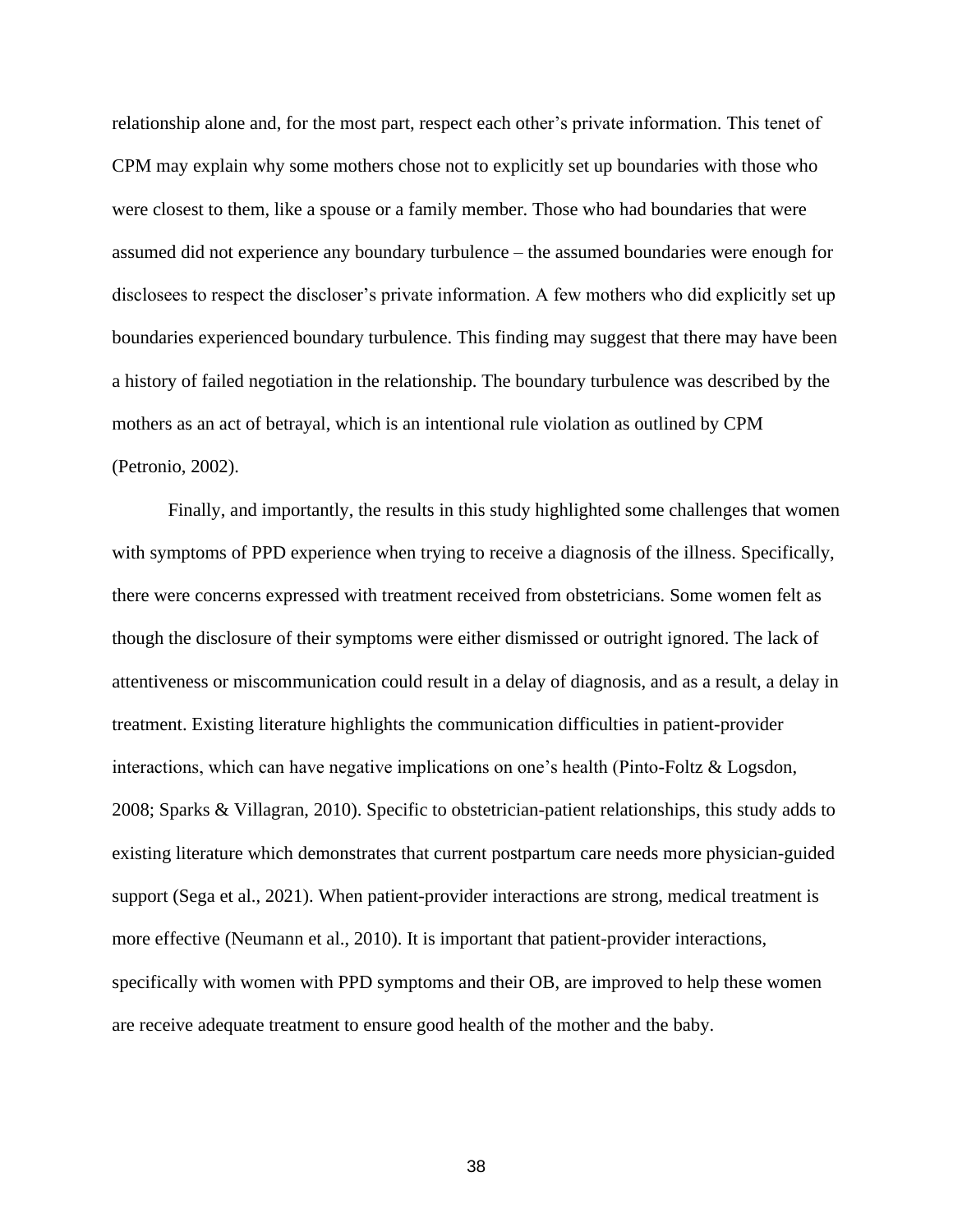relationship alone and, for the most part, respect each other's private information. This tenet of CPM may explain why some mothers chose not to explicitly set up boundaries with those who were closest to them, like a spouse or a family member. Those who had boundaries that were assumed did not experience any boundary turbulence – the assumed boundaries were enough for disclosees to respect the discloser's private information. A few mothers who did explicitly set up boundaries experienced boundary turbulence. This finding may suggest that there may have been a history of failed negotiation in the relationship. The boundary turbulence was described by the mothers as an act of betrayal, which is an intentional rule violation as outlined by CPM (Petronio, 2002).

Finally, and importantly, the results in this study highlighted some challenges that women with symptoms of PPD experience when trying to receive a diagnosis of the illness. Specifically, there were concerns expressed with treatment received from obstetricians. Some women felt as though the disclosure of their symptoms were either dismissed or outright ignored. The lack of attentiveness or miscommunication could result in a delay of diagnosis, and as a result, a delay in treatment. Existing literature highlights the communication difficulties in patient-provider interactions, which can have negative implications on one's health (Pinto-Foltz & Logsdon, 2008; Sparks & Villagran, 2010). Specific to obstetrician-patient relationships, this study adds to existing literature which demonstrates that current postpartum care needs more physician-guided support (Sega et al., 2021). When patient-provider interactions are strong, medical treatment is more effective (Neumann et al., 2010). It is important that patient-provider interactions, specifically with women with PPD symptoms and their OB, are improved to help these women are receive adequate treatment to ensure good health of the mother and the baby.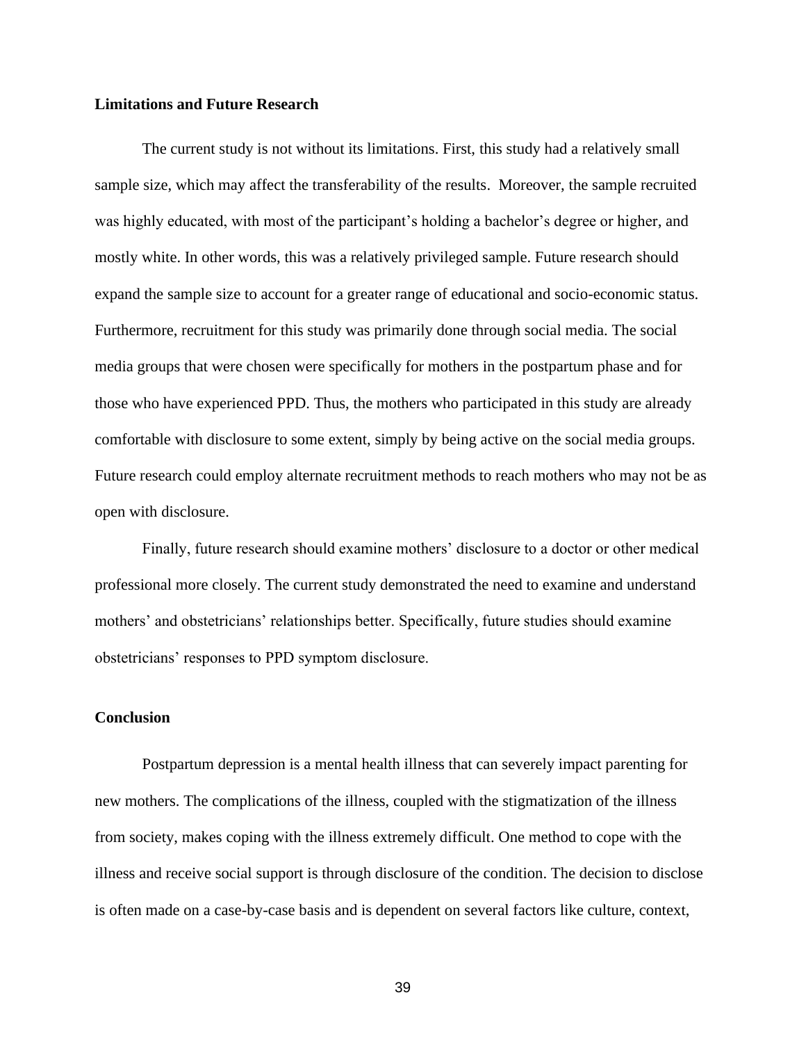**Limitations and Future Research**

The current study is not without its limitations. First, this study had a relatively small sample size, which may affect the transferability of the results. Moreover, the sample recruited was highly educated, with most of the participant's holding a bachelor's degree or higher, and mostly white. In other words, this was a relatively privileged sample. Future research should expand the sample size to account for a greater range of educational and socio-economic status. Furthermore, recruitment for this study was primarily done through social media. The social media groups that were chosen were specifically for mothers in the postpartum phase and for those who have experienced PPD. Thus, the mothers who participated in this study are already comfortable with disclosure to some extent, simply by being active on the social media groups. Future research could employ alternate recruitment methods to reach mothers who may not be as open with disclosure.

Finally, future research should examine mothers' disclosure to a doctor or other medical professional more closely. The current study demonstrated the need to examine and understand mothers' and obstetricians' relationships better. Specifically, future studies should examine obstetricians' responses to PPD symptom disclosure.

**Conclusion**

Postpartum depression is a mental health illness that can severely impact parenting for new mothers. The complications of the illness, coupled with the stigmatization of the illness from society, makes coping with the illness extremely difficult. One method to cope with the illness and receive social support is through disclosure of the condition. The decision to disclose is often made on a case-by-case basis and is dependent on several factors like culture, context,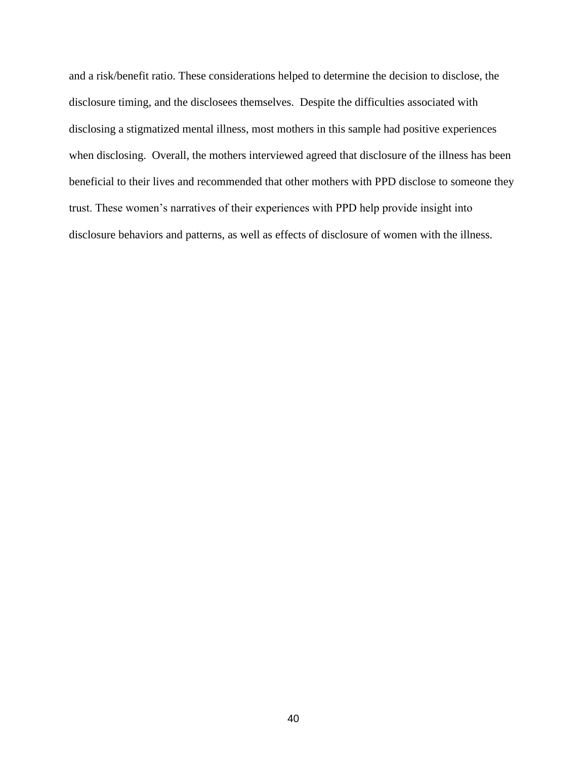and a risk/benefit ratio. These considerations helped to determine the decision to disclose, the disclosure timing, and the disclosees themselves. Despite the difficulties associated with disclosing a stigmatized mental illness, most mothers in this sample had positive experiences when disclosing. Overall, the mothers interviewed agreed that disclosure of the illness has been beneficial to their lives and recommended that other mothers with PPD disclose to someone they trust. These women's narratives of their experiences with PPD help provide insight into disclosure behaviors and patterns, as well as effects of disclosure of women with the illness.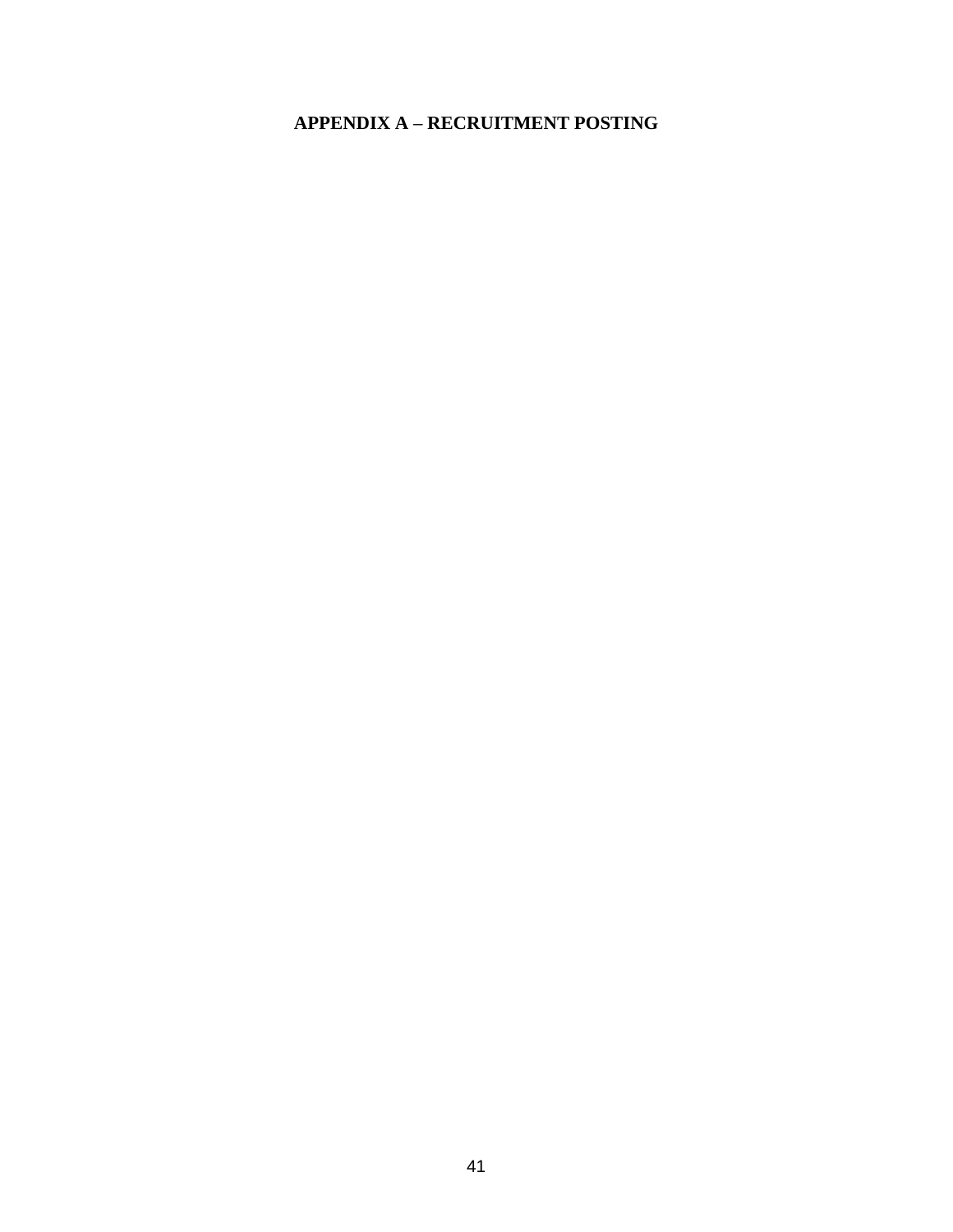# APPENDIX A – RECRUITMENT POSTING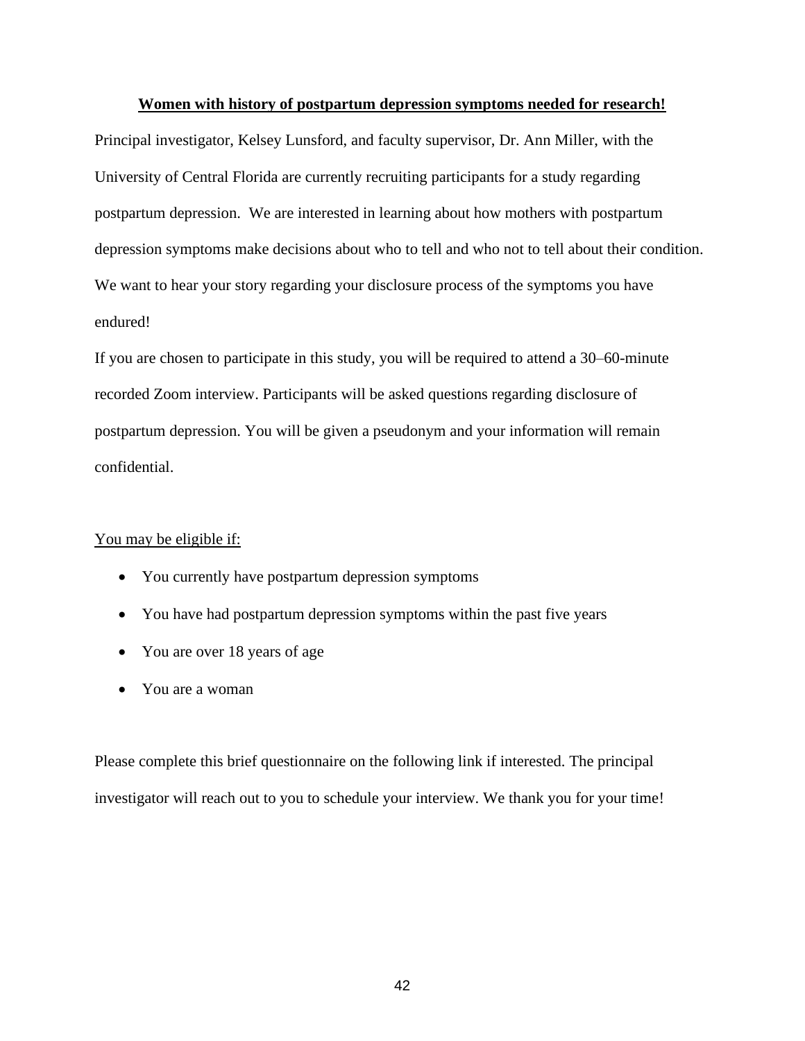**Women with history of postpartum depression symptoms needed for research!**

Principal investigator, Kelsey Lunsford, and faculty supervisor, Dr. Ann Miller, with the University of Central Florida are currently recruiting participants for a study regarding postpartum depression. We are interested in learning about how mothers with postpartum depression symptoms make decisions about who to tell and who not to tell about their condition. We want to hear your story regarding your disclosure process of the symptoms you have endured!

If you are chosen to participate in this study, you will be required to attend a 30–60-minute recorded Zoom interview. Participants will be asked questions regarding disclosure of postpartum depression. You will be given a pseudonym and your information will remain confidential.

<u>You may be eligible if:</u>

- You currently have postpartum depression symptoms
- You have had postpartum depression symptoms within the past five years
- You are over 18 years of age
- You are a woman

Please complete this brief questionnaire on the following link if interested. The principal investigator will reach out to you to schedule your interview. We thank you for your time!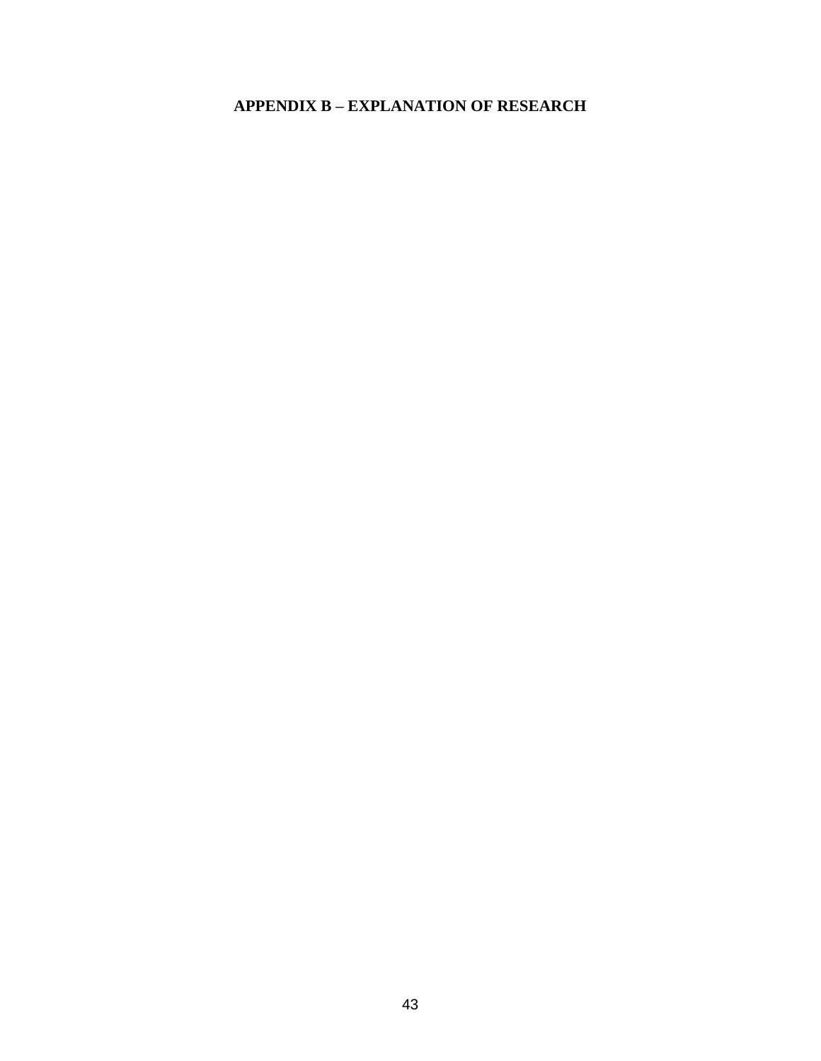## APPENDIX B – EXPLANATION OF RESEARCH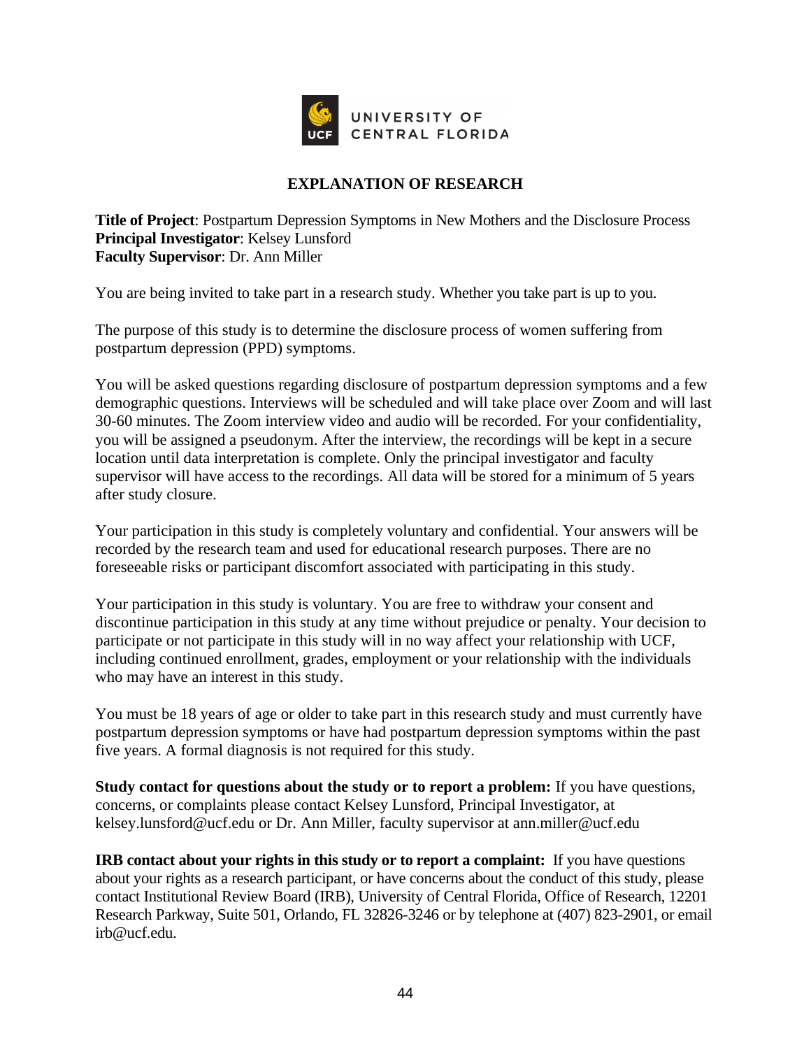UNIVERSITY OF CENTRAL FLORIDA

## EXPLANATION OF RESEARCH

**Title of Project**: Postpartum Depression Symptoms in New Mothers and the Disclosure Process
**Principal Investigator**: Kelsey Lunsford
**Faculty Supervisor**: Dr. Ann Miller

You are being invited to take part in a research study. Whether you take part is up to you.

The purpose of this study is to determine the disclosure process of women suffering from postpartum depression (PPD) symptoms.

You will be asked questions regarding disclosure of postpartum depression symptoms and a few demographic questions. Interviews will be scheduled and will take place over Zoom and will last 30-60 minutes. The Zoom interview video and audio will be recorded. For your confidentiality, you will be assigned a pseudonym. After the interview, the recordings will be kept in a secure location until data interpretation is complete. Only the principal investigator and faculty supervisor will have access to the recordings. All data will be stored for a minimum of 5 years after study closure.

Your participation in this study is completely voluntary and confidential. Your answers will be recorded by the research team and used for educational research purposes. There are no foreseeable risks or participant discomfort associated with participating in this study.

Your participation in this study is voluntary. You are free to withdraw your consent and discontinue participation in this study at any time without prejudice or penalty. Your decision to participate or not participate in this study will in no way affect your relationship with UCF, including continued enrollment, grades, employment or your relationship with the individuals who may have an interest in this study.

You must be 18 years of age or older to take part in this research study and must currently have postpartum depression symptoms or have had postpartum depression symptoms within the past five years. A formal diagnosis is not required for this study.

**Study contact for questions about the study or to report a problem:** If you have questions, concerns, or complaints please contact Kelsey Lunsford, Principal Investigator, at kelsey.lunsford@ucf.edu or Dr. Ann Miller, faculty supervisor at ann.miller@ucf.edu

**IRB contact about your rights in this study or to report a complaint:** If you have questions about your rights as a research participant, or have concerns about the conduct of this study, please contact Institutional Review Board (IRB), University of Central Florida, Office of Research, 12201 Research Parkway, Suite 501, Orlando, FL 32826-3246 or by telephone at (407) 823-2901, or email irb@ucf.edu.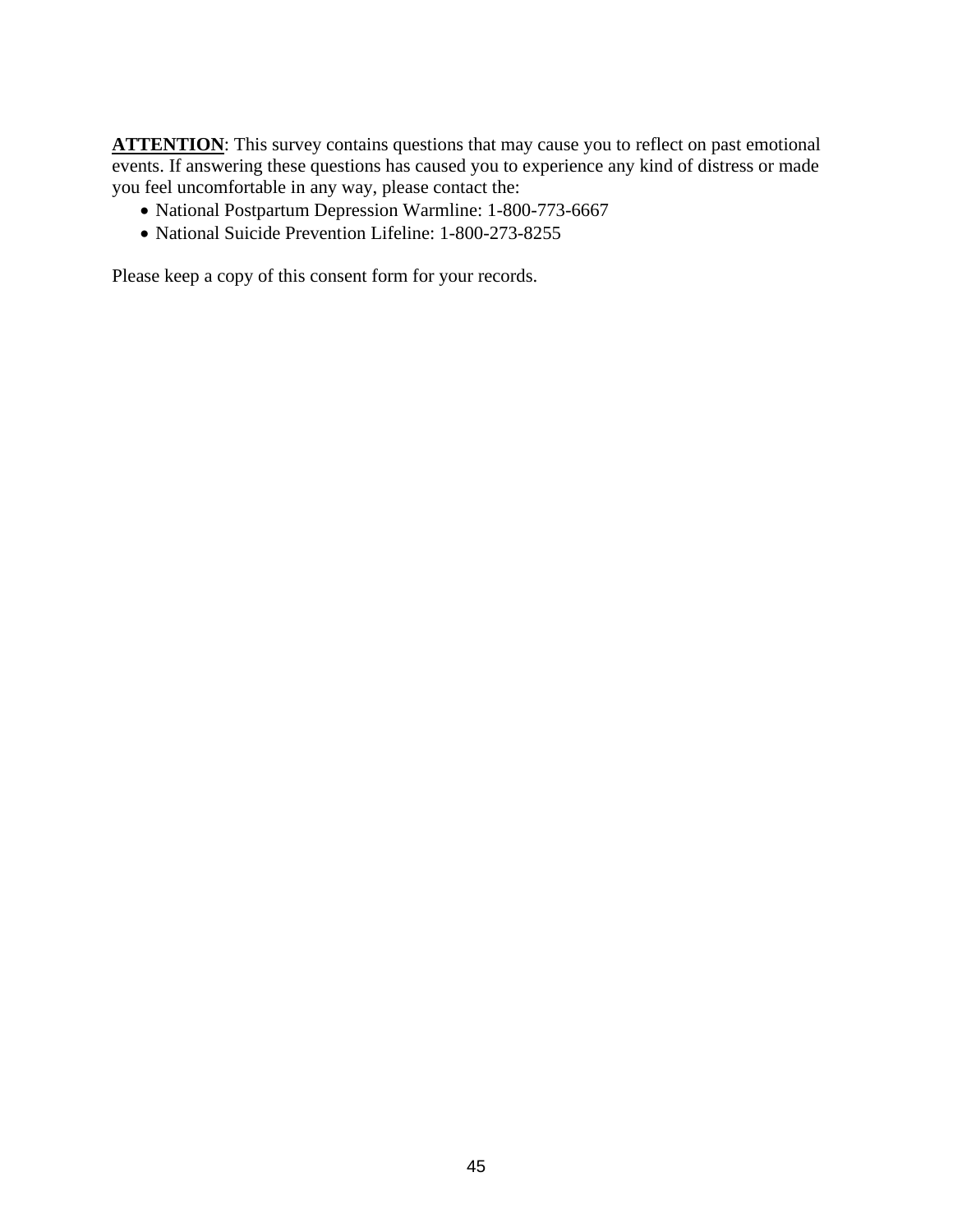**<u>ATTENTION</u>**: This survey contains questions that may cause you to reflect on past emotional events. If answering these questions has caused you to experience any kind of distress or made you feel uncomfortable in any way, please contact the:

- National Postpartum Depression Warmline: 1-800-773-6667
- National Suicide Prevention Lifeline: 1-800-273-8255

Please keep a copy of this consent form for your records.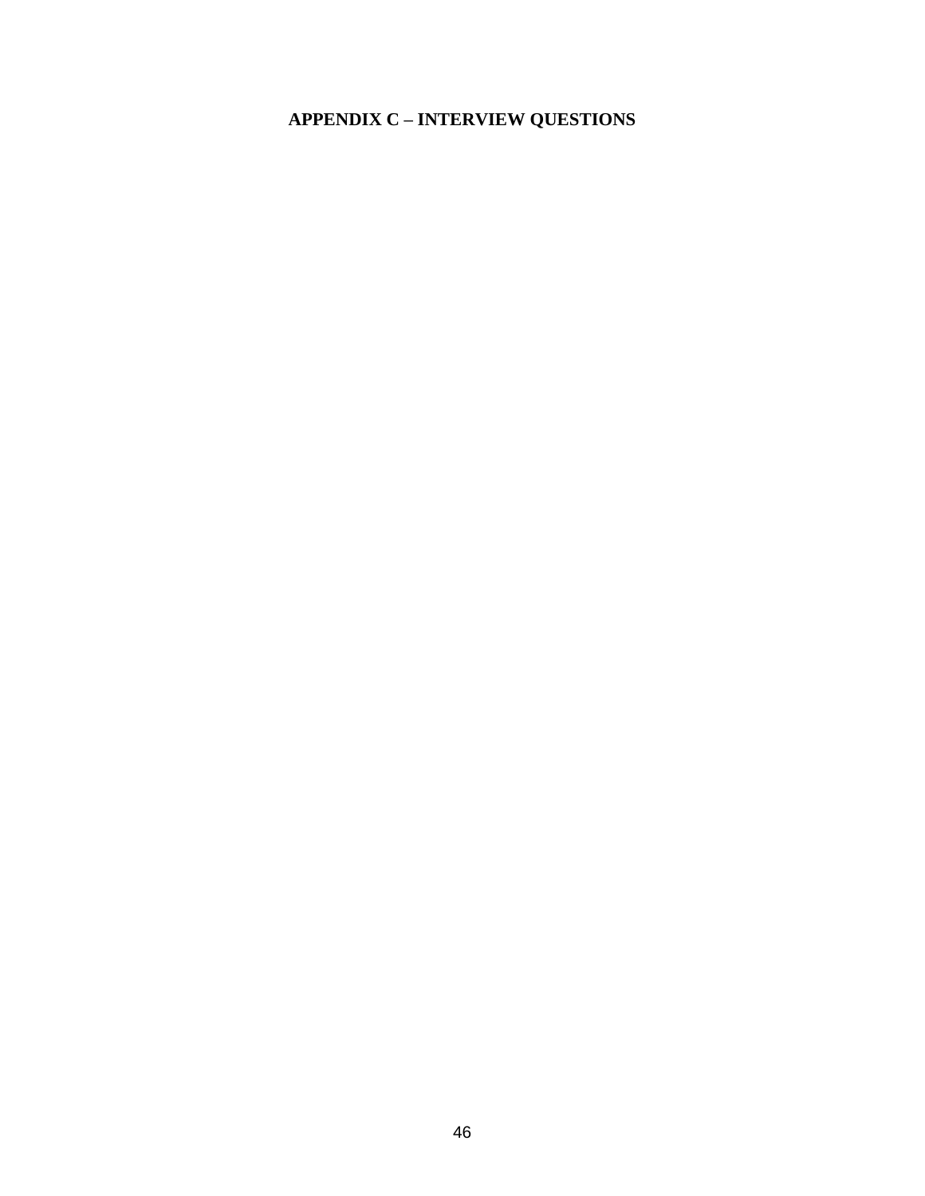# APPENDIX C – INTERVIEW QUESTIONS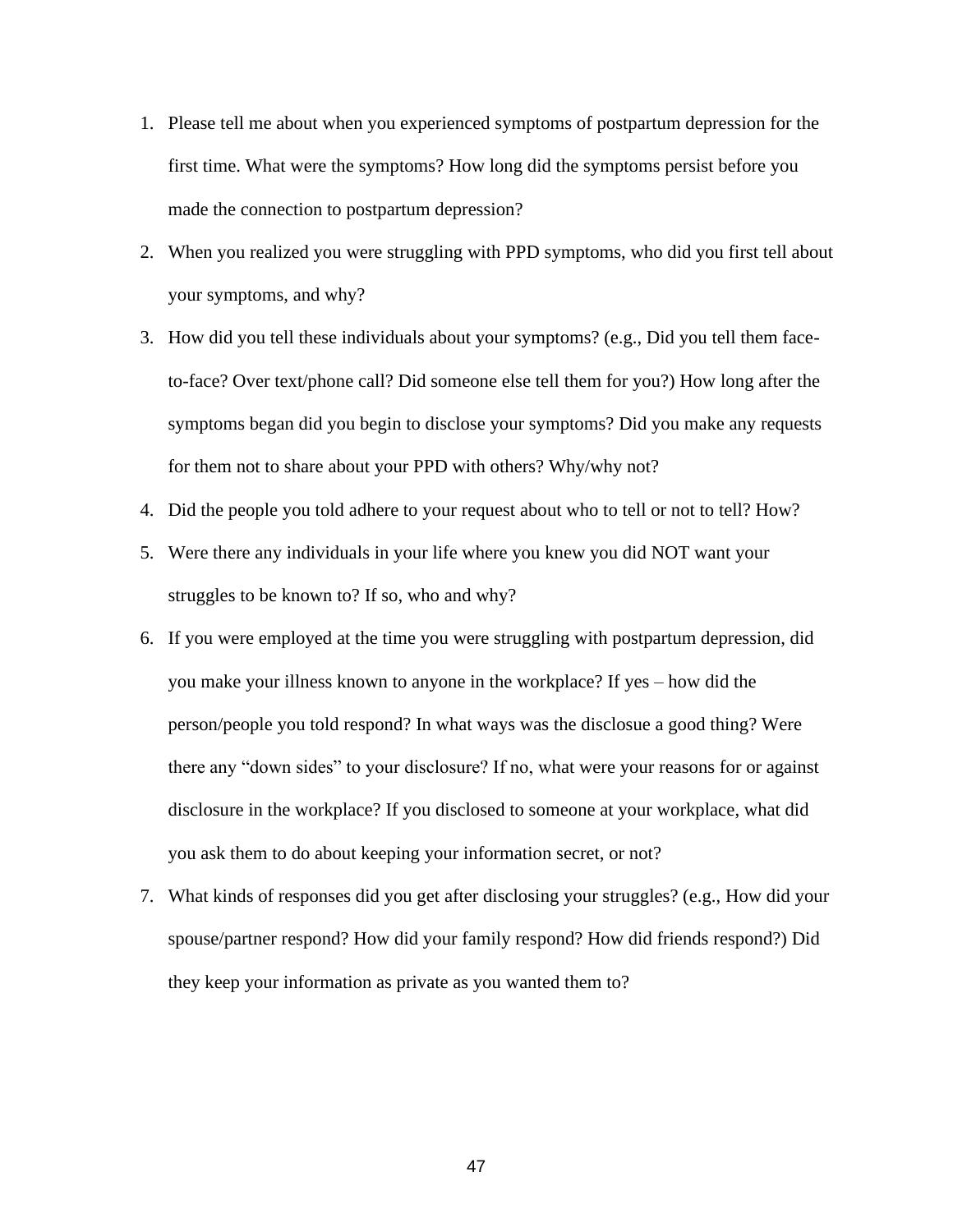1. Please tell me about when you experienced symptoms of postpartum depression for the first time. What were the symptoms? How long did the symptoms persist before you made the connection to postpartum depression?
2. When you realized you were struggling with PPD symptoms, who did you first tell about your symptoms, and why?
3. How did you tell these individuals about your symptoms? (e.g., Did you tell them face-to-face? Over text/phone call? Did someone else tell them for you?) How long after the symptoms began did you begin to disclose your symptoms? Did you make any requests for them not to share about your PPD with others? Why/why not?
4. Did the people you told adhere to your request about who to tell or not to tell? How?
5. Were there any individuals in your life where you knew you did NOT want your struggles to be known to? If so, who and why?
6. If you were employed at the time you were struggling with postpartum depression, did you make your illness known to anyone in the workplace? If yes – how did the person/people you told respond? In what ways was the disclosue a good thing? Were there any "down sides" to your disclosure? If no, what were your reasons for or against disclosure in the workplace? If you disclosed to someone at your workplace, what did you ask them to do about keeping your information secret, or not?
7. What kinds of responses did you get after disclosing your struggles? (e.g., How did your spouse/partner respond? How did your family respond? How did friends respond?) Did they keep your information as private as you wanted them to?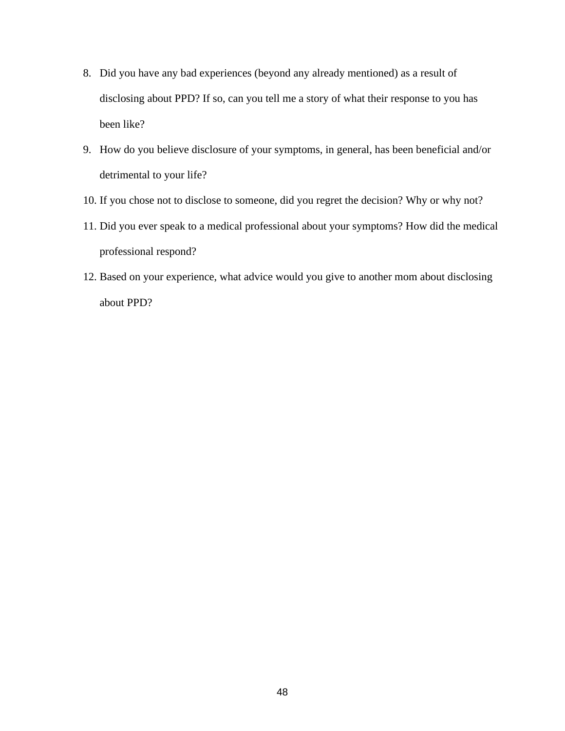8. Did you have any bad experiences (beyond any already mentioned) as a result of disclosing about PPD? If so, can you tell me a story of what their response to you has been like?
9. How do you believe disclosure of your symptoms, in general, has been beneficial and/or detrimental to your life?
10. If you chose not to disclose to someone, did you regret the decision? Why or why not?
11. Did you ever speak to a medical professional about your symptoms? How did the medical professional respond?
12. Based on your experience, what advice would you give to another mom about disclosing about PPD?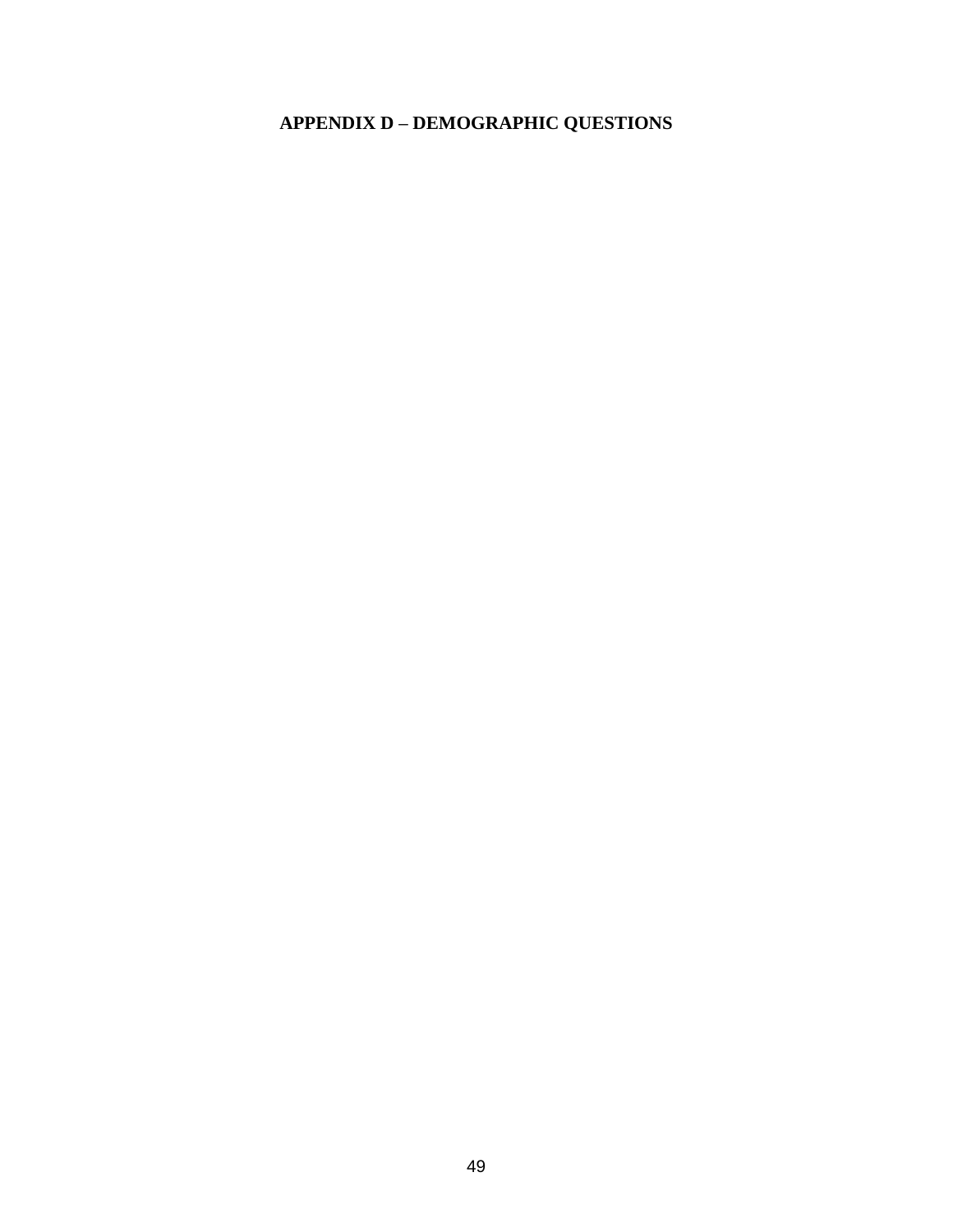# APPENDIX D – DEMOGRAPHIC QUESTIONS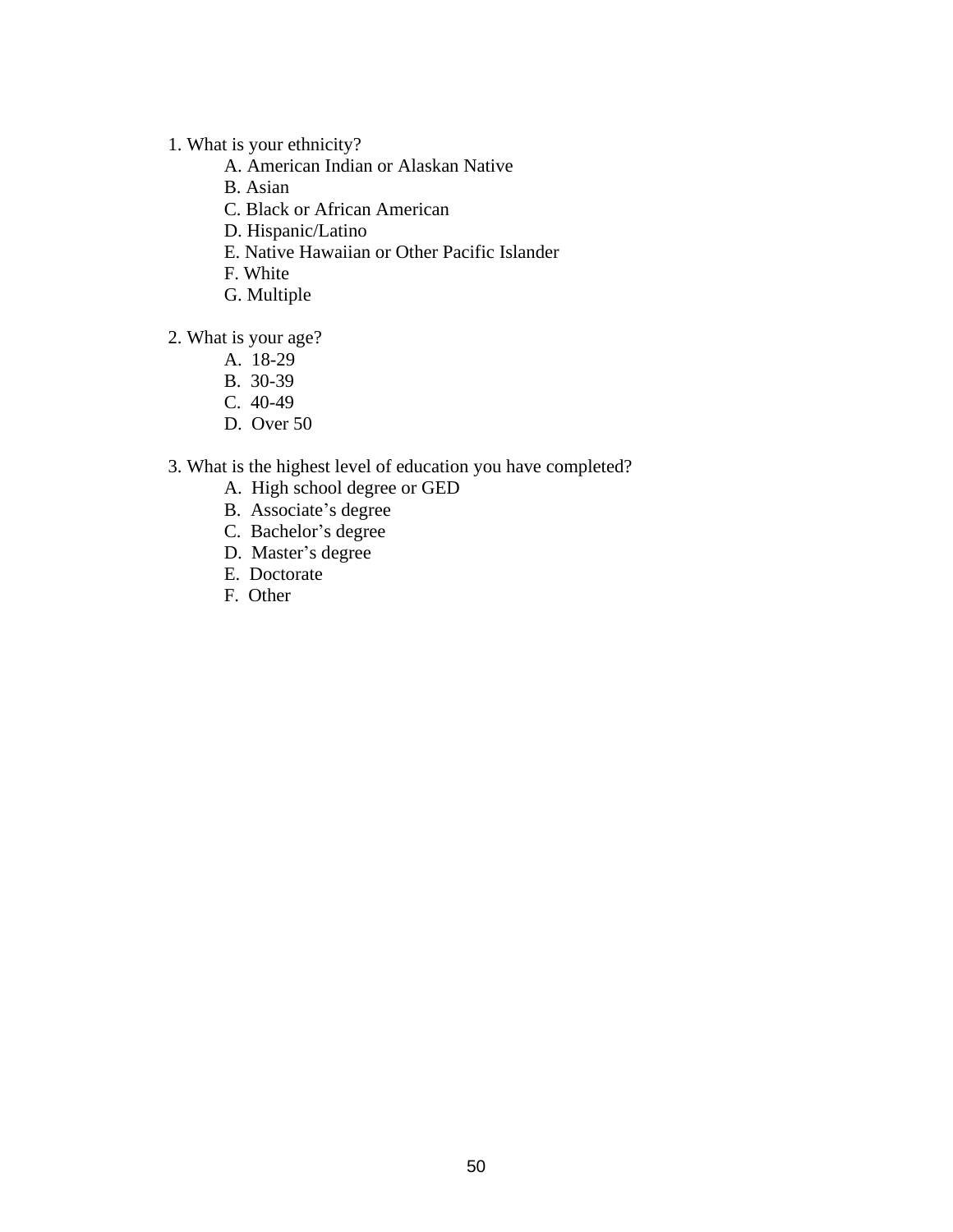1. What is your ethnicity?
   - A. American Indian or Alaskan Native
   - B. Asian
   - C. Black or African American
   - D. Hispanic/Latino
   - E. Native Hawaiian or Other Pacific Islander
   - F. White
   - G. Multiple

2. What is your age?
   - A. 18-29
   - B. 30-39
   - C. 40-49
   - D. Over 50

3. What is the highest level of education you have completed?
   - A. High school degree or GED
   - B. Associate's degree
   - C. Bachelor's degree
   - D. Master's degree
   - E. Doctorate
   - F. Other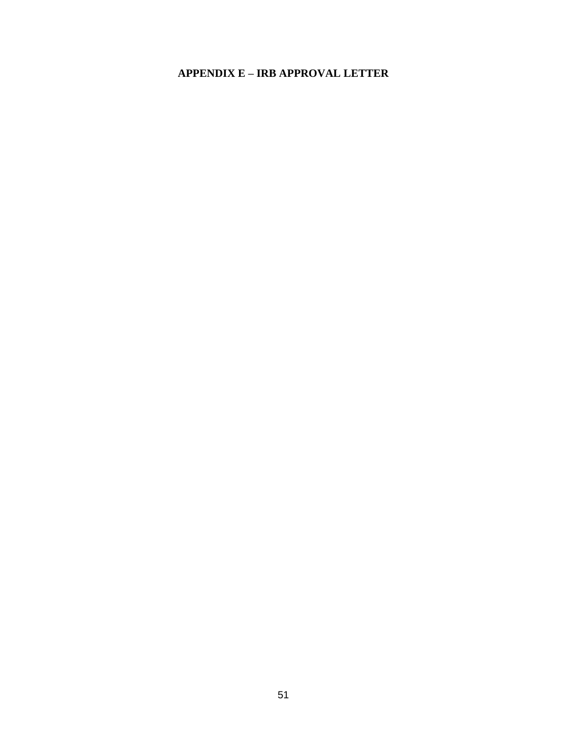# APPENDIX E – IRB APPROVAL LETTER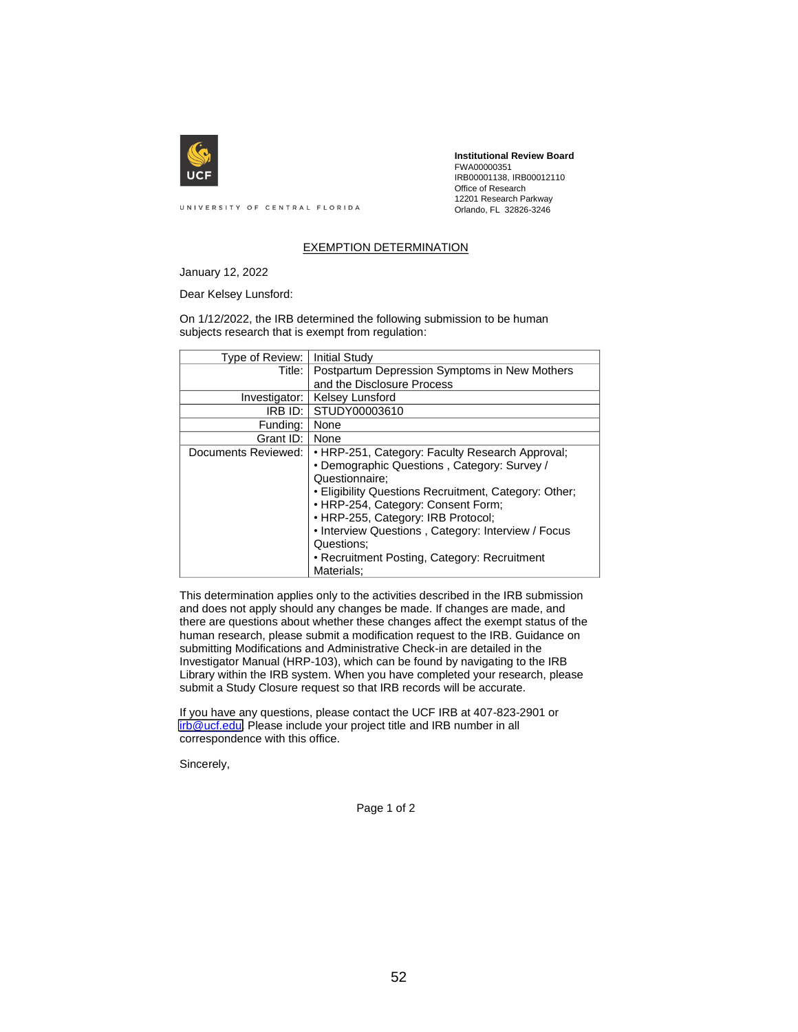UNIVERSITY OF CENTRAL FLORIDA

**Institutional Review Board**
FWA00000351
IRB00001138, IRB00012110
Office of Research
12201 Research Parkway
Orlando, FL 32826-3246

## EXEMPTION DETERMINATION

January 12, 2022

Dear Kelsey Lunsford:

On 1/12/2022, the IRB determined the following submission to be human subjects research that is exempt from regulation:

| | |
|---|---|
| Type of Review: | Initial Study |
| Title: | Postpartum Depression Symptoms in New Mothers and the Disclosure Process |
| Investigator: | Kelsey Lunsford |
| IRB ID: | STUDY00003610 |
| Funding: | None |
| Grant ID: | None |
| Documents Reviewed: | • HRP-251, Category: Faculty Research Approval; • Demographic Questions , Category: Survey / Questionnaire; • Eligibility Questions Recruitment, Category: Other; • HRP-254, Category: Consent Form; • HRP-255, Category: IRB Protocol; • Interview Questions , Category: Interview / Focus Questions; • Recruitment Posting, Category: Recruitment Materials; |

This determination applies only to the activities described in the IRB submission and does not apply should any changes be made. If changes are made, and there are questions about whether these changes affect the exempt status of the human research, please submit a modification request to the IRB. Guidance on submitting Modifications and Administrative Check-in are detailed in the Investigator Manual (HRP-103), which can be found by navigating to the IRB Library within the IRB system. When you have completed your research, please submit a Study Closure request so that IRB records will be accurate.

If you have any questions, please contact the UCF IRB at 407-823-2901 or irb@ucf.edu. Please include your project title and IRB number in all correspondence with this office.

Sincerely,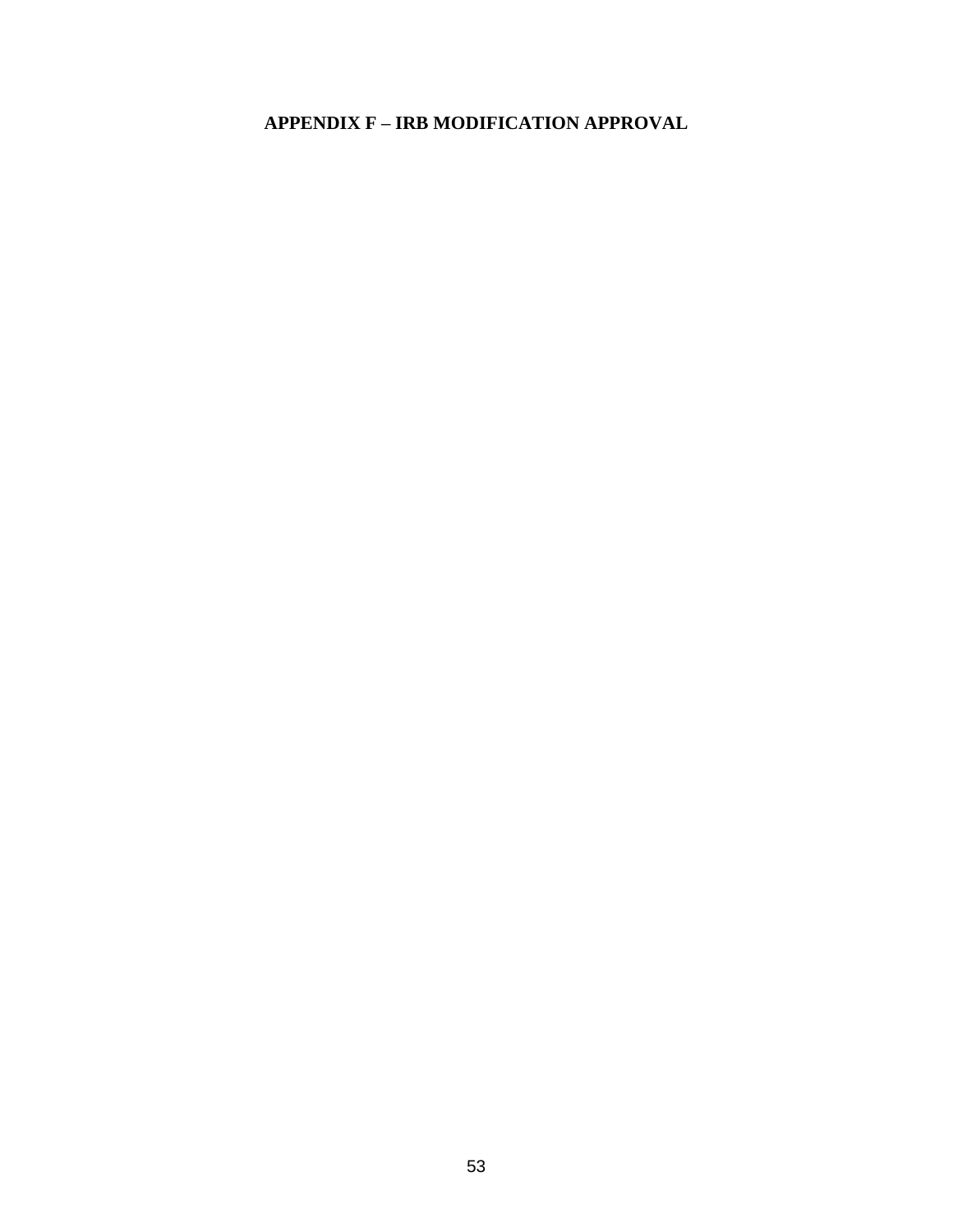# APPENDIX F – IRB MODIFICATION APPROVAL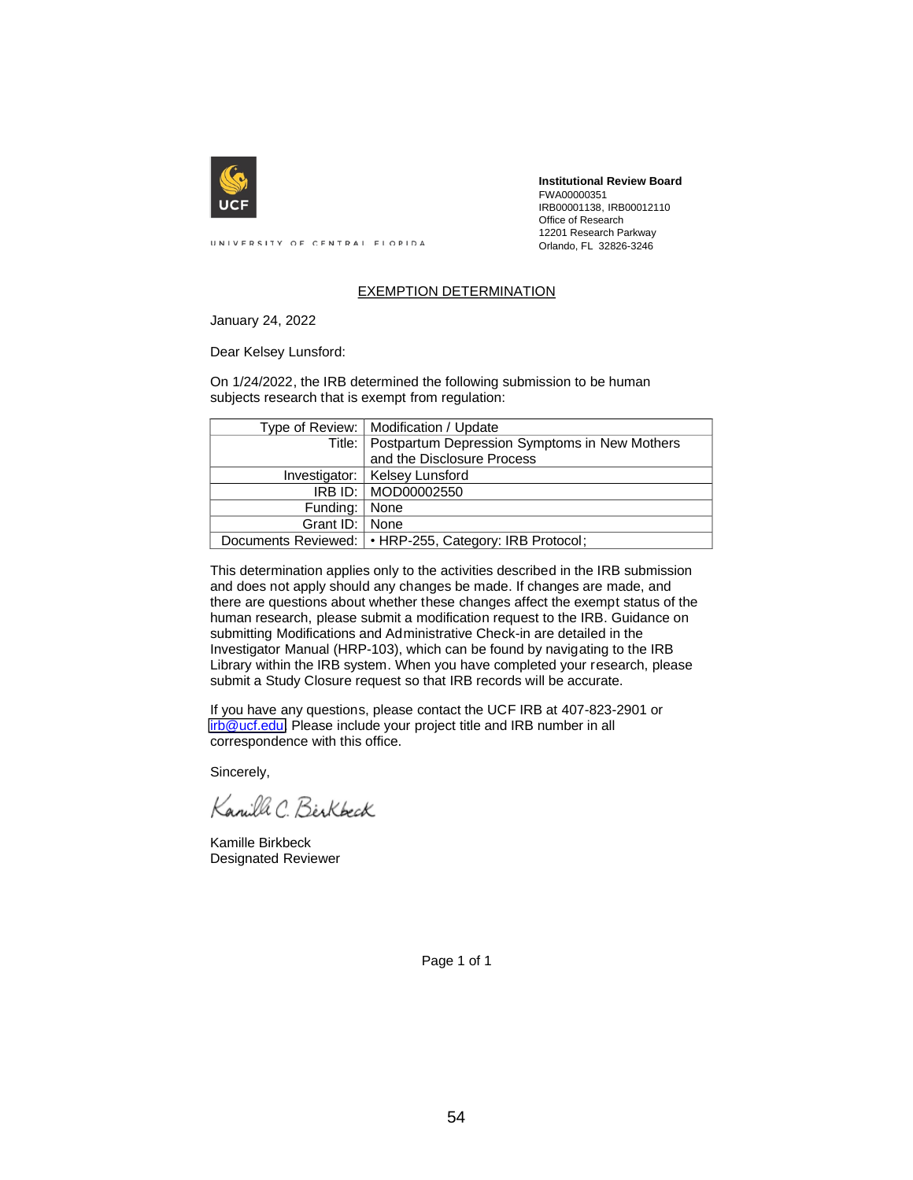UNIVERSITY OF CENTRAL FLORIDA

**Institutional Review Board**
FWA00000351
IRB00001138, IRB00012110
Office of Research
12201 Research Parkway
Orlando, FL 32826-3246

## EXEMPTION DETERMINATION

January 24, 2022

Dear Kelsey Lunsford:

On 1/24/2022, the IRB determined the following submission to be human subjects research that is exempt from regulation:

| | |
|---|---|
| Type of Review: | Modification / Update |
| Title: | Postpartum Depression Symptoms in New Mothers and the Disclosure Process |
| Investigator: | Kelsey Lunsford |
| IRB ID: | MOD00002550 |
| Funding: | None |
| Grant ID: | None |
| Documents Reviewed: | • HRP-255, Category: IRB Protocol; |

This determination applies only to the activities described in the IRB submission and does not apply should any changes be made. If changes are made, and there are questions about whether these changes affect the exempt status of the human research, please submit a modification request to the IRB. Guidance on submitting Modifications and Administrative Check-in are detailed in the Investigator Manual (HRP-103), which can be found by navigating to the IRB Library within the IRB system. When you have completed your research, please submit a Study Closure request so that IRB records will be accurate.

If you have any questions, please contact the UCF IRB at 407-823-2901 or irb@ucf.edu. Please include your project title and IRB number in all correspondence with this office.

Sincerely,

Kamille C. Birkbeck

Kamille Birkbeck
Designated Reviewer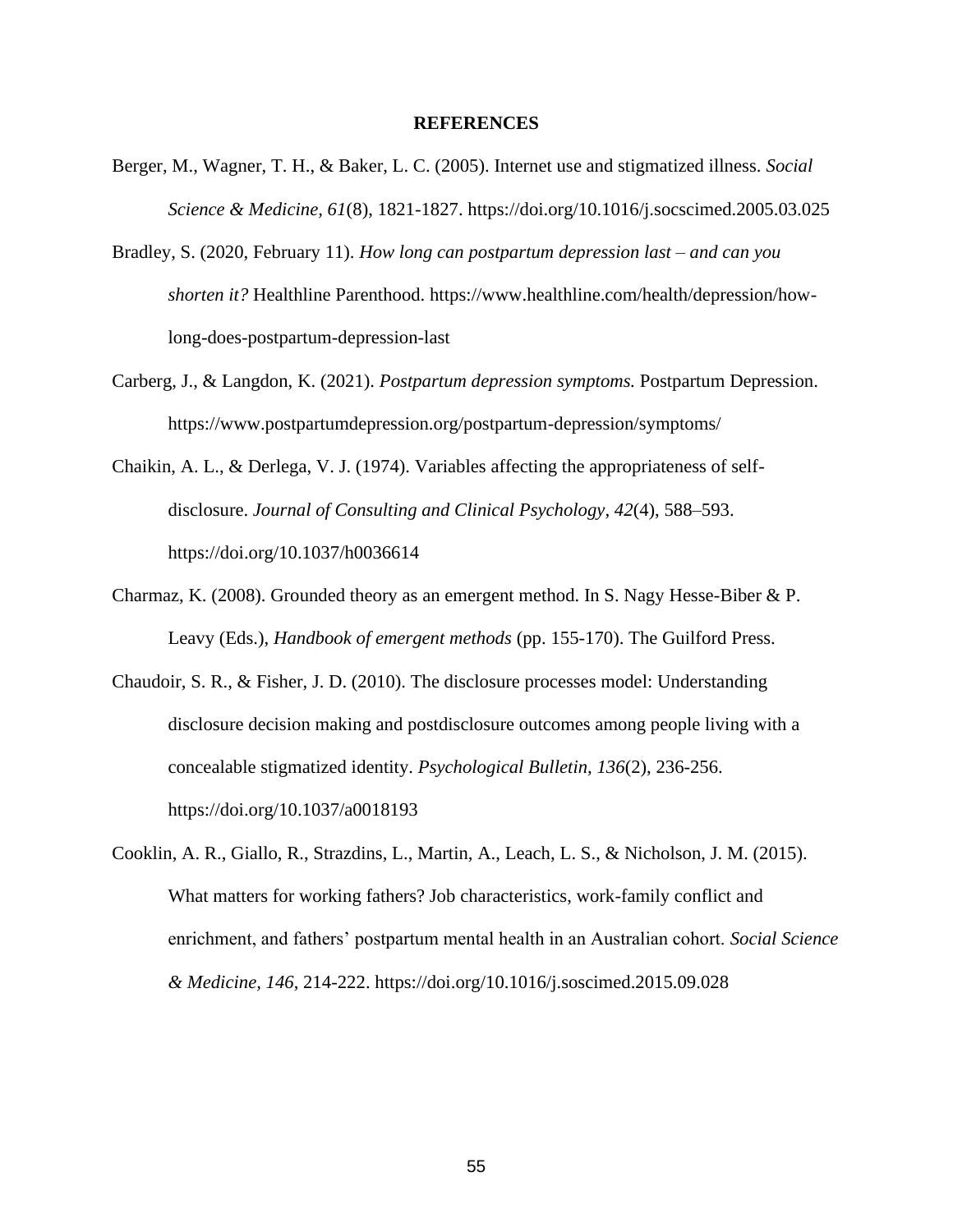# REFERENCES

Berger, M., Wagner, T. H., & Baker, L. C. (2005). Internet use and stigmatized illness. *Social Science & Medicine, 61*(8), 1821-1827. https://doi.org/10.1016/j.socscimed.2005.03.025

Bradley, S. (2020, February 11). *How long can postpartum depression last – and can you shorten it?* Healthline Parenthood. https://www.healthline.com/health/depression/how-long-does-postpartum-depression-last

Carberg, J., & Langdon, K. (2021). *Postpartum depression symptoms.* Postpartum Depression. https://www.postpartumdepression.org/postpartum-depression/symptoms/

Chaikin, A. L., & Derlega, V. J. (1974). Variables affecting the appropriateness of self-disclosure. *Journal of Consulting and Clinical Psychology, 42*(4), 588–593. https://doi.org/10.1037/h0036614

Charmaz, K. (2008). Grounded theory as an emergent method. In S. Nagy Hesse-Biber & P. Leavy (Eds.), *Handbook of emergent methods* (pp. 155-170). The Guilford Press.

Chaudoir, S. R., & Fisher, J. D. (2010). The disclosure processes model: Understanding disclosure decision making and postdisclosure outcomes among people living with a concealable stigmatized identity. *Psychological Bulletin, 136*(2), 236-256. https://doi.org/10.1037/a0018193

Cooklin, A. R., Giallo, R., Strazdins, L., Martin, A., Leach, L. S., & Nicholson, J. M. (2015). What matters for working fathers? Job characteristics, work-family conflict and enrichment, and fathers' postpartum mental health in an Australian cohort. *Social Science & Medicine, 146*, 214-222. https://doi.org/10.1016/j.soscimed.2015.09.028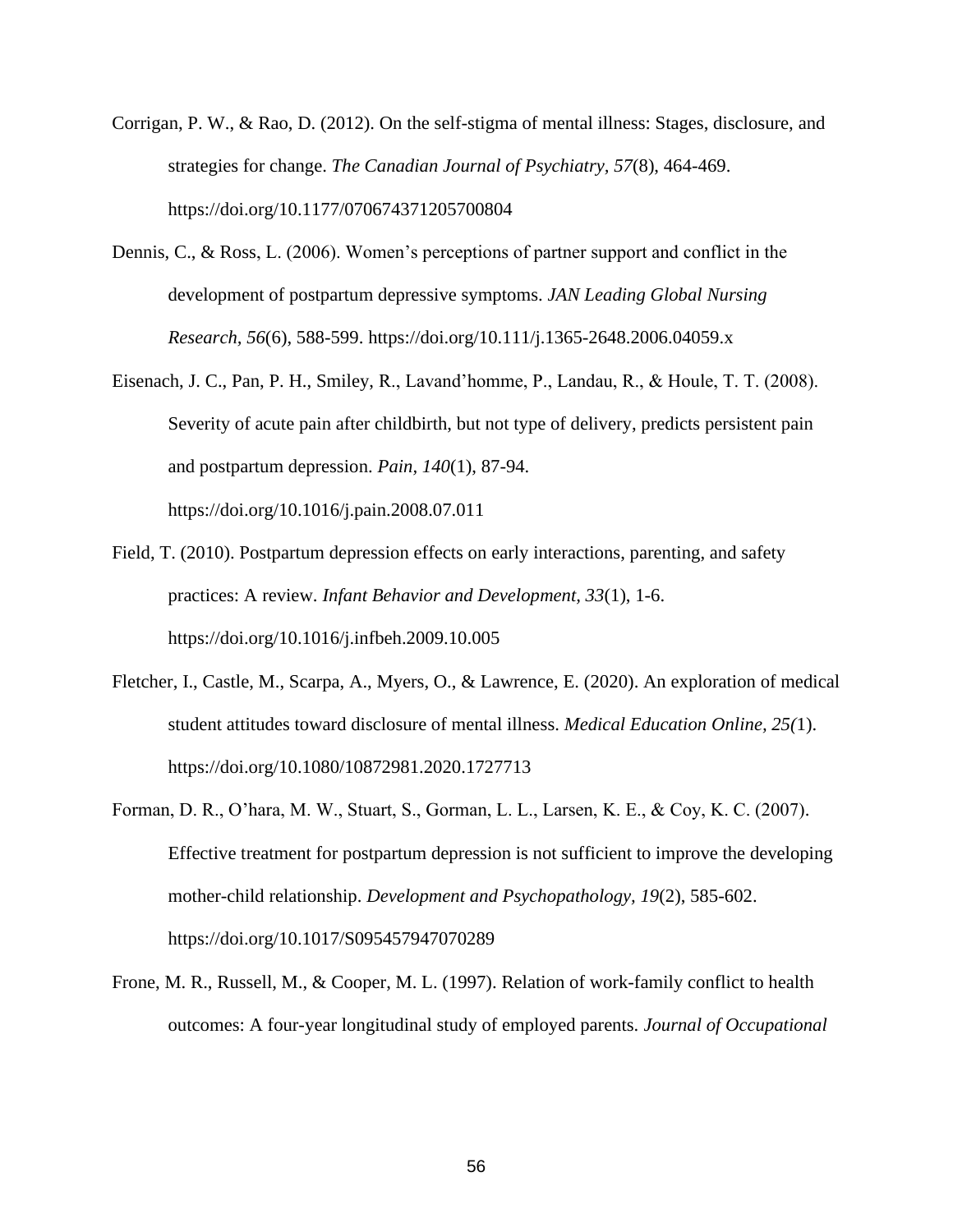Corrigan, P. W., & Rao, D. (2012). On the self-stigma of mental illness: Stages, disclosure, and strategies for change. *The Canadian Journal of Psychiatry, 57*(8), 464-469. https://doi.org/10.1177/070674371205700804

Dennis, C., & Ross, L. (2006). Women's perceptions of partner support and conflict in the development of postpartum depressive symptoms. *JAN Leading Global Nursing Research, 56*(6), 588-599. https://doi.org/10.111/j.1365-2648.2006.04059.x

Eisenach, J. C., Pan, P. H., Smiley, R., Lavand'homme, P., Landau, R., & Houle, T. T. (2008). Severity of acute pain after childbirth, but not type of delivery, predicts persistent pain and postpartum depression. *Pain, 140*(1), 87-94. https://doi.org/10.1016/j.pain.2008.07.011

Field, T. (2010). Postpartum depression effects on early interactions, parenting, and safety practices: A review. *Infant Behavior and Development, 33*(1), 1-6. https://doi.org/10.1016/j.infbeh.2009.10.005

Fletcher, I., Castle, M., Scarpa, A., Myers, O., & Lawrence, E. (2020). An exploration of medical student attitudes toward disclosure of mental illness. *Medical Education Online, 25(*1). https://doi.org/10.1080/10872981.2020.1727713

Forman, D. R., O'hara, M. W., Stuart, S., Gorman, L. L., Larsen, K. E., & Coy, K. C. (2007). Effective treatment for postpartum depression is not sufficient to improve the developing mother-child relationship. *Development and Psychopathology, 19*(2), 585-602. https://doi.org/10.1017/S095457947070289

Frone, M. R., Russell, M., & Cooper, M. L. (1997). Relation of work-family conflict to health outcomes: A four-year longitudinal study of employed parents. *Journal of Occupational*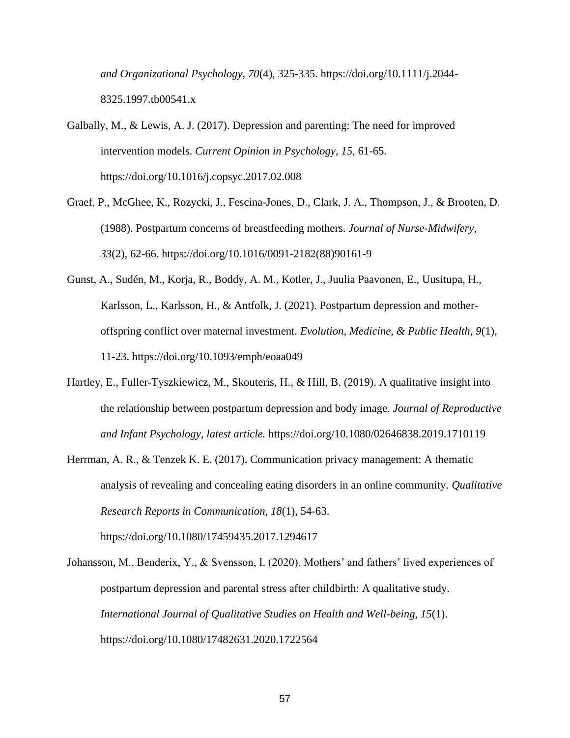*and Organizational Psychology, 70*(4), 325-335. https://doi.org/10.1111/j.2044-8325.1997.tb00541.x

Galbally, M., & Lewis, A. J. (2017). Depression and parenting: The need for improved intervention models. *Current Opinion in Psychology, 15*, 61-65. https://doi.org/10.1016/j.copsyc.2017.02.008

Graef, P., McGhee, K., Rozycki, J., Fescina-Jones, D., Clark, J. A., Thompson, J., & Brooten, D. (1988). Postpartum concerns of breastfeeding mothers. *Journal of Nurse-Midwifery, 33*(2), 62-66. https://doi.org/10.1016/0091-2182(88)90161-9

Gunst, A., Sudén, M., Korja, R., Boddy, A. M., Kotler, J., Juulia Paavonen, E., Uusitupa, H., Karlsson, L., Karlsson, H., & Antfolk, J. (2021). Postpartum depression and mother-offspring conflict over maternal investment. *Evolution, Medicine, & Public Health, 9*(1), 11-23. https://doi.org/10.1093/emph/eoaa049

Hartley, E., Fuller-Tyszkiewicz, M., Skouteris, H., & Hill, B. (2019). A qualitative insight into the relationship between postpartum depression and body image. *Journal of Reproductive and Infant Psychology, latest article.* https://doi.org/10.1080/02646838.2019.1710119

Herrman, A. R., & Tenzek K. E. (2017). Communication privacy management: A thematic analysis of revealing and concealing eating disorders in an online community. *Qualitative Research Reports in Communication, 18*(1), 54-63. https://doi.org/10.1080/17459435.2017.1294617

Johansson, M., Benderix, Y., & Svensson, I. (2020). Mothers' and fathers' lived experiences of postpartum depression and parental stress after childbirth: A qualitative study. *International Journal of Qualitative Studies on Health and Well-being, 15*(1). https://doi.org/10.1080/17482631.2020.1722564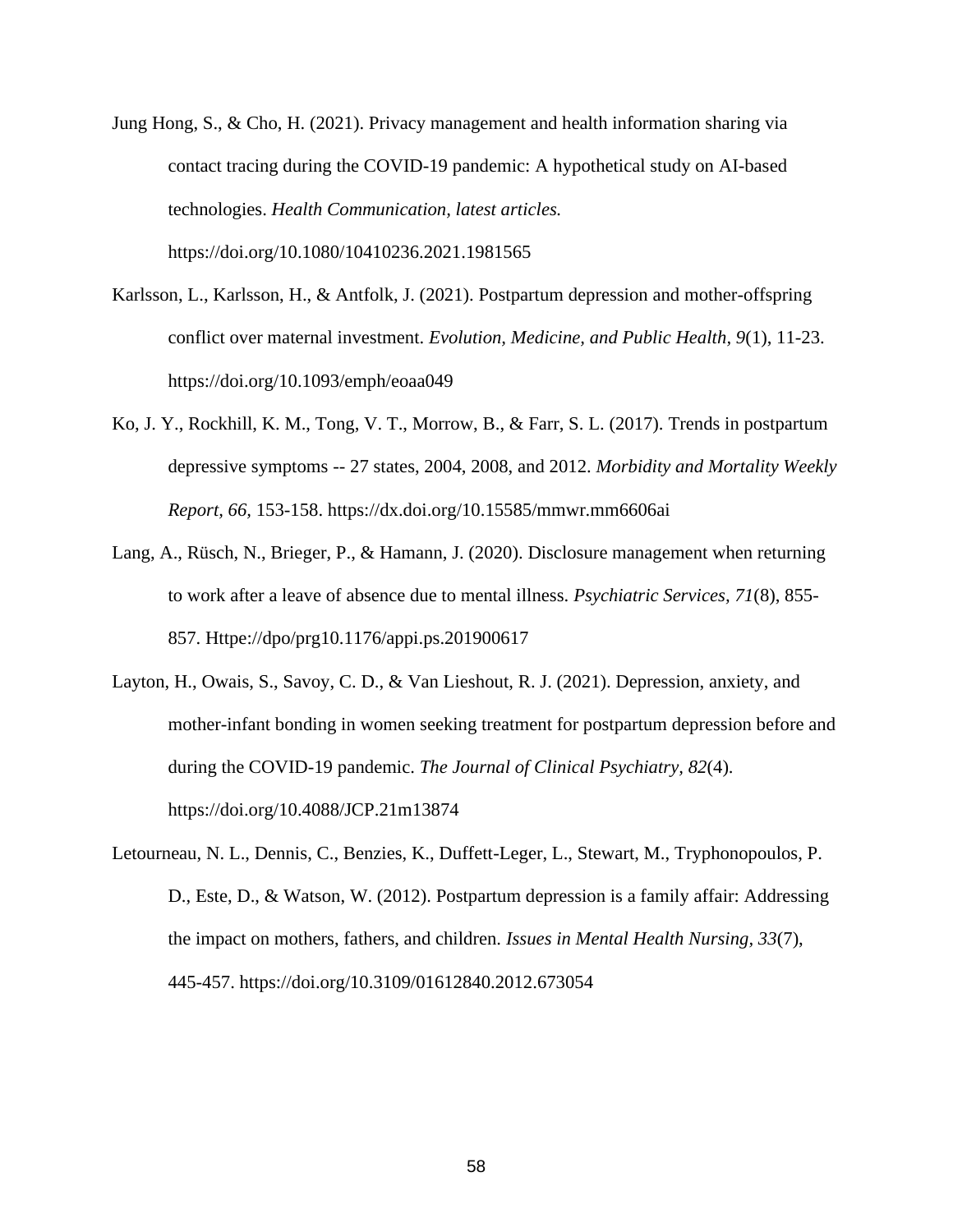Jung Hong, S., & Cho, H. (2021). Privacy management and health information sharing via contact tracing during the COVID-19 pandemic: A hypothetical study on AI-based technologies. *Health Communication, latest articles.* https://doi.org/10.1080/10410236.2021.1981565

Karlsson, L., Karlsson, H., & Antfolk, J. (2021). Postpartum depression and mother-offspring conflict over maternal investment. *Evolution, Medicine, and Public Health*, *9*(1), 11-23. https://doi.org/10.1093/emph/eoaa049

Ko, J. Y., Rockhill, K. M., Tong, V. T., Morrow, B., & Farr, S. L. (2017). Trends in postpartum depressive symptoms -- 27 states, 2004, 2008, and 2012. *Morbidity and Mortality Weekly Report*, *66*, 153-158. https://dx.doi.org/10.15585/mmwr.mm6606ai

Lang, A., Rüsch, N., Brieger, P., & Hamann, J. (2020). Disclosure management when returning to work after a leave of absence due to mental illness. *Psychiatric Services, 71*(8), 855-857. Httpe://dpo/prg10.1176/appi.ps.201900617

Layton, H., Owais, S., Savoy, C. D., & Van Lieshout, R. J. (2021). Depression, anxiety, and mother-infant bonding in women seeking treatment for postpartum depression before and during the COVID-19 pandemic. *The Journal of Clinical Psychiatry, 82*(4). https://doi.org/10.4088/JCP.21m13874

Letourneau, N. L., Dennis, C., Benzies, K., Duffett-Leger, L., Stewart, M., Tryphonopoulos, P. D., Este, D., & Watson, W. (2012). Postpartum depression is a family affair: Addressing the impact on mothers, fathers, and children. *Issues in Mental Health Nursing*, *33*(7), 445-457. https://doi.org/10.3109/01612840.2012.673054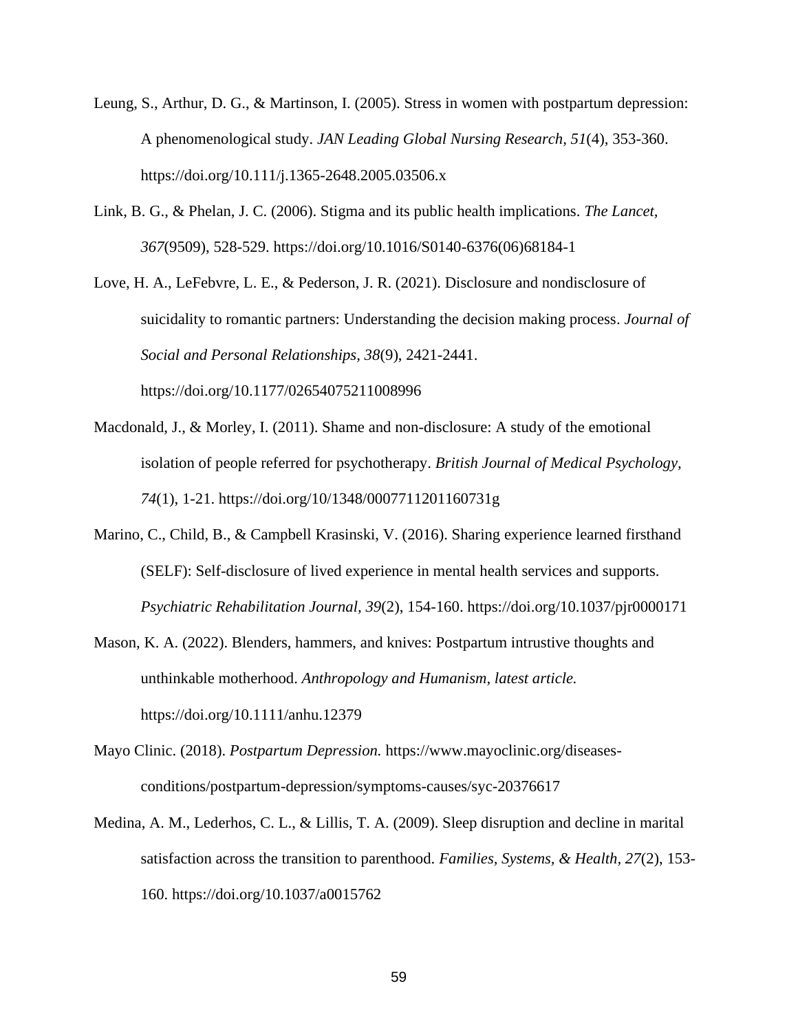Leung, S., Arthur, D. G., & Martinson, I. (2005). Stress in women with postpartum depression: A phenomenological study. *JAN Leading Global Nursing Research, 51*(4), 353-360. https://doi.org/10.111/j.1365-2648.2005.03506.x

Link, B. G., & Phelan, J. C. (2006). Stigma and its public health implications. *The Lancet, 367*(9509), 528-529. https://doi.org/10.1016/S0140-6376(06)68184-1

Love, H. A., LeFebvre, L. E., & Pederson, J. R. (2021). Disclosure and nondisclosure of suicidality to romantic partners: Understanding the decision making process. *Journal of Social and Personal Relationships, 38*(9), 2421-2441. https://doi.org/10.1177/02654075211008996

Macdonald, J., & Morley, I. (2011). Shame and non-disclosure: A study of the emotional isolation of people referred for psychotherapy. *British Journal of Medical Psychology, 74*(1), 1-21. https://doi.org/10/1348/0007711201160731g

Marino, C., Child, B., & Campbell Krasinski, V. (2016). Sharing experience learned firsthand (SELF): Self-disclosure of lived experience in mental health services and supports. *Psychiatric Rehabilitation Journal, 39*(2), 154-160. https://doi.org/10.1037/pjr0000171

Mason, K. A. (2022). Blenders, hammers, and knives: Postpartum intrustive thoughts and unthinkable motherhood. *Anthropology and Humanism, latest article.* https://doi.org/10.1111/anhu.12379

Mayo Clinic. (2018). *Postpartum Depression.* https://www.mayoclinic.org/diseases-conditions/postpartum-depression/symptoms-causes/syc-20376617

Medina, A. M., Lederhos, C. L., & Lillis, T. A. (2009). Sleep disruption and decline in marital satisfaction across the transition to parenthood. *Families, Systems, & Health, 27*(2), 153-160. https://doi.org/10.1037/a0015762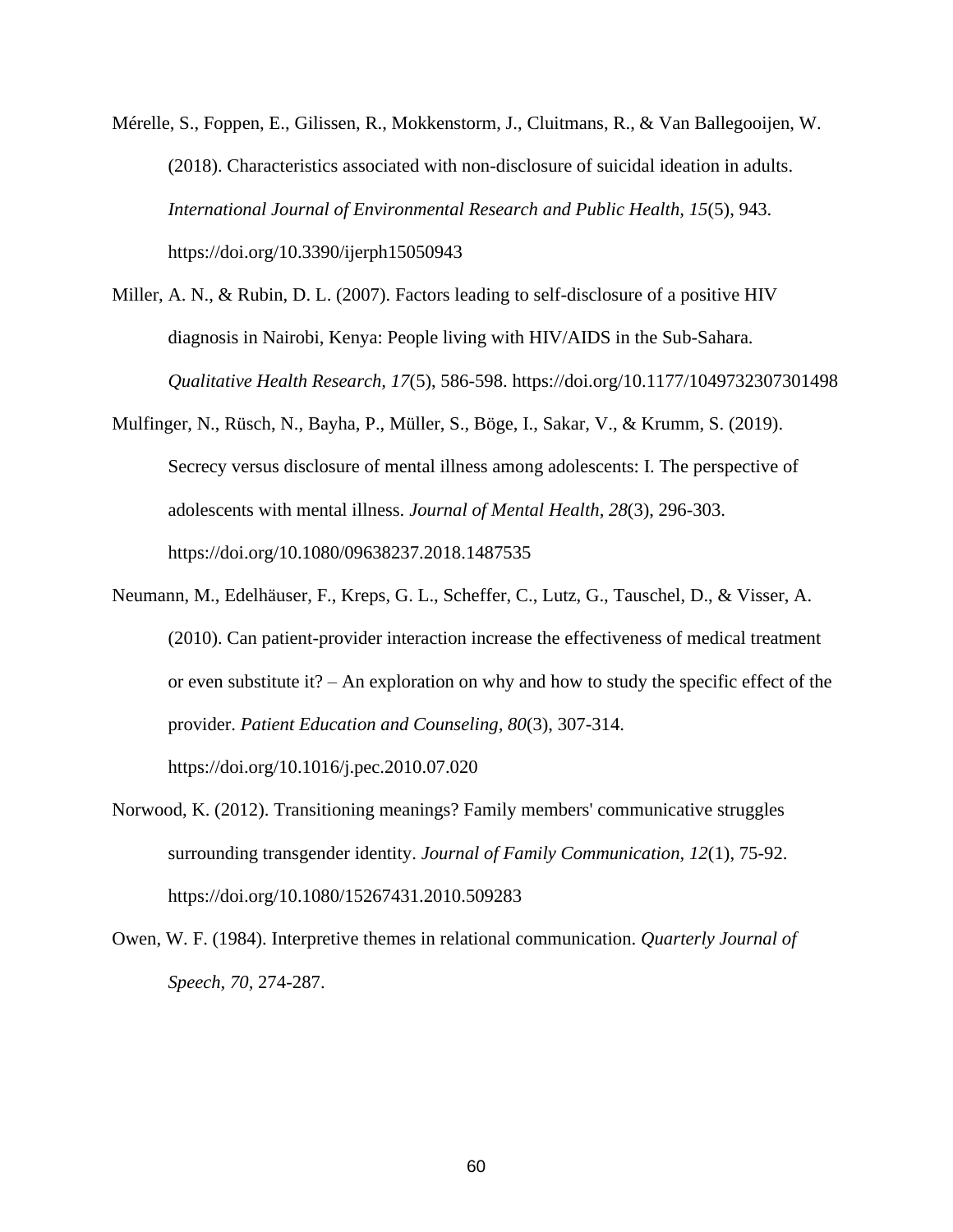Mérelle, S., Foppen, E., Gilissen, R., Mokkenstorm, J., Cluitmans, R., & Van Ballegooijen, W. (2018). Characteristics associated with non-disclosure of suicidal ideation in adults. *International Journal of Environmental Research and Public Health, 15*(5), 943. https://doi.org/10.3390/ijerph15050943

Miller, A. N., & Rubin, D. L. (2007). Factors leading to self-disclosure of a positive HIV diagnosis in Nairobi, Kenya: People living with HIV/AIDS in the Sub-Sahara. *Qualitative Health Research, 17*(5), 586-598. https://doi.org/10.1177/1049732307301498

Mulfinger, N., Rüsch, N., Bayha, P., Müller, S., Böge, I., Sakar, V., & Krumm, S. (2019). Secrecy versus disclosure of mental illness among adolescents: I. The perspective of adolescents with mental illness. *Journal of Mental Health, 28*(3), 296-303. https://doi.org/10.1080/09638237.2018.1487535

Neumann, M., Edelhäuser, F., Kreps, G. L., Scheffer, C., Lutz, G., Tauschel, D., & Visser, A. (2010). Can patient-provider interaction increase the effectiveness of medical treatment or even substitute it? – An exploration on why and how to study the specific effect of the provider. *Patient Education and Counseling, 80*(3), 307-314. https://doi.org/10.1016/j.pec.2010.07.020

Norwood, K. (2012). Transitioning meanings? Family members' communicative struggles surrounding transgender identity. *Journal of Family Communication, 12*(1), 75-92. https://doi.org/10.1080/15267431.2010.509283

Owen, W. F. (1984). Interpretive themes in relational communication. *Quarterly Journal of Speech, 70*, 274-287.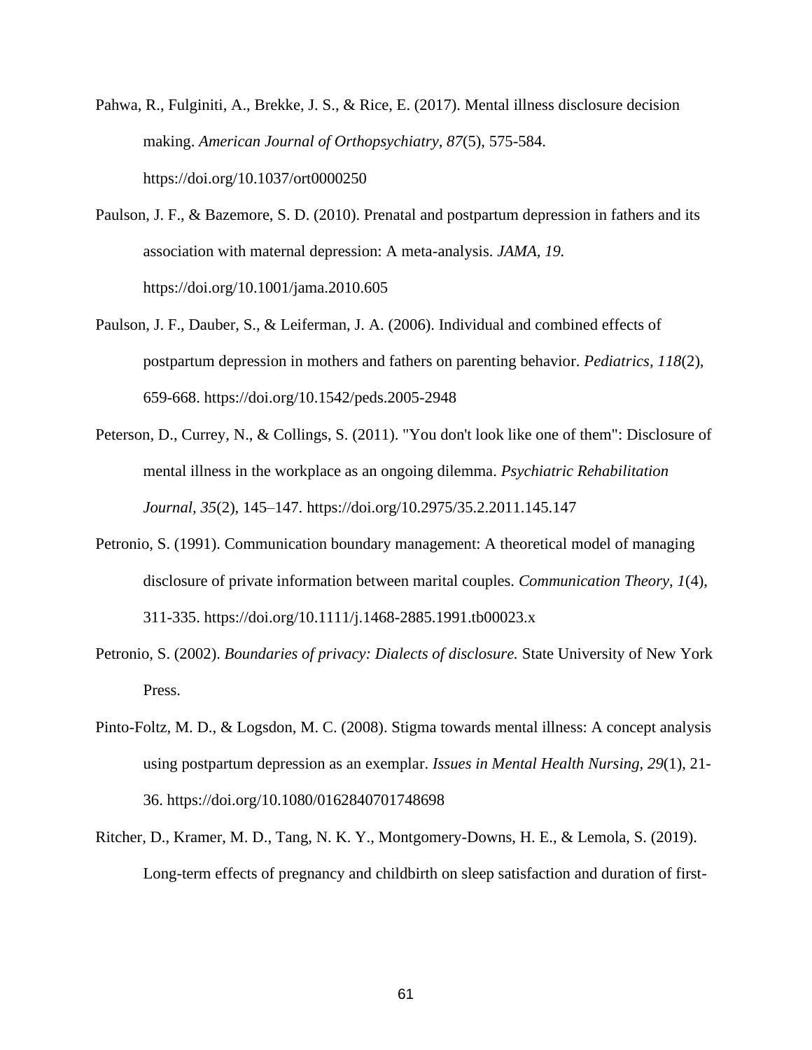Pahwa, R., Fulginiti, A., Brekke, J. S., & Rice, E. (2017). Mental illness disclosure decision making. *American Journal of Orthopsychiatry, 87*(5), 575-584. https://doi.org/10.1037/ort0000250

Paulson, J. F., & Bazemore, S. D. (2010). Prenatal and postpartum depression in fathers and its association with maternal depression: A meta-analysis. *JAMA, 19.* https://doi.org/10.1001/jama.2010.605

Paulson, J. F., Dauber, S., & Leiferman, J. A. (2006). Individual and combined effects of postpartum depression in mothers and fathers on parenting behavior. *Pediatrics, 118*(2), 659-668. https://doi.org/10.1542/peds.2005-2948

Peterson, D., Currey, N., & Collings, S. (2011). "You don't look like one of them": Disclosure of mental illness in the workplace as an ongoing dilemma. *Psychiatric Rehabilitation Journal, 35*(2), 145–147. https://doi.org/10.2975/35.2.2011.145.147

Petronio, S. (1991). Communication boundary management: A theoretical model of managing disclosure of private information between marital couples. *Communication Theory, 1*(4), 311-335. https://doi.org/10.1111/j.1468-2885.1991.tb00023.x

Petronio, S. (2002). *Boundaries of privacy: Dialects of disclosure.* State University of New York Press.

Pinto-Foltz, M. D., & Logsdon, M. C. (2008). Stigma towards mental illness: A concept analysis using postpartum depression as an exemplar. *Issues in Mental Health Nursing, 29*(1), 21-36. https://doi.org/10.1080/0162840701748698

Ritcher, D., Kramer, M. D., Tang, N. K. Y., Montgomery-Downs, H. E., & Lemola, S. (2019). Long-term effects of pregnancy and childbirth on sleep satisfaction and duration of first-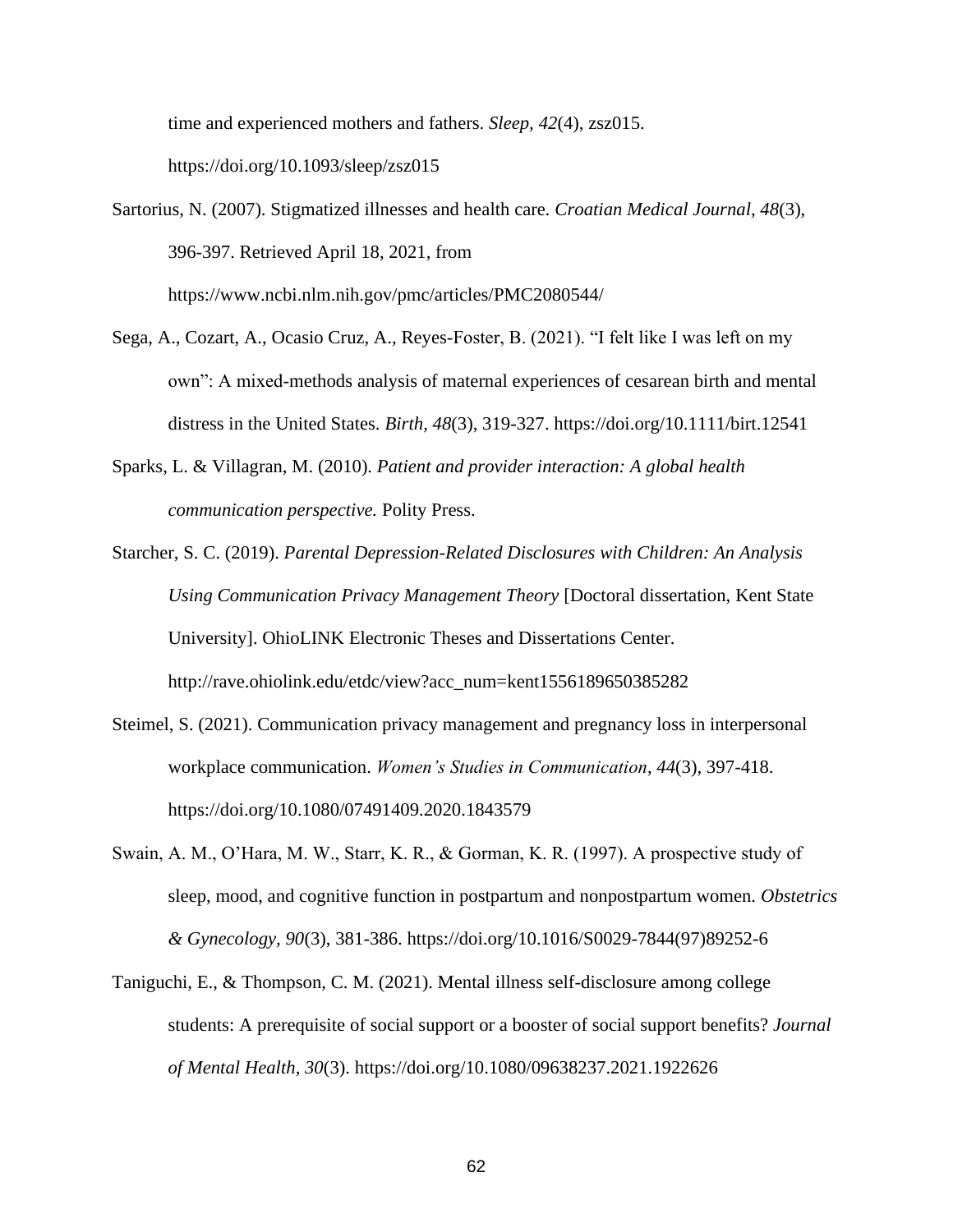time and experienced mothers and fathers. *Sleep, 42*(4), zsz015. https://doi.org/10.1093/sleep/zsz015

Sartorius, N. (2007). Stigmatized illnesses and health care. *Croatian Medical Journal, 48*(3), 396-397. Retrieved April 18, 2021, from https://www.ncbi.nlm.nih.gov/pmc/articles/PMC2080544/

Sega, A., Cozart, A., Ocasio Cruz, A., Reyes-Foster, B. (2021). "I felt like I was left on my own": A mixed-methods analysis of maternal experiences of cesarean birth and mental distress in the United States. *Birth, 48*(3), 319-327. https://doi.org/10.1111/birt.12541

Sparks, L. & Villagran, M. (2010). *Patient and provider interaction: A global health communication perspective.* Polity Press.

Starcher, S. C. (2019). *Parental Depression-Related Disclosures with Children: An Analysis Using Communication Privacy Management Theory* [Doctoral dissertation, Kent State University]. OhioLINK Electronic Theses and Dissertations Center. http://rave.ohiolink.edu/etdc/view?acc_num=kent1556189650385282

Steimel, S. (2021). Communication privacy management and pregnancy loss in interpersonal workplace communication. *Women's Studies in Communication*, *44*(3), 397-418. https://doi.org/10.1080/07491409.2020.1843579

Swain, A. M., O'Hara, M. W., Starr, K. R., & Gorman, K. R. (1997). A prospective study of sleep, mood, and cognitive function in postpartum and nonpostpartum women. *Obstetrics & Gynecology, 90*(3), 381-386. https://doi.org/10.1016/S0029-7844(97)89252-6

Taniguchi, E., & Thompson, C. M. (2021). Mental illness self-disclosure among college students: A prerequisite of social support or a booster of social support benefits? *Journal of Mental Health, 30*(3). https://doi.org/10.1080/09638237.2021.1922626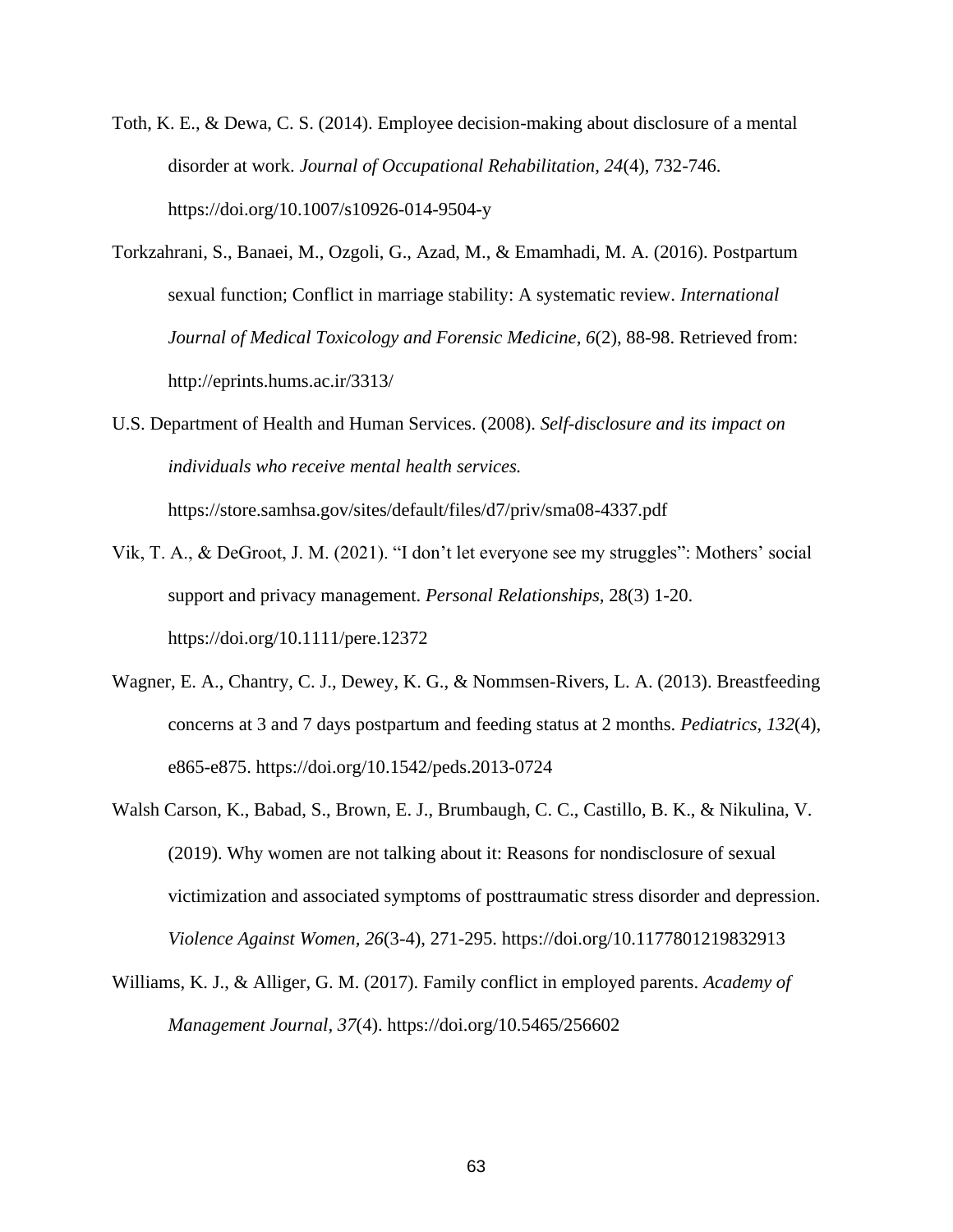Toth, K. E., & Dewa, C. S. (2014). Employee decision-making about disclosure of a mental disorder at work. *Journal of Occupational Rehabilitation*, *24*(4), 732-746. https://doi.org/10.1007/s10926-014-9504-y

Torkzahrani, S., Banaei, M., Ozgoli, G., Azad, M., & Emamhadi, M. A. (2016). Postpartum sexual function; Conflict in marriage stability: A systematic review. *International Journal of Medical Toxicology and Forensic Medicine*, *6*(2), 88-98. Retrieved from: http://eprints.hums.ac.ir/3313/

U.S. Department of Health and Human Services. (2008). *Self-disclosure and its impact on individuals who receive mental health services.* https://store.samhsa.gov/sites/default/files/d7/priv/sma08-4337.pdf

Vik, T. A., & DeGroot, J. M. (2021). "I don't let everyone see my struggles": Mothers' social support and privacy management. *Personal Relationships,* 28(3) 1-20. https://doi.org/10.1111/pere.12372

Wagner, E. A., Chantry, C. J., Dewey, K. G., & Nommsen-Rivers, L. A. (2013). Breastfeeding concerns at 3 and 7 days postpartum and feeding status at 2 months. *Pediatrics*, *132*(4), e865-e875. https://doi.org/10.1542/peds.2013-0724

Walsh Carson, K., Babad, S., Brown, E. J., Brumbaugh, C. C., Castillo, B. K., & Nikulina, V. (2019). Why women are not talking about it: Reasons for nondisclosure of sexual victimization and associated symptoms of posttraumatic stress disorder and depression. *Violence Against Women*, *26*(3-4), 271-295. https://doi.org/10.1177801219832913

Williams, K. J., & Alliger, G. M. (2017). Family conflict in employed parents. *Academy of Management Journal*, *37*(4). https://doi.org/10.5465/256602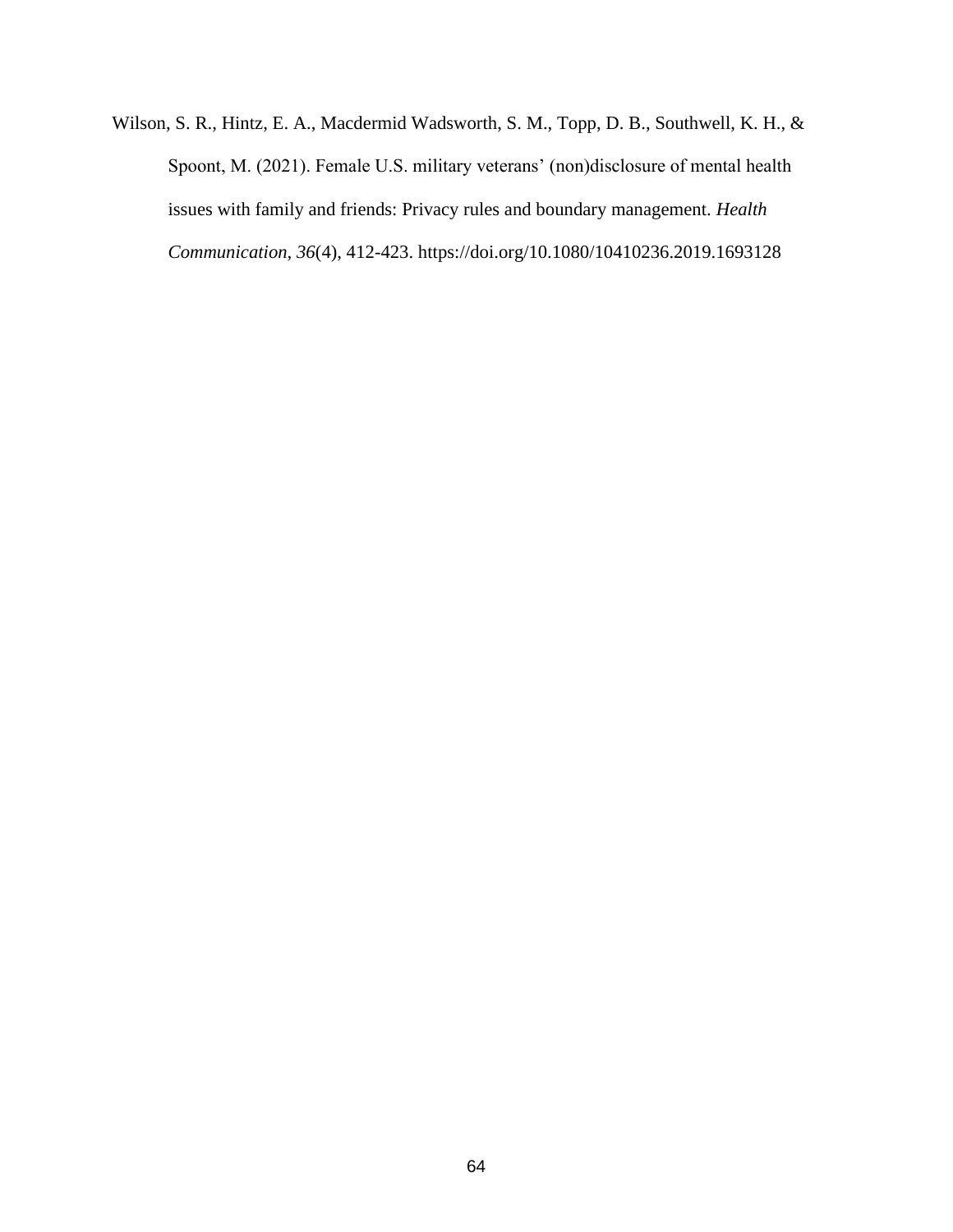Wilson, S. R., Hintz, E. A., Macdermid Wadsworth, S. M., Topp, D. B., Southwell, K. H., & Spoont, M. (2021). Female U.S. military veterans' (non)disclosure of mental health issues with family and friends: Privacy rules and boundary management. *Health Communication, 36*(4), 412-423. https://doi.org/10.1080/10410236.2019.1693128